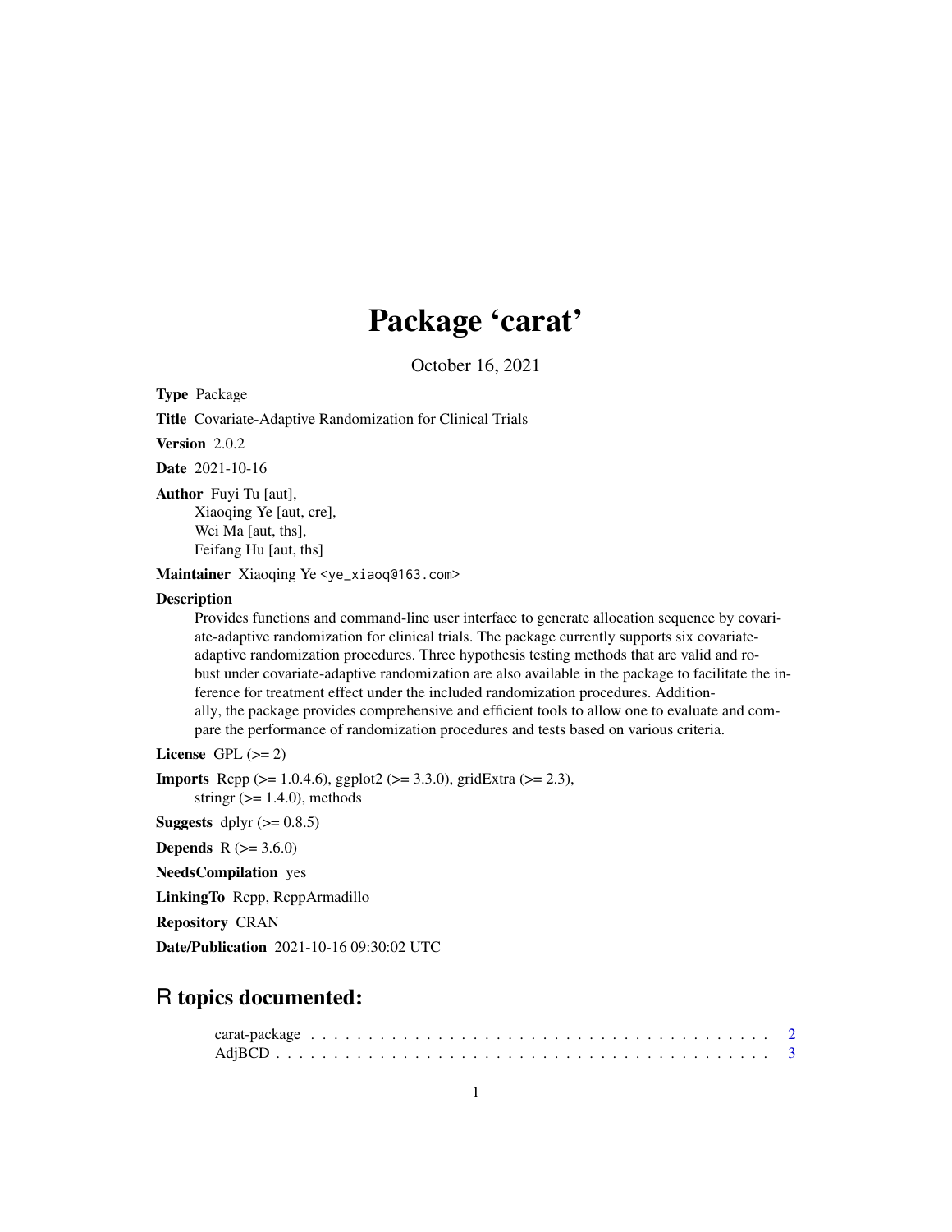# Package 'carat'

October 16, 2021

**Type** Package

**Title** Covariate-Adaptive Randomization for Clinical Trials

**Version** 2.0.2

**Date** 2021-10-16

**Author** Fuyi Tu [aut],
Xiaoqing Ye [aut, cre],
Wei Ma [aut, ths],
Feifang Hu [aut, ths]

**Maintainer** Xiaoqing Ye <ye_xiaoq@163.com>

**Description**
Provides functions and command-line user interface to generate allocation sequence by covariate-adaptive randomization for clinical trials. The package currently supports six covariate-adaptive randomization procedures. Three hypothesis testing methods that are valid and robust under covariate-adaptive randomization are also available in the package to facilitate the inference for treatment effect under the included randomization procedures. Additionally, the package provides comprehensive and efficient tools to allow one to evaluate and compare the performance of randomization procedures and tests based on various criteria.

**License** GPL (>= 2)

**Imports** Rcpp (>= 1.0.4.6), ggplot2 (>= 3.3.0), gridExtra (>= 2.3),
stringr (>= 1.4.0), methods

**Suggests** dplyr (>= 0.8.5)

**Depends** R (>= 3.6.0)

**NeedsCompilation** yes

**LinkingTo** Rcpp, RcppArmadillo

**Repository** CRAN

**Date/Publication** 2021-10-16 09:30:02 UTC

## R topics documented:

carat-package . . . . . . . . . . . . . . . . . . . . . . . . . . . . . . . . . . . . . . . . 2
AdjBCD . . . . . . . . . . . . . . . . . . . . . . . . . . . . . . . . . . . . . . . . . . . 3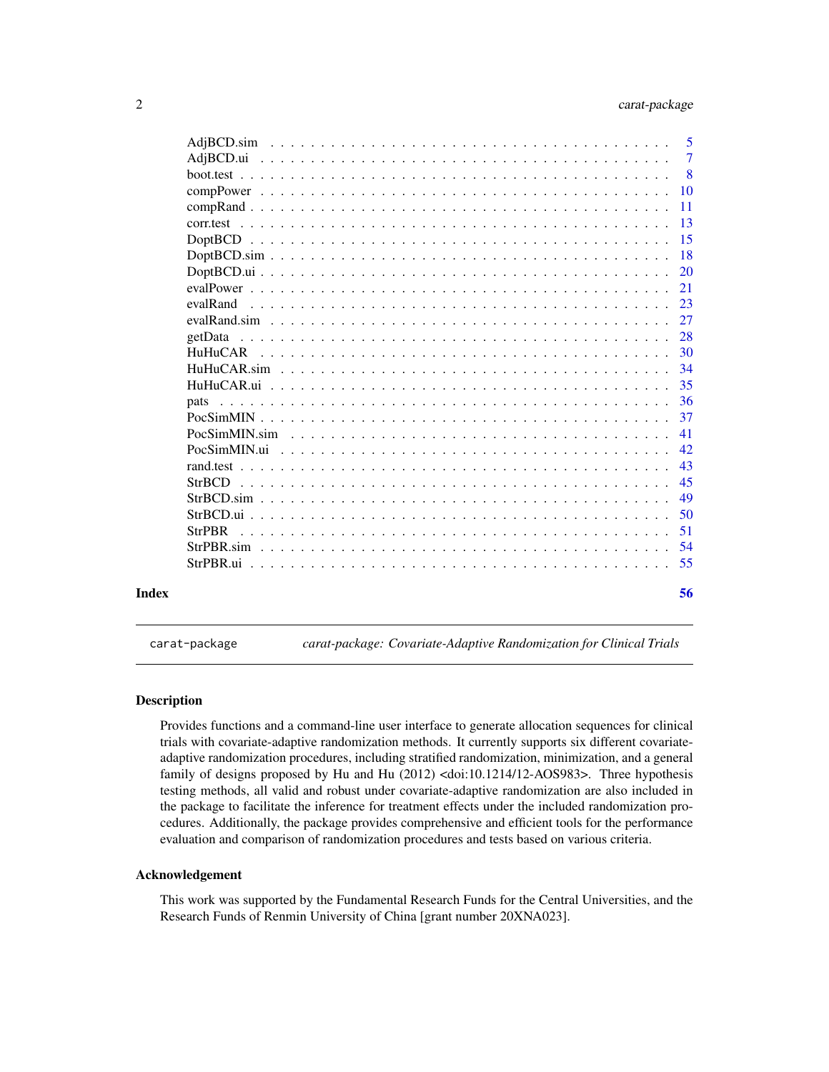| | |
|---|---|
| AdjBCD.sim | 5 |
| AdjBCD.ui | 7 |
| boot.test | 8 |
| compPower | 10 |
| compRand | 11 |
| corr.test | 13 |
| DoptBCD | 15 |
| DoptBCD.sim | 18 |
| DoptBCD.ui | 20 |
| evalPower | 21 |
| evalRand | 23 |
| evalRand.sim | 27 |
| getData | 28 |
| HuHuCAR | 30 |
| HuHuCAR.sim | 34 |
| HuHuCAR.ui | 35 |
| pats | 36 |
| PocSimMIN | 37 |
| PocSimMIN.sim | 41 |
| PocSimMIN.ui | 42 |
| rand.test | 43 |
| StrBCD | 45 |
| StrBCD.sim | 49 |
| StrBCD.ui | 50 |
| StrPBR | 51 |
| StrPBR.sim | 54 |
| StrPBR.ui | 55 |

**Index** 56

---

carat-package *carat-package: Covariate-Adaptive Randomization for Clinical Trials*

---

## Description

Provides functions and a command-line user interface to generate allocation sequences for clinical trials with covariate-adaptive randomization methods. It currently supports six different covariate-adaptive randomization procedures, including stratified randomization, minimization, and a general family of designs proposed by Hu and Hu (2012) <doi:10.1214/12-AOS983>. Three hypothesis testing methods, all valid and robust under covariate-adaptive randomization are also included in the package to facilitate the inference for treatment effects under the included randomization procedures. Additionally, the package provides comprehensive and efficient tools for the performance evaluation and comparison of randomization procedures and tests based on various criteria.

## Acknowledgement

This work was supported by the Fundamental Research Funds for the Central Universities, and the Research Funds of Renmin University of China [grant number 20XNA023].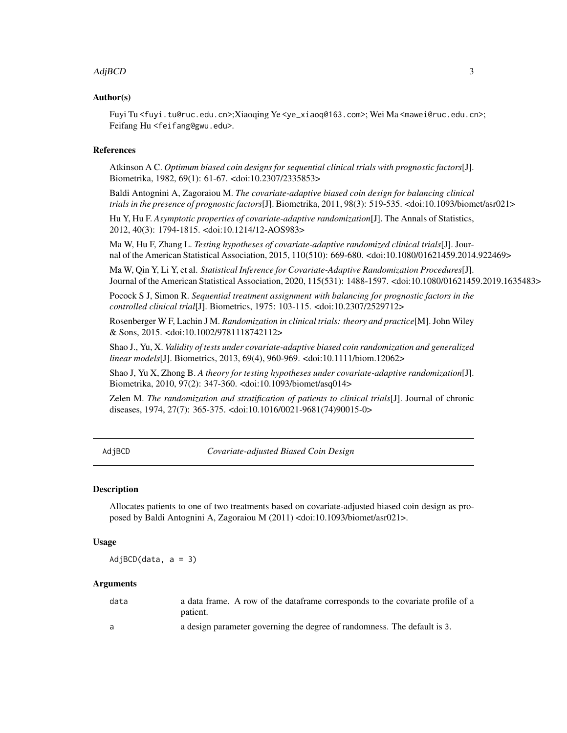### Author(s)

Fuyi Tu <fuyi.tu@ruc.edu.cn>;Xiaoqing Ye <ye_xiaoq@163.com>; Wei Ma <mawei@ruc.edu.cn>; Feifang Hu <feifang@gwu.edu>.

### References

Atkinson A C. *Optimum biased coin designs for sequential clinical trials with prognostic factors*[J]. Biometrika, 1982, 69(1): 61-67. <doi:10.2307/2335853>

Baldi Antognini A, Zagoraiou M. *The covariate-adaptive biased coin design for balancing clinical trials in the presence of prognostic factors*[J]. Biometrika, 2011, 98(3): 519-535. <doi:10.1093/biomet/asr021>

Hu Y, Hu F. *Asymptotic properties of covariate-adaptive randomization*[J]. The Annals of Statistics, 2012, 40(3): 1794-1815. <doi:10.1214/12-AOS983>

Ma W, Hu F, Zhang L. *Testing hypotheses of covariate-adaptive randomized clinical trials*[J]. Journal of the American Statistical Association, 2015, 110(510): 669-680. <doi:10.1080/01621459.2014.922469>

Ma W, Qin Y, Li Y, et al. *Statistical Inference for Covariate-Adaptive Randomization Procedures*[J]. Journal of the American Statistical Association, 2020, 115(531): 1488-1597. <doi:10.1080/01621459.2019.1635483>

Pocock S J, Simon R. *Sequential treatment assignment with balancing for prognostic factors in the controlled clinical trial*[J]. Biometrics, 1975: 103-115. <doi:10.2307/2529712>

Rosenberger W F, Lachin J M. *Randomization in clinical trials: theory and practice*[M]. John Wiley & Sons, 2015. <doi:10.1002/9781118742112>

Shao J., Yu, X. *Validity of tests under covariate-adaptive biased coin randomization and generalized linear models*[J]. Biometrics, 2013, 69(4), 960-969. <doi:10.1111/biom.12062>

Shao J, Yu X, Zhong B. *A theory for testing hypotheses under covariate-adaptive randomization*[J]. Biometrika, 2010, 97(2): 347-360. <doi:10.1093/biomet/asq014>

Zelen M. *The randomization and stratification of patients to clinical trials*[J]. Journal of chronic diseases, 1974, 27(7): 365-375. <doi:10.1016/0021-9681(74)90015-0>

---

## AdjBCD — *Covariate-adjusted Biased Coin Design*

---

### Description

Allocates patients to one of two treatments based on covariate-adjusted biased coin design as proposed by Baldi Antognini A, Zagoraiou M (2011) <doi:10.1093/biomet/asr021>.

### Usage

```
AdjBCD(data, a = 3)
```

### Arguments

| | |
|---|---|
| data | a data frame. A row of the dataframe corresponds to the covariate profile of a patient. |
| a | a design parameter governing the degree of randomness. The default is 3. |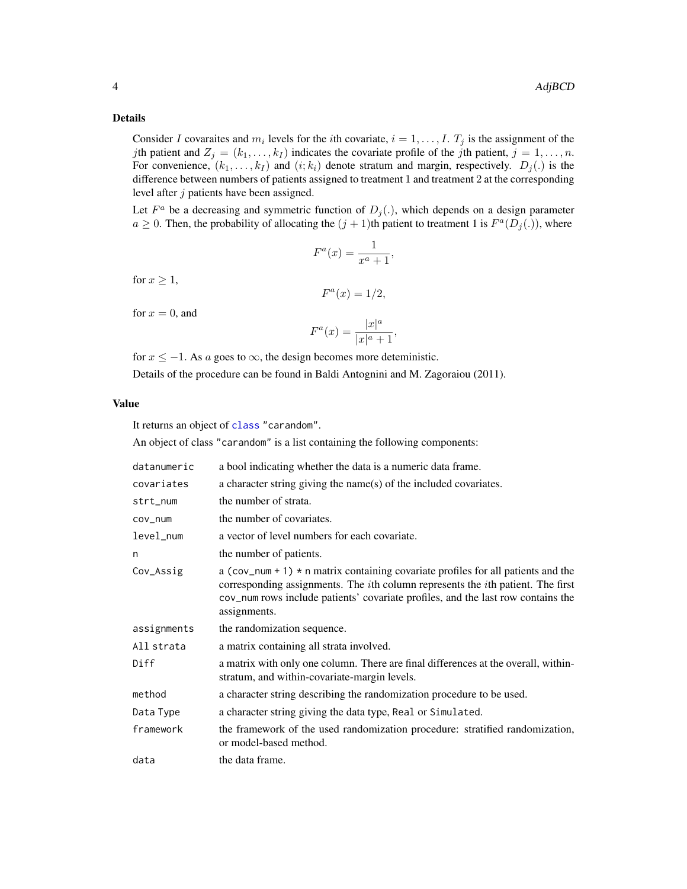## Details

Consider $I$ covaraites and $m_i$ levels for the $i$th covariate, $i = 1, \ldots, I$. $T_j$ is the assignment of the $j$th patient and $Z_j = (k_1, \ldots, k_I)$ indicates the covariate profile of the $j$th patient, $j = 1, \ldots, n$. For convenience, $(k_1, \ldots, k_I)$ and $(i; k_i)$ denote stratum and margin, respectively. $D_j(.)$ is the difference between numbers of patients assigned to treatment 1 and treatment 2 at the corresponding level after $j$ patients have been assigned.

Let $F^a$ be a decreasing and symmetric function of $D_j(.)$, which depends on a design parameter $a \geq 0$. Then, the probability of allocating the $(j+1)$th patient to treatment 1 is $F^a(D_j(.))$, where

$$F^a(x) = \frac{1}{x^a + 1},$$

for $x \geq 1$,

$$F^a(x) = 1/2,$$

for $x = 0$, and

$$F^a(x) = \frac{|x|^a}{|x|^a + 1},$$

for $x \leq -1$. As $a$ goes to $\infty$, the design becomes more deteministic.

Details of the procedure can be found in Baldi Antognini and M. Zagoraiou (2011).

## Value

It returns an object of class "carandom".

An object of class "carandom" is a list containing the following components:

| | |
|---|---|
| datanumeric | a bool indicating whether the data is a numeric data frame. |
| covariates | a character string giving the name(s) of the included covariates. |
| strt_num | the number of strata. |
| cov_num | the number of covariates. |
| level_num | a vector of level numbers for each covariate. |
| n | the number of patients. |
| Cov_Assig | a (cov_num + 1) * n matrix containing covariate profiles for all patients and the corresponding assignments. The $i$th column represents the $i$th patient. The first cov_num rows include patients' covariate profiles, and the last row contains the assignments. |
| assignments | the randomization sequence. |
| All strata | a matrix containing all strata involved. |
| Diff | a matrix with only one column. There are final differences at the overall, within-stratum, and within-covariate-margin levels. |
| method | a character string describing the randomization procedure to be used. |
| Data Type | a character string giving the data type, Real or Simulated. |
| framework | the framework of the used randomization procedure: stratified randomization, or model-based method. |
| data | the data frame. |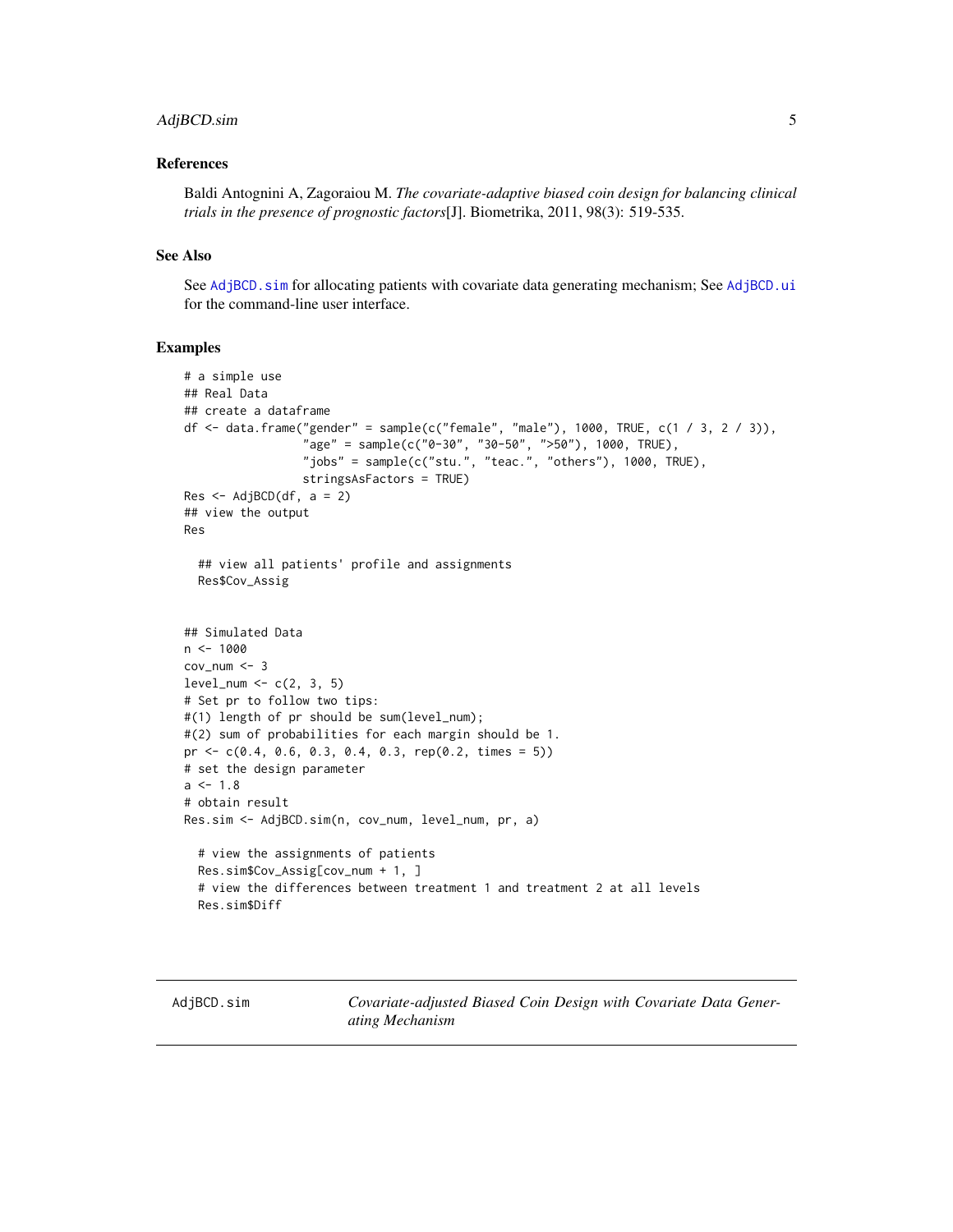### References

Baldi Antognini A, Zagoraiou M. *The covariate-adaptive biased coin design for balancing clinical trials in the presence of prognostic factors*[J]. Biometrika, 2011, 98(3): 519-535.

### See Also

See AdjBCD.sim for allocating patients with covariate data generating mechanism; See AdjBCD.ui for the command-line user interface.

### Examples

```
# a simple use
## Real Data
## create a dataframe
df <- data.frame("gender" = sample(c("female", "male"), 1000, TRUE, c(1 / 3, 2 / 3)),
                 "age" = sample(c("0-30", "30-50", ">50"), 1000, TRUE),
                 "jobs" = sample(c("stu.", "teac.", "others"), 1000, TRUE),
                 stringsAsFactors = TRUE)
Res <- AdjBCD(df, a = 2)
## view the output
Res

  ## view all patients' profile and assignments
  Res$Cov_Assig


## Simulated Data
n <- 1000
cov_num <- 3
level_num <- c(2, 3, 5)
# Set pr to follow two tips:
#(1) length of pr should be sum(level_num);
#(2) sum of probabilities for each margin should be 1.
pr <- c(0.4, 0.6, 0.3, 0.4, 0.3, rep(0.2, times = 5))
# set the design parameter
a <- 1.8
# obtain result
Res.sim <- AdjBCD.sim(n, cov_num, level_num, pr, a)

  # view the assignments of patients
  Res.sim$Cov_Assig[cov_num + 1, ]
  # view the differences between treatment 1 and treatment 2 at all levels
  Res.sim$Diff
```

---

AdjBCD.sim *Covariate-adjusted Biased Coin Design with Covariate Data Generating Mechanism*

---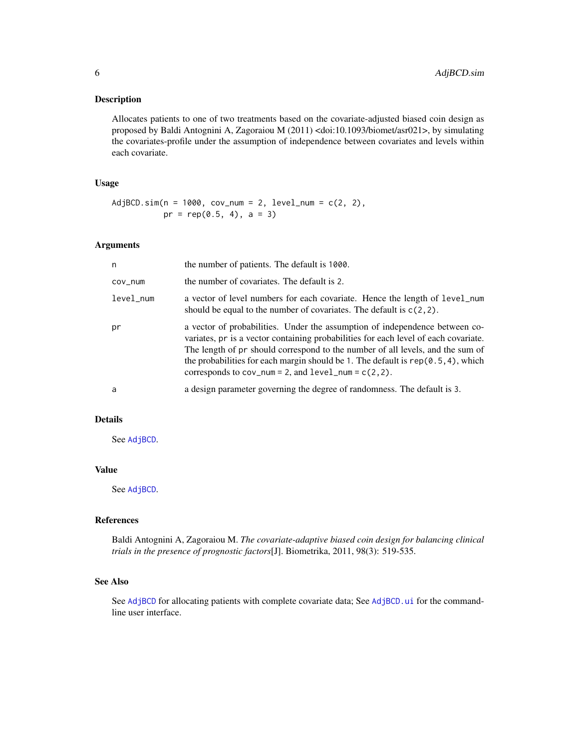### Description

Allocates patients to one of two treatments based on the covariate-adjusted biased coin design as proposed by Baldi Antognini A, Zagoraiou M (2011) <doi:10.1093/biomet/asr021>, by simulating the covariates-profile under the assumption of independence between covariates and levels within each covariate.

### Usage

```
AdjBCD.sim(n = 1000, cov_num = 2, level_num = c(2, 2),
           pr = rep(0.5, 4), a = 3)
```

### Arguments

| | |
|---|---|
| n | the number of patients. The default is `1000`. |
| cov_num | the number of covariates. The default is `2`. |
| level_num | a vector of level numbers for each covariate. Hence the length of `level_num` should be equal to the number of covariates. The default is `c(2,2)`. |
| pr | a vector of probabilities. Under the assumption of independence between covariates, `pr` is a vector containing probabilities for each level of each covariate. The length of `pr` should correspond to the number of all levels, and the sum of the probabilities for each margin should be `1`. The default is `rep(0.5,4)`, which corresponds to `cov_num = 2`, and `level_num = c(2,2)`. |
| a | a design parameter governing the degree of randomness. The default is `3`. |

### Details

See `AdjBCD`.

### Value

See `AdjBCD`.

### References

Baldi Antognini A, Zagoraiou M. *The covariate-adaptive biased coin design for balancing clinical trials in the presence of prognostic factors*[J]. Biometrika, 2011, 98(3): 519-535.

### See Also

See `AdjBCD` for allocating patients with complete covariate data; See `AdjBCD.ui` for the command-line user interface.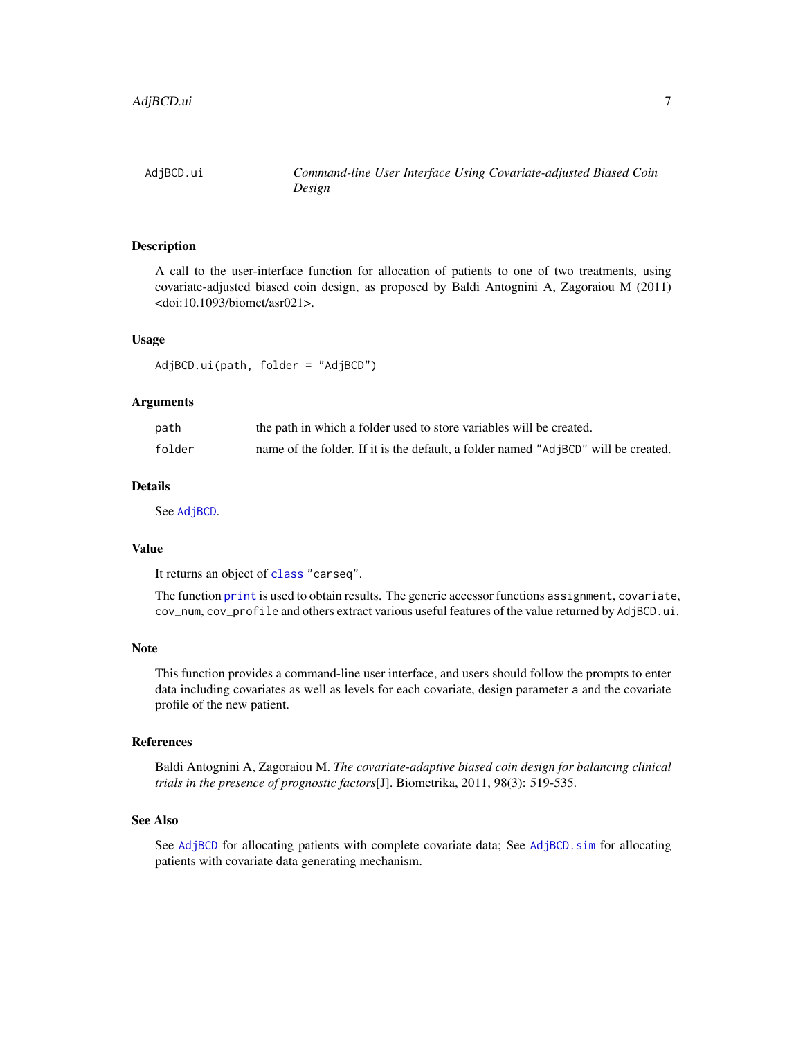# AdjBCD.ui — *Command-line User Interface Using Covariate-adjusted Biased Coin Design*

## Description

A call to the user-interface function for allocation of patients to one of two treatments, using covariate-adjusted biased coin design, as proposed by Baldi Antognini A, Zagoraiou M (2011) <doi:10.1093/biomet/asr021>.

## Usage

```
AdjBCD.ui(path, folder = "AdjBCD")
```

## Arguments

| | |
|---|---|
| `path` | the path in which a folder used to store variables will be created. |
| `folder` | name of the folder. If it is the default, a folder named `"AdjBCD"` will be created. |

## Details

See `AdjBCD`.

## Value

It returns an object of `class` `"carseq"`.

The function `print` is used to obtain results. The generic accessor functions `assignment`, `covariate`, `cov_num`, `cov_profile` and others extract various useful features of the value returned by `AdjBCD.ui`.

## Note

This function provides a command-line user interface, and users should follow the prompts to enter data including covariates as well as levels for each covariate, design parameter `a` and the covariate profile of the new patient.

## References

Baldi Antognini A, Zagoraiou M. *The covariate-adaptive biased coin design for balancing clinical trials in the presence of prognostic factors*[J]. Biometrika, 2011, 98(3): 519-535.

## See Also

See `AdjBCD` for allocating patients with complete covariate data; See `AdjBCD.sim` for allocating patients with covariate data generating mechanism.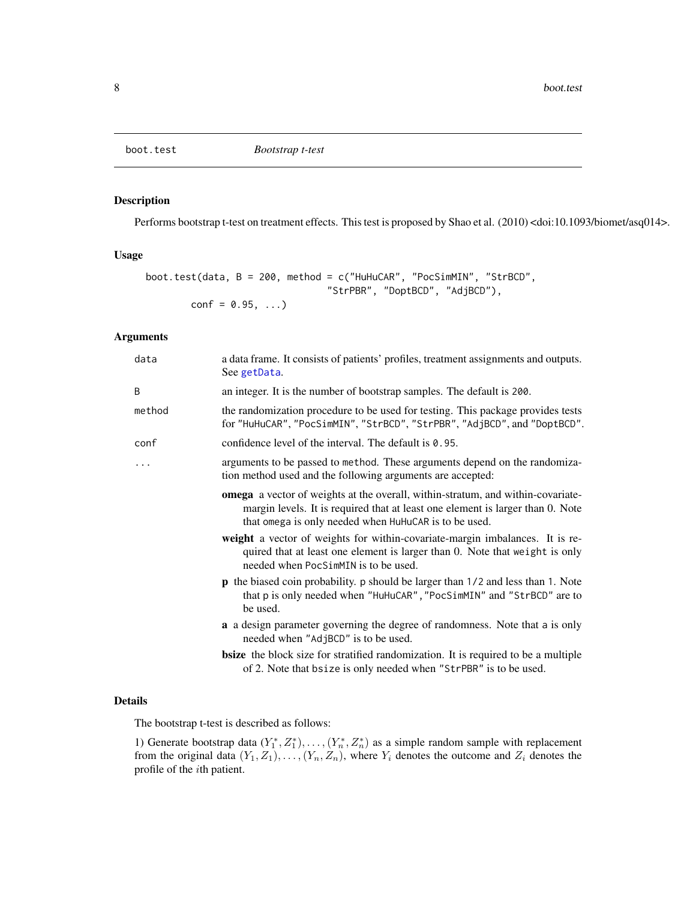## boot.test *Bootstrap t-test*

### Description

Performs bootstrap t-test on treatment effects. This test is proposed by Shao et al. (2010) <doi:10.1093/biomet/asq014>.

### Usage

```
boot.test(data, B = 200, method = c("HuHuCAR", "PocSimMIN", "StrBCD",
                                    "StrPBR", "DoptBCD", "AdjBCD"),
          conf = 0.95, ...)
```

### Arguments

| | |
|---|---|
| data | a data frame. It consists of patients' profiles, treatment assignments and outputs. See getData. |
| B | an integer. It is the number of bootstrap samples. The default is 200. |
| method | the randomization procedure to be used for testing. This package provides tests for "HuHuCAR", "PocSimMIN", "StrBCD", "StrPBR", "AdjBCD", and "DoptBCD". |
| conf | confidence level of the interval. The default is 0.95. |
| ... | arguments to be passed to method. These arguments depend on the randomization method used and the following arguments are accepted: |

- **omega** a vector of weights at the overall, within-stratum, and within-covariate-margin levels. It is required that at least one element is larger than 0. Note that omega is only needed when HuHuCAR is to be used.
- **weight** a vector of weights for within-covariate-margin imbalances. It is required that at least one element is larger than 0. Note that weight is only needed when PocSimMIN is to be used.
- **p** the biased coin probability. p should be larger than 1/2 and less than 1. Note that p is only needed when "HuHuCAR","PocSimMIN" and "StrBCD" are to be used.
- **a** a design parameter governing the degree of randomness. Note that a is only needed when "AdjBCD" is to be used.
- **bsize** the block size for stratified randomization. It is required to be a multiple of 2. Note that bsize is only needed when "StrPBR" is to be used.

### Details

The bootstrap t-test is described as follows:

1) Generate bootstrap data $(Y_1^*, Z_1^*), \dots, (Y_n^*, Z_n^*)$ as a simple random sample with replacement from the original data $(Y_1, Z_1), \dots, (Y_n, Z_n)$, where $Y_i$ denotes the outcome and $Z_i$ denotes the profile of the $i$th patient.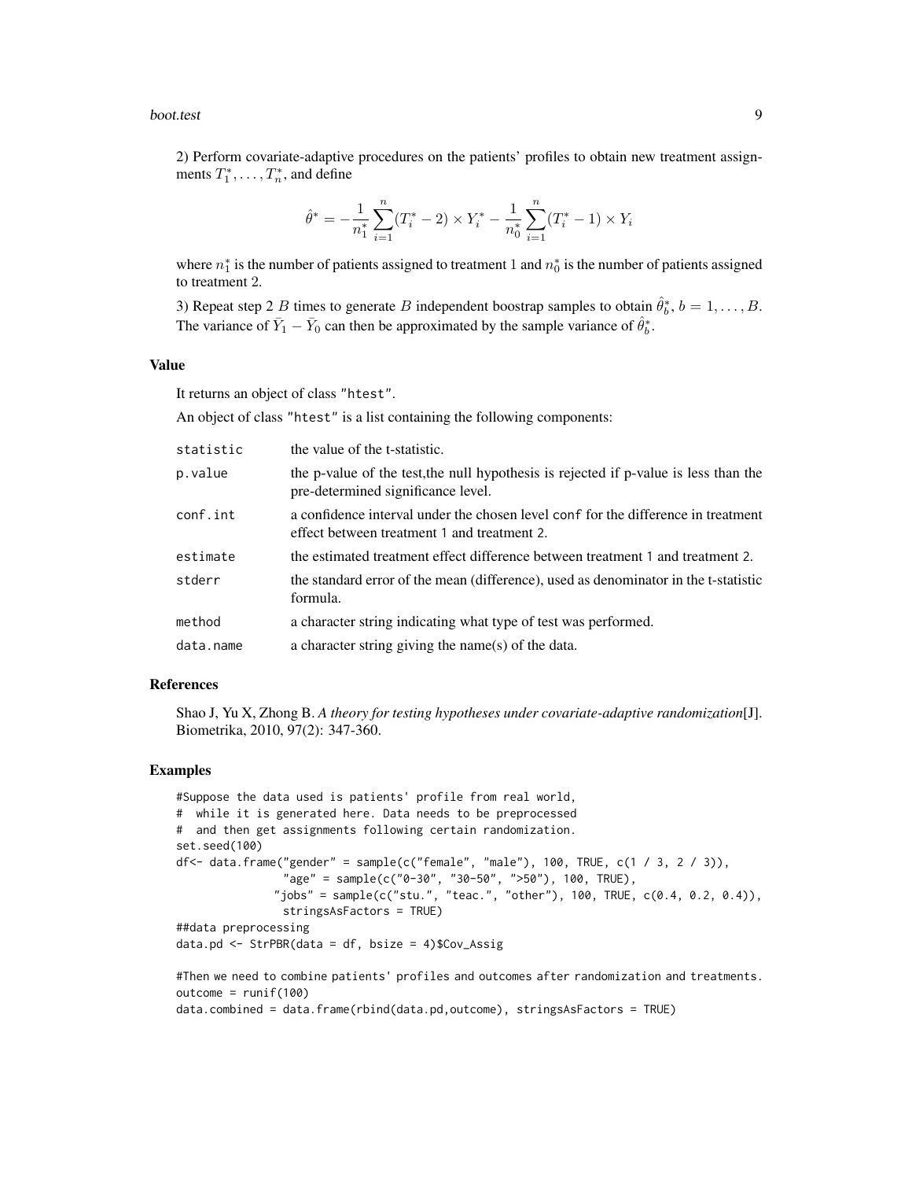2) Perform covariate-adaptive procedures on the patients' profiles to obtain new treatment assignments $T_1^*, \ldots, T_n^*$, and define

$$\hat{\theta}^* = -\frac{1}{n_1^*}\sum_{i=1}^{n}(T_i^* - 2) \times Y_i^* - \frac{1}{n_0^*}\sum_{i=1}^{n}(T_i^* - 1) \times Y_i$$

where $n_1^*$ is the number of patients assigned to treatment 1 and $n_0^*$ is the number of patients assigned to treatment 2.

3) Repeat step 2 $B$ times to generate $B$ independent boostrap samples to obtain $\hat{\theta}_b^*$, $b = 1, \ldots, B$. The variance of $\bar{Y}_1 - \bar{Y}_0$ can then be approximated by the sample variance of $\hat{\theta}_b^*$.

### Value

It returns an object of class "htest".

An object of class "htest" is a list containing the following components:

| | |
|---|---|
| statistic | the value of the t-statistic. |
| p.value | the p-value of the test,the null hypothesis is rejected if p-value is less than the pre-determined significance level. |
| conf.int | a confidence interval under the chosen level conf for the difference in treatment effect between treatment 1 and treatment 2. |
| estimate | the estimated treatment effect difference between treatment 1 and treatment 2. |
| stderr | the standard error of the mean (difference), used as denominator in the t-statistic formula. |
| method | a character string indicating what type of test was performed. |
| data.name | a character string giving the name(s) of the data. |

### References

Shao J, Yu X, Zhong B. *A theory for testing hypotheses under covariate-adaptive randomization*[J]. Biometrika, 2010, 97(2): 347-360.

### Examples

```
#Suppose the data used is patients' profile from real world,
#  while it is generated here. Data needs to be preprocessed
#  and then get assignments following certain randomization.
set.seed(100)
df<- data.frame("gender" = sample(c("female", "male"), 100, TRUE, c(1 / 3, 2 / 3)),
                "age" = sample(c("0-30", "30-50", ">50"), 100, TRUE),
               "jobs" = sample(c("stu.", "teac.", "other"), 100, TRUE, c(0.4, 0.2, 0.4)),
                stringsAsFactors = TRUE)
##data preprocessing
data.pd <- StrPBR(data = df, bsize = 4)$Cov_Assig

#Then we need to combine patients' profiles and outcomes after randomization and treatments.
outcome = runif(100)
data.combined = data.frame(rbind(data.pd,outcome), stringsAsFactors = TRUE)
```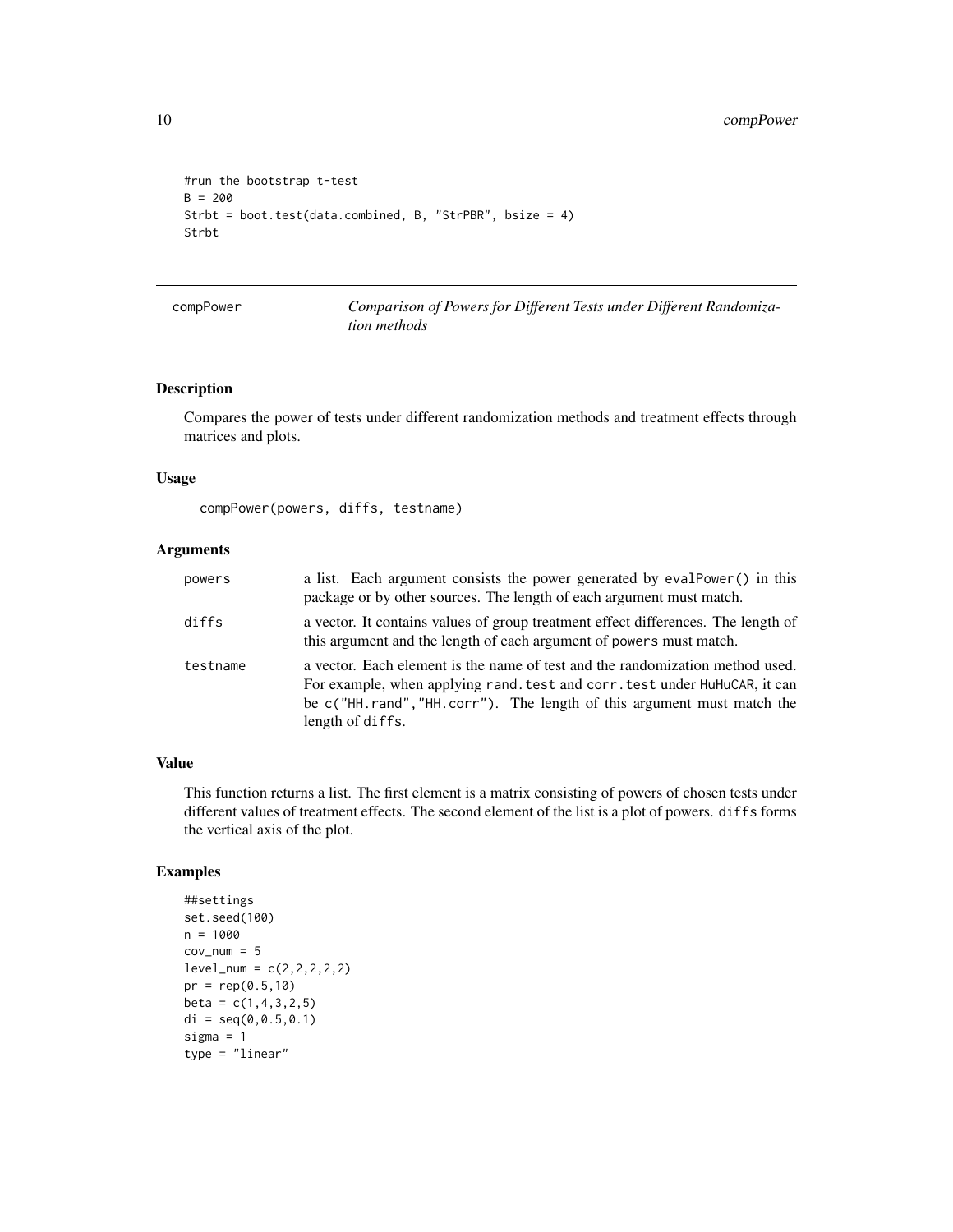```
#run the bootstrap t-test
B = 200
Strbt = boot.test(data.combined, B, "StrPBR", bsize = 4)
Strbt
```

## compPower — *Comparison of Powers for Different Tests under Different Randomization methods*

### Description

Compares the power of tests under different randomization methods and treatment effects through matrices and plots.

### Usage

```
compPower(powers, diffs, testname)
```

### Arguments

| | |
|---|---|
| powers | a list. Each argument consists the power generated by evalPower() in this package or by other sources. The length of each argument must match. |
| diffs | a vector. It contains values of group treatment effect differences. The length of this argument and the length of each argument of powers must match. |
| testname | a vector. Each element is the name of test and the randomization method used. For example, when applying rand.test and corr.test under HuHuCAR, it can be c("HH.rand","HH.corr"). The length of this argument must match the length of diffs. |

### Value

This function returns a list. The first element is a matrix consisting of powers of chosen tests under different values of treatment effects. The second element of the list is a plot of powers. diffs forms the vertical axis of the plot.

### Examples

```
##settings
set.seed(100)
n = 1000
cov_num = 5
level_num = c(2,2,2,2,2)
pr = rep(0.5,10)
beta = c(1,4,3,2,5)
di = seq(0,0.5,0.1)
sigma = 1
type = "linear"
```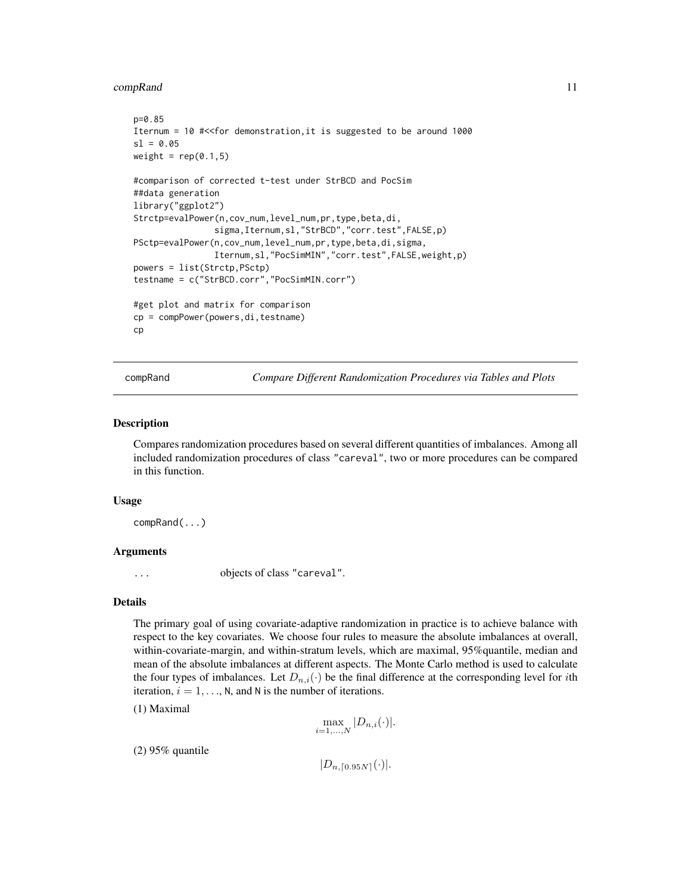```
p=0.85
Iternum = 10 #<<for demonstration,it is suggested to be around 1000
sl = 0.05
weight = rep(0.1,5)

#comparison of corrected t-test under StrBCD and PocSim
##data generation
library("ggplot2")
Strctp=evalPower(n,cov_num,level_num,pr,type,beta,di,
                 sigma,Iternum,sl,"StrBCD","corr.test",FALSE,p)
PSctp=evalPower(n,cov_num,level_num,pr,type,beta,di,sigma,
                Iternum,sl,"PocSimMIN","corr.test",FALSE,weight,p)
powers = list(Strctp,PSctp)
testname = c("StrBCD.corr","PocSimMIN.corr")

#get plot and matrix for comparison
cp = compPower(powers,di,testname)
cp
```

---

compRand — *Compare Different Randomization Procedures via Tables and Plots*

---

### Description

Compares randomization procedures based on several different quantities of imbalances. Among all included randomization procedures of class "careval", two or more procedures can be compared in this function.

### Usage

```
compRand(...)
```

### Arguments

`...` objects of class "careval".

### Details

The primary goal of using covariate-adaptive randomization in practice is to achieve balance with respect to the key covariates. We choose four rules to measure the absolute imbalances at overall, within-covariate-margin, and within-stratum levels, which are maximal, 95%quantile, median and mean of the absolute imbalances at different aspects. The Monte Carlo method is used to calculate the four types of imbalances. Let $D_{n,i}(\cdot)$ be the final difference at the corresponding level for $i$th iteration, $i = 1, \ldots,$ N, and N is the number of iterations.

(1) Maximal

$$\max_{i=1,\ldots,N} |D_{n,i}(\cdot)|.$$

(2) 95% quantile

$$|D_{n,\lceil 0.95N \rceil}(\cdot)|.$$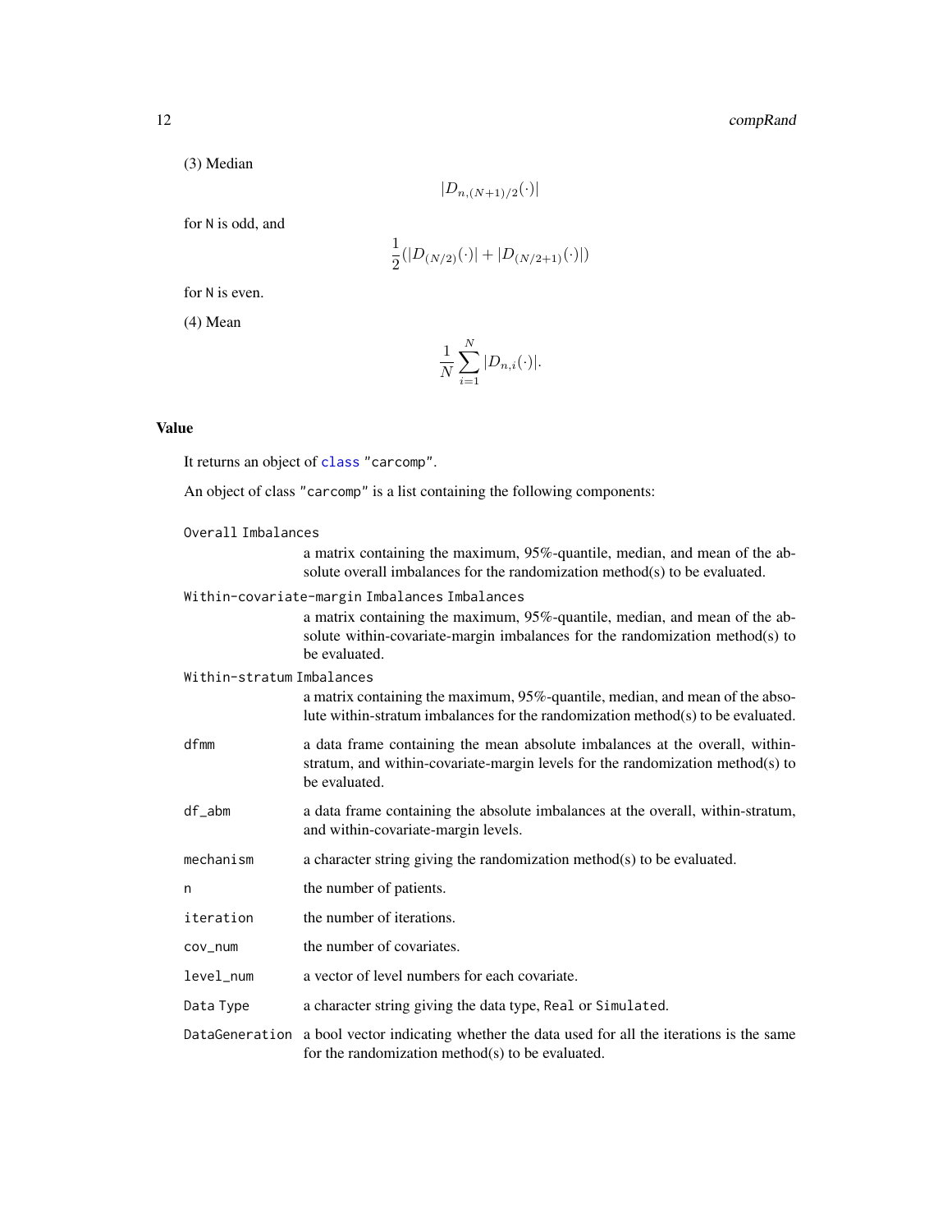(3) Median

$$|D_{n,(N+1)/2}(\cdot)|$$

for `N` is odd, and

$$\frac{1}{2}(|D_{(N/2)}(\cdot)| + |D_{(N/2+1)}(\cdot)|)$$

for `N` is even.

(4) Mean

$$\frac{1}{N}\sum_{i=1}^{N}|D_{n,i}(\cdot)|.$$

## Value

It returns an object of class "carcomp".

An object of class "carcomp" is a list containing the following components:

`Overall Imbalances`
: a matrix containing the maximum, 95%-quantile, median, and mean of the absolute overall imbalances for the randomization method(s) to be evaluated.

`Within-covariate-margin Imbalances Imbalances`
: a matrix containing the maximum, 95%-quantile, median, and mean of the absolute within-covariate-margin imbalances for the randomization method(s) to be evaluated.

`Within-stratum Imbalances`
: a matrix containing the maximum, 95%-quantile, median, and mean of the absolute within-stratum imbalances for the randomization method(s) to be evaluated.

`dfmm`
: a data frame containing the mean absolute imbalances at the overall, within-stratum, and within-covariate-margin levels for the randomization method(s) to be evaluated.

`df_abm`
: a data frame containing the absolute imbalances at the overall, within-stratum, and within-covariate-margin levels.

`mechanism`
: a character string giving the randomization method(s) to be evaluated.

`n`
: the number of patients.

`iteration`
: the number of iterations.

`cov_num`
: the number of covariates.

`level_num`
: a vector of level numbers for each covariate.

`Data Type`
: a character string giving the data type, `Real` or `Simulated`.

`DataGeneration`
: a bool vector indicating whether the data used for all the iterations is the same for the randomization method(s) to be evaluated.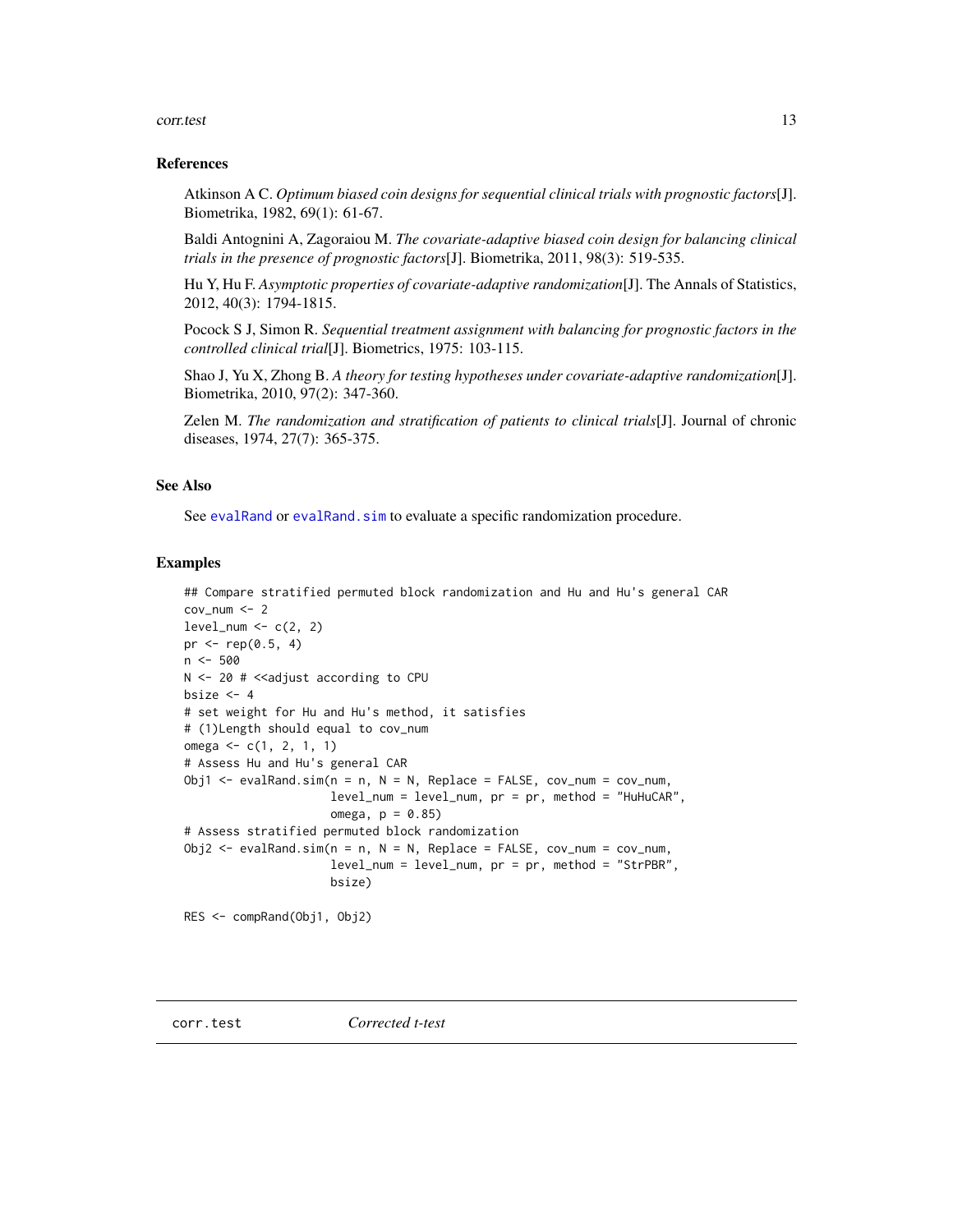### References

Atkinson A C. *Optimum biased coin designs for sequential clinical trials with prognostic factors*[J]. Biometrika, 1982, 69(1): 61-67.

Baldi Antognini A, Zagoraiou M. *The covariate-adaptive biased coin design for balancing clinical trials in the presence of prognostic factors*[J]. Biometrika, 2011, 98(3): 519-535.

Hu Y, Hu F. *Asymptotic properties of covariate-adaptive randomization*[J]. The Annals of Statistics, 2012, 40(3): 1794-1815.

Pocock S J, Simon R. *Sequential treatment assignment with balancing for prognostic factors in the controlled clinical trial*[J]. Biometrics, 1975: 103-115.

Shao J, Yu X, Zhong B. *A theory for testing hypotheses under covariate-adaptive randomization*[J]. Biometrika, 2010, 97(2): 347-360.

Zelen M. *The randomization and stratification of patients to clinical trials*[J]. Journal of chronic diseases, 1974, 27(7): 365-375.

### See Also

See `evalRand` or `evalRand.sim` to evaluate a specific randomization procedure.

### Examples

```
## Compare stratified permuted block randomization and Hu and Hu's general CAR
cov_num <- 2
level_num <- c(2, 2)
pr <- rep(0.5, 4)
n <- 500
N <- 20 # <<adjust according to CPU
bsize <- 4
# set weight for Hu and Hu's method, it satisfies
# (1)Length should equal to cov_num
omega <- c(1, 2, 1, 1)
# Assess Hu and Hu's general CAR
Obj1 <- evalRand.sim(n = n, N = N, Replace = FALSE, cov_num = cov_num,
                     level_num = level_num, pr = pr, method = "HuHuCAR",
                     omega, p = 0.85)
# Assess stratified permuted block randomization
Obj2 <- evalRand.sim(n = n, N = N, Replace = FALSE, cov_num = cov_num,
                     level_num = level_num, pr = pr, method = "StrPBR",
                     bsize)

RES <- compRand(Obj1, Obj2)
```

---

`corr.test` *Corrected t-test*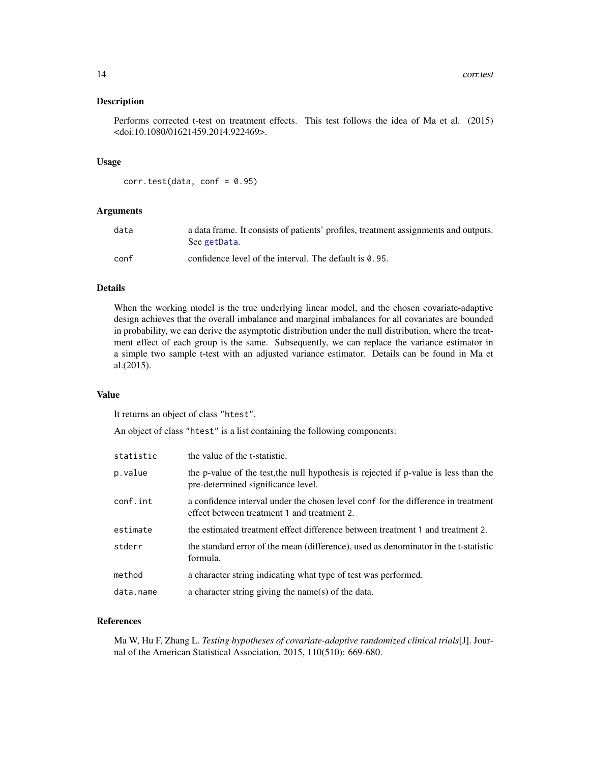## Description

Performs corrected t-test on treatment effects. This test follows the idea of Ma et al. (2015) <doi:10.1080/01621459.2014.922469>.

## Usage

```
corr.test(data, conf = 0.95)
```

## Arguments

| | |
|---|---|
| `data` | a data frame. It consists of patients' profiles, treatment assignments and outputs. See `getData`. |
| `conf` | confidence level of the interval. The default is `0.95`. |

## Details

When the working model is the true underlying linear model, and the chosen covariate-adaptive design achieves that the overall imbalance and marginal imbalances for all covariates are bounded in probability, we can derive the asymptotic distribution under the null distribution, where the treatment effect of each group is the same. Subsequently, we can replace the variance estimator in a simple two sample t-test with an adjusted variance estimator. Details can be found in Ma et al.(2015).

## Value

It returns an object of class `"htest"`.

An object of class `"htest"` is a list containing the following components:

| | |
|---|---|
| `statistic` | the value of the t-statistic. |
| `p.value` | the p-value of the test,the null hypothesis is rejected if p-value is less than the pre-determined significance level. |
| `conf.int` | a confidence interval under the chosen level `conf` for the difference in treatment effect between treatment `1` and treatment `2`. |
| `estimate` | the estimated treatment effect difference between treatment `1` and treatment `2`. |
| `stderr` | the standard error of the mean (difference), used as denominator in the t-statistic formula. |
| `method` | a character string indicating what type of test was performed. |
| `data.name` | a character string giving the name(s) of the data. |

## References

Ma W, Hu F, Zhang L. *Testing hypotheses of covariate-adaptive randomized clinical trials*[J]. Journal of the American Statistical Association, 2015, 110(510): 669-680.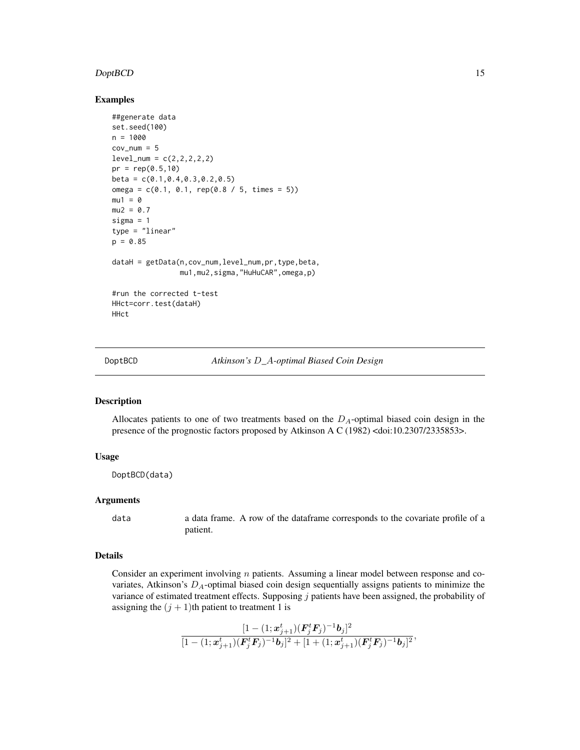## Examples

```
##generate data
set.seed(100)
n = 1000
cov_num = 5
level_num = c(2,2,2,2,2)
pr = rep(0.5,10)
beta = c(0.1,0.4,0.3,0.2,0.5)
omega = c(0.1, 0.1, rep(0.8 / 5, times = 5))
mu1 = 0
mu2 = 0.7
sigma = 1
type = "linear"
p = 0.85

dataH = getData(n,cov_num,level_num,pr,type,beta,
                mu1,mu2,sigma,"HuHuCAR",omega,p)

#run the corrected t-test
HHct=corr.test(dataH)
HHct
```

---

# DoptBCD — *Atkinson's D_A-optimal Biased Coin Design*

## Description

Allocates patients to one of two treatments based on the $D_A$-optimal biased coin design in the presence of the prognostic factors proposed by Atkinson A C (1982) <doi:10.2307/2335853>.

## Usage

```
DoptBCD(data)
```

## Arguments

`data` a data frame. A row of the dataframe corresponds to the covariate profile of a patient.

## Details

Consider an experiment involving $n$ patients. Assuming a linear model between response and covariates, Atkinson's $D_A$-optimal biased coin design sequentially assigns patients to minimize the variance of estimated treatment effects. Supposing $j$ patients have been assigned, the probability of assigning the $(j+1)$th patient to treatment 1 is

$$\frac{[1-(1;\boldsymbol{x}_{j+1}^t)(\boldsymbol{F}_j^t\boldsymbol{F}_j)^{-1}\boldsymbol{b}_j]^2}{[1-(1;\boldsymbol{x}_{j+1}^t)(\boldsymbol{F}_j^t\boldsymbol{F}_j)^{-1}\boldsymbol{b}_j]^2+[1+(1;\boldsymbol{x}_{j+1}^t)(\boldsymbol{F}_j^t\boldsymbol{F}_j)^{-1}\boldsymbol{b}_j]^2},$$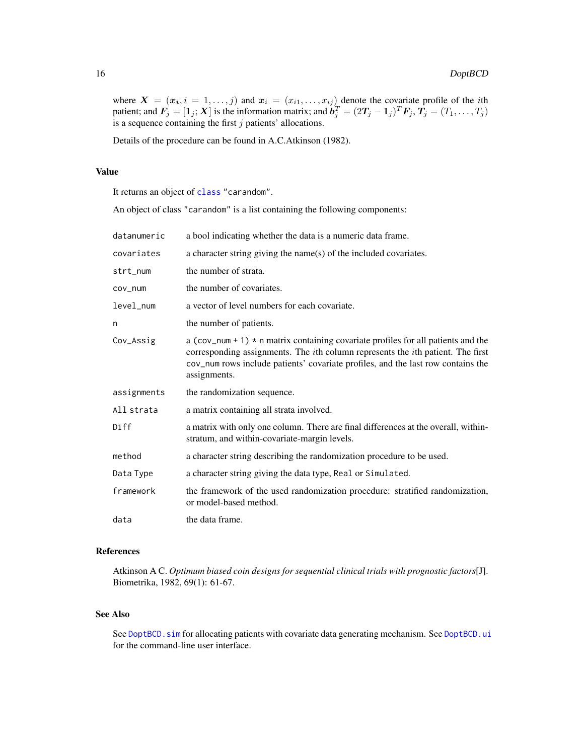where $\boldsymbol{X} = (\boldsymbol{x_i}, i = 1, \ldots, j)$ and $\boldsymbol{x}_i = (x_{i1}, \ldots, x_{ij})$ denote the covariate profile of the $i$th patient; and $\boldsymbol{F}_j = [\boldsymbol{1}_j; \boldsymbol{X}]$ is the information matrix; and $\boldsymbol{b}_j^T = (2\boldsymbol{T}_j - \boldsymbol{1}_j)^T \boldsymbol{F}_j$, $\boldsymbol{T}_j = (T_1, \ldots, T_j)$ is a sequence containing the first $j$ patients' allocations.

Details of the procedure can be found in A.C.Atkinson (1982).

## Value

It returns an object of `class` `"carandom"`.

An object of class `"carandom"` is a list containing the following components:

| | |
|---|---|
| `datanumeric` | a bool indicating whether the data is a numeric data frame. |
| `covariates` | a character string giving the name(s) of the included covariates. |
| `strt_num` | the number of strata. |
| `cov_num` | the number of covariates. |
| `level_num` | a vector of level numbers for each covariate. |
| `n` | the number of patients. |
| `Cov_Assig` | a `(cov_num + 1) * n` matrix containing covariate profiles for all patients and the corresponding assignments. The $i$th column represents the $i$th patient. The first `cov_num` rows include patients' covariate profiles, and the last row contains the assignments. |
| `assignments` | the randomization sequence. |
| `All strata` | a matrix containing all strata involved. |
| `Diff` | a matrix with only one column. There are final differences at the overall, within-stratum, and within-covariate-margin levels. |
| `method` | a character string describing the randomization procedure to be used. |
| `Data Type` | a character string giving the data type, `Real` or `Simulated`. |
| `framework` | the framework of the used randomization procedure: stratified randomization, or model-based method. |
| `data` | the data frame. |

## References

Atkinson A C. *Optimum biased coin designs for sequential clinical trials with prognostic factors*[J]. Biometrika, 1982, 69(1): 61-67.

## See Also

See `DoptBCD.sim` for allocating patients with covariate data generating mechanism. See `DoptBCD.ui` for the command-line user interface.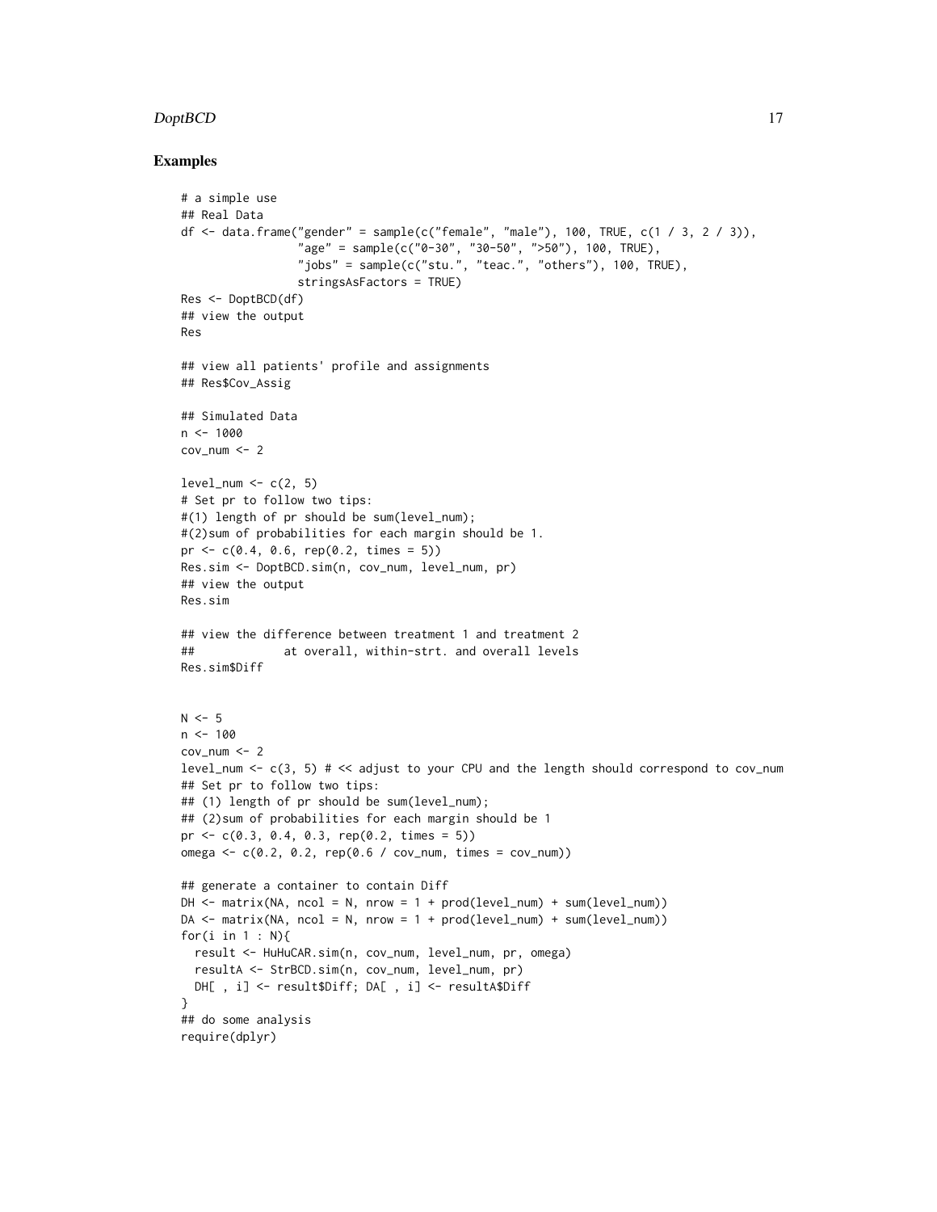## Examples

```
# a simple use
## Real Data
df <- data.frame("gender" = sample(c("female", "male"), 100, TRUE, c(1 / 3, 2 / 3)),
                 "age" = sample(c("0-30", "30-50", ">50"), 100, TRUE),
                 "jobs" = sample(c("stu.", "teac.", "others"), 100, TRUE),
                 stringsAsFactors = TRUE)
Res <- DoptBCD(df)
## view the output
Res

## view all patients' profile and assignments
## Res$Cov_Assig

## Simulated Data
n <- 1000
cov_num <- 2

level_num <- c(2, 5)
# Set pr to follow two tips:
#(1) length of pr should be sum(level_num);
#(2)sum of probabilities for each margin should be 1.
pr <- c(0.4, 0.6, rep(0.2, times = 5))
Res.sim <- DoptBCD.sim(n, cov_num, level_num, pr)
## view the output
Res.sim

## view the difference between treatment 1 and treatment 2
##             at overall, within-strt. and overall levels
Res.sim$Diff


N <- 5
n <- 100
cov_num <- 2
level_num <- c(3, 5) # << adjust to your CPU and the length should correspond to cov_num
## Set pr to follow two tips:
## (1) length of pr should be sum(level_num);
## (2)sum of probabilities for each margin should be 1
pr <- c(0.3, 0.4, 0.3, rep(0.2, times = 5))
omega <- c(0.2, 0.2, rep(0.6 / cov_num, times = cov_num))

## generate a container to contain Diff
DH <- matrix(NA, ncol = N, nrow = 1 + prod(level_num) + sum(level_num))
DA <- matrix(NA, ncol = N, nrow = 1 + prod(level_num) + sum(level_num))
for(i in 1 : N){
  result <- HuHuCAR.sim(n, cov_num, level_num, pr, omega)
  resultA <- StrBCD.sim(n, cov_num, level_num, pr)
  DH[ , i] <- result$Diff; DA[ , i] <- resultA$Diff
}
## do some analysis
require(dplyr)
```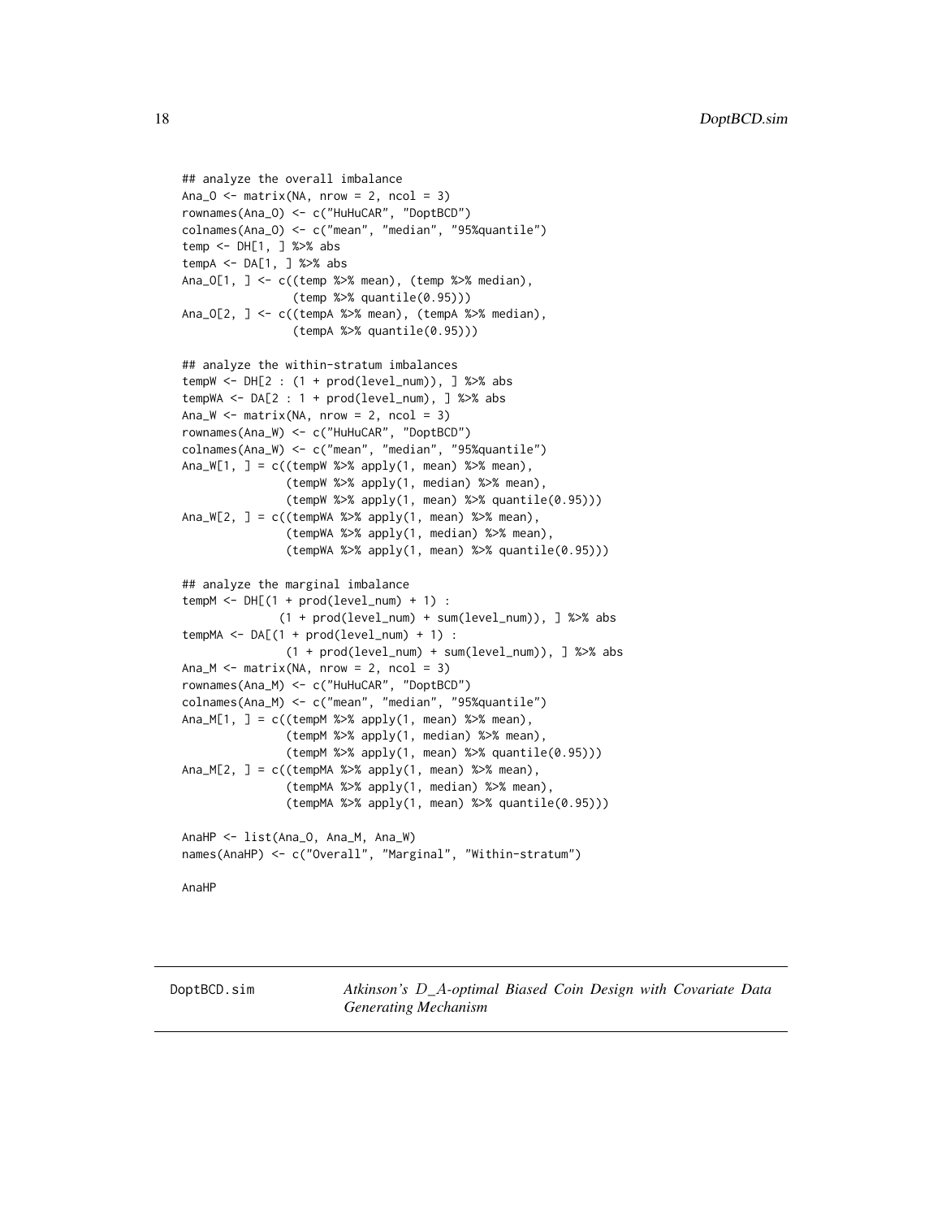```
## analyze the overall imbalance
Ana_O <- matrix(NA, nrow = 2, ncol = 3)
rownames(Ana_O) <- c("HuHuCAR", "DoptBCD")
colnames(Ana_O) <- c("mean", "median", "95%quantile")
temp <- DH[1, ] %>% abs
tempA <- DA[1, ] %>% abs
Ana_O[1, ] <- c((temp %>% mean), (temp %>% median),
                (temp %>% quantile(0.95)))
Ana_O[2, ] <- c((tempA %>% mean), (tempA %>% median),
                (tempA %>% quantile(0.95)))

## analyze the within-stratum imbalances
tempW <- DH[2 : (1 + prod(level_num)), ] %>% abs
tempWA <- DA[2 : 1 + prod(level_num), ] %>% abs
Ana_W <- matrix(NA, nrow = 2, ncol = 3)
rownames(Ana_W) <- c("HuHuCAR", "DoptBCD")
colnames(Ana_W) <- c("mean", "median", "95%quantile")
Ana_W[1, ] = c((tempW %>% apply(1, mean) %>% mean),
               (tempW %>% apply(1, median) %>% mean),
               (tempW %>% apply(1, mean) %>% quantile(0.95)))
Ana_W[2, ] = c((tempWA %>% apply(1, mean) %>% mean),
               (tempWA %>% apply(1, median) %>% mean),
               (tempWA %>% apply(1, mean) %>% quantile(0.95)))

## analyze the marginal imbalance
tempM <- DH[(1 + prod(level_num) + 1) :
              (1 + prod(level_num) + sum(level_num)), ] %>% abs
tempMA <- DA[(1 + prod(level_num) + 1) :
               (1 + prod(level_num) + sum(level_num)), ] %>% abs
Ana_M <- matrix(NA, nrow = 2, ncol = 3)
rownames(Ana_M) <- c("HuHuCAR", "DoptBCD")
colnames(Ana_M) <- c("mean", "median", "95%quantile")
Ana_M[1, ] = c((tempM %>% apply(1, mean) %>% mean),
               (tempM %>% apply(1, median) %>% mean),
               (tempM %>% apply(1, mean) %>% quantile(0.95)))
Ana_M[2, ] = c((tempMA %>% apply(1, mean) %>% mean),
               (tempMA %>% apply(1, median) %>% mean),
               (tempMA %>% apply(1, mean) %>% quantile(0.95)))

AnaHP <- list(Ana_O, Ana_M, Ana_W)
names(AnaHP) <- c("Overall", "Marginal", "Within-stratum")

AnaHP
```

---

DoptBCD.sim &nbsp;&nbsp;&nbsp;&nbsp; *Atkinson's $D\_A$-optimal Biased Coin Design with Covariate Data Generating Mechanism*

---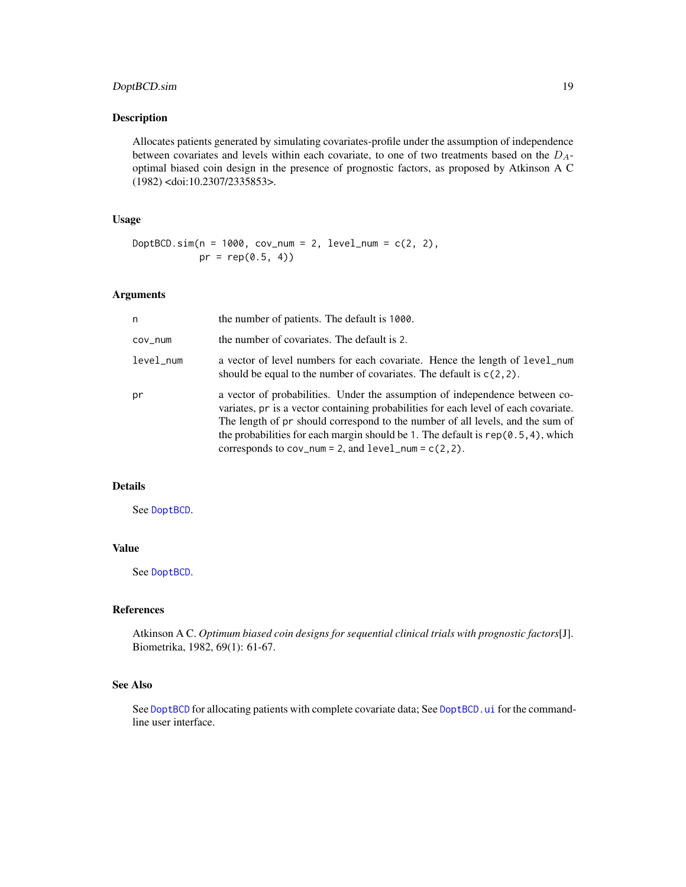## Description

Allocates patients generated by simulating covariates-profile under the assumption of independence between covariates and levels within each covariate, to one of two treatments based on the $D_A$-optimal biased coin design in the presence of prognostic factors, as proposed by Atkinson A C (1982) <doi:10.2307/2335853>.

## Usage

```
DoptBCD.sim(n = 1000, cov_num = 2, level_num = c(2, 2),
            pr = rep(0.5, 4))
```

## Arguments

| | |
|---|---|
| n | the number of patients. The default is 1000. |
| cov_num | the number of covariates. The default is 2. |
| level_num | a vector of level numbers for each covariate. Hence the length of level_num should be equal to the number of covariates. The default is c(2,2). |
| pr | a vector of probabilities. Under the assumption of independence between covariates, pr is a vector containing probabilities for each level of each covariate. The length of pr should correspond to the number of all levels, and the sum of the probabilities for each margin should be 1. The default is rep(0.5,4), which corresponds to cov_num = 2, and level_num = c(2,2). |

## Details

See DoptBCD.

## Value

See DoptBCD.

## References

Atkinson A C. *Optimum biased coin designs for sequential clinical trials with prognostic factors*[J]. Biometrika, 1982, 69(1): 61-67.

## See Also

See DoptBCD for allocating patients with complete covariate data; See DoptBCD.ui for the command-line user interface.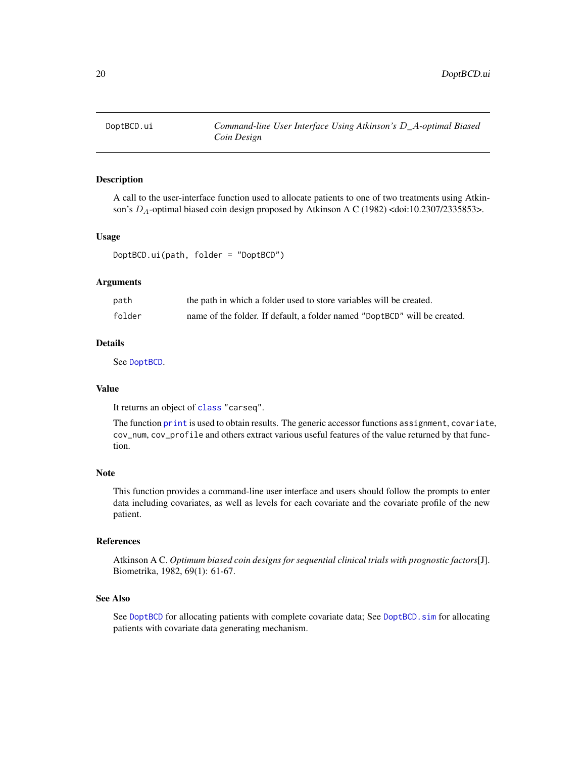DoptBCD.ui — *Command-line User Interface Using Atkinson's $D\_A$-optimal Biased Coin Design*

## Description

A call to the user-interface function used to allocate patients to one of two treatments using Atkinson's $D_A$-optimal biased coin design proposed by Atkinson A C (1982) <doi:10.2307/2335853>.

## Usage

```
DoptBCD.ui(path, folder = "DoptBCD")
```

## Arguments

| | |
|---|---|
| path | the path in which a folder used to store variables will be created. |
| folder | name of the folder. If default, a folder named "DoptBCD" will be created. |

## Details

See DoptBCD.

## Value

It returns an object of class "carseq".

The function print is used to obtain results. The generic accessor functions assignment, covariate, cov_num, cov_profile and others extract various useful features of the value returned by that function.

## Note

This function provides a command-line user interface and users should follow the prompts to enter data including covariates, as well as levels for each covariate and the covariate profile of the new patient.

## References

Atkinson A C. *Optimum biased coin designs for sequential clinical trials with prognostic factors*[J]. Biometrika, 1982, 69(1): 61-67.

## See Also

See DoptBCD for allocating patients with complete covariate data; See DoptBCD.sim for allocating patients with covariate data generating mechanism.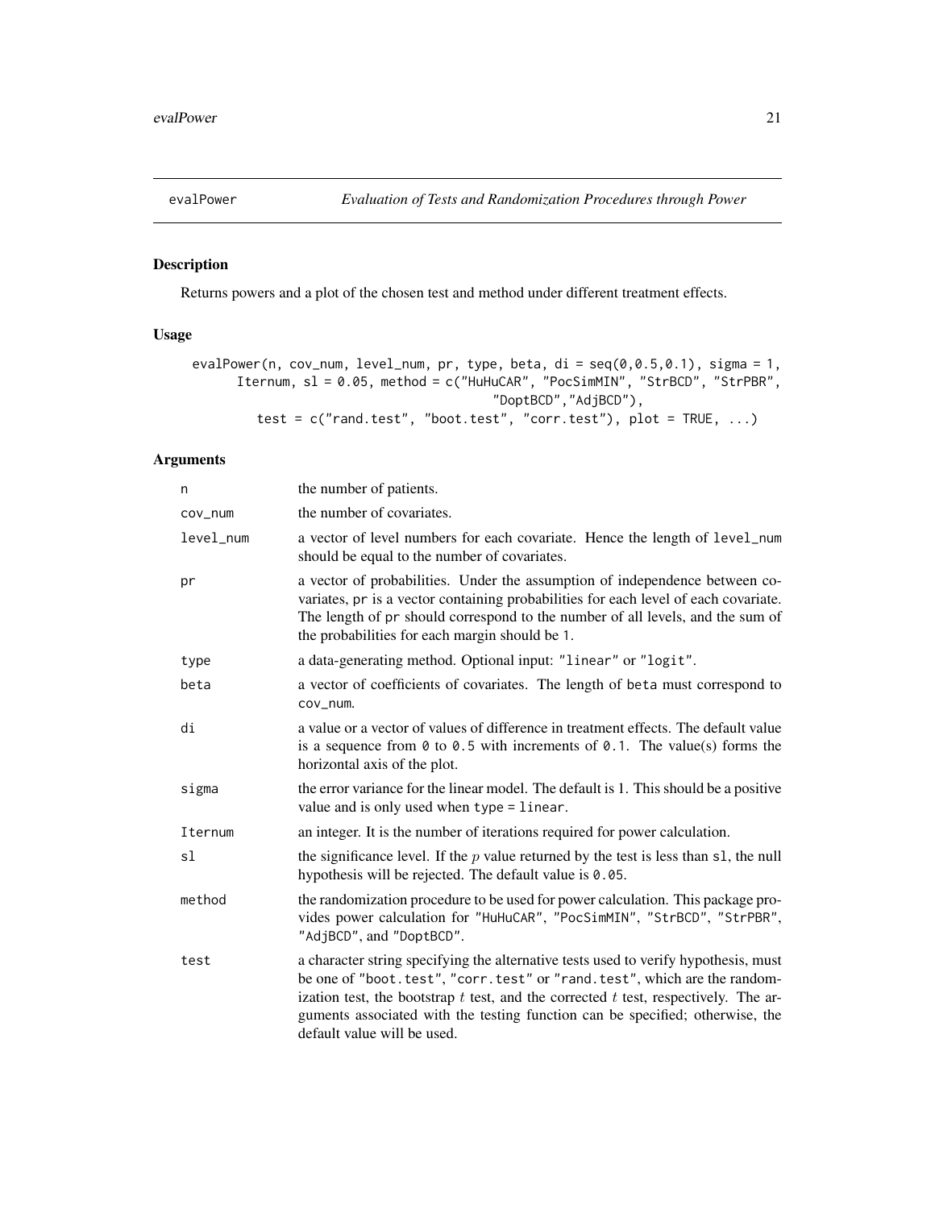# evalPower — *Evaluation of Tests and Randomization Procedures through Power*

## Description

Returns powers and a plot of the chosen test and method under different treatment effects.

## Usage

```
evalPower(n, cov_num, level_num, pr, type, beta, di = seq(0,0.5,0.1), sigma = 1,
      Iternum, sl = 0.05, method = c("HuHuCAR", "PocSimMIN", "StrBCD", "StrPBR",
                                     "DoptBCD","AdjBCD"),
        test = c("rand.test", "boot.test", "corr.test"), plot = TRUE, ...)
```

## Arguments

| | |
|---|---|
| `n` | the number of patients. |
| `cov_num` | the number of covariates. |
| `level_num` | a vector of level numbers for each covariate. Hence the length of `level_num` should be equal to the number of covariates. |
| `pr` | a vector of probabilities. Under the assumption of independence between covariates, `pr` is a vector containing probabilities for each level of each covariate. The length of `pr` should correspond to the number of all levels, and the sum of the probabilities for each margin should be 1. |
| `type` | a data-generating method. Optional input: `"linear"` or `"logit"`. |
| `beta` | a vector of coefficients of covariates. The length of `beta` must correspond to `cov_num`. |
| `di` | a value or a vector of values of difference in treatment effects. The default value is a sequence from `0` to `0.5` with increments of `0.1`. The value(s) forms the horizontal axis of the plot. |
| `sigma` | the error variance for the linear model. The default is 1. This should be a positive value and is only used when `type = linear`. |
| `Iternum` | an integer. It is the number of iterations required for power calculation. |
| `sl` | the significance level. If the $p$ value returned by the test is less than `sl`, the null hypothesis will be rejected. The default value is `0.05`. |
| `method` | the randomization procedure to be used for power calculation. This package provides power calculation for `"HuHuCAR"`, `"PocSimMIN"`, `"StrBCD"`, `"StrPBR"`, `"AdjBCD"`, and `"DoptBCD"`. |
| `test` | a character string specifying the alternative tests used to verify hypothesis, must be one of `"boot.test"`, `"corr.test"` or `"rand.test"`, which are the randomization test, the bootstrap $t$ test, and the corrected $t$ test, respectively. The arguments associated with the testing function can be specified; otherwise, the default value will be used. |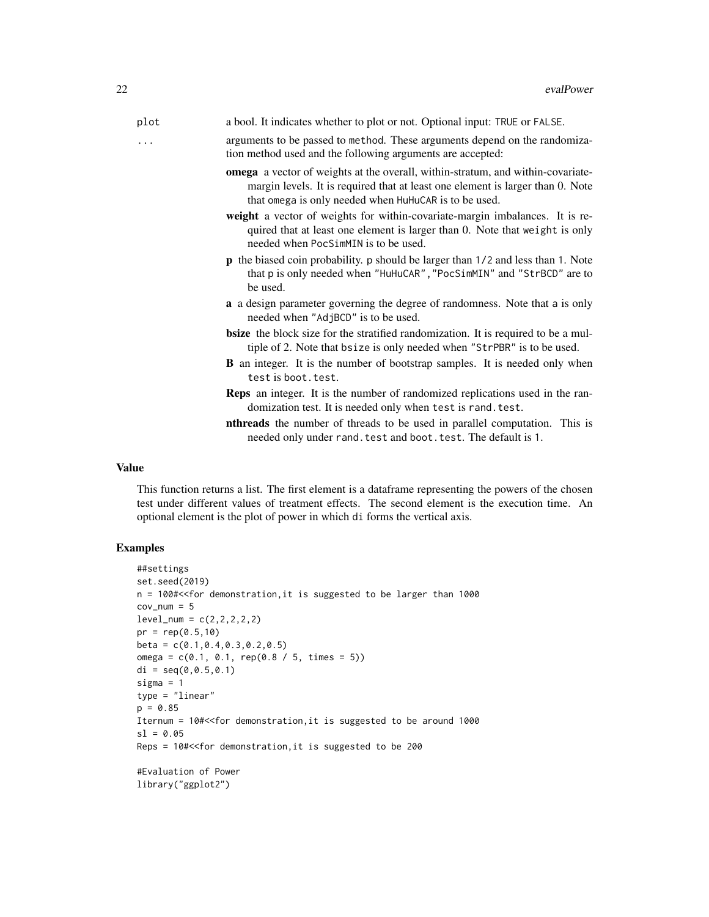| | |
|---|---|
| `plot` | a bool. It indicates whether to plot or not. Optional input: `TRUE` or `FALSE`. |
| `...` | arguments to be passed to `method`. These arguments depend on the randomization method used and the following arguments are accepted: |

- **omega** a vector of weights at the overall, within-stratum, and within-covariate-margin levels. It is required that at least one element is larger than 0. Note that `omega` is only needed when `HuHuCAR` is to be used.
- **weight** a vector of weights for within-covariate-margin imbalances. It is required that at least one element is larger than 0. Note that `weight` is only needed when `PocSimMIN` is to be used.
- **p** the biased coin probability. `p` should be larger than `1/2` and less than `1`. Note that `p` is only needed when `"HuHuCAR"`, `"PocSimMIN"` and `"StrBCD"` are to be used.
- **a** a design parameter governing the degree of randomness. Note that `a` is only needed when `"AdjBCD"` is to be used.
- **bsize** the block size for the stratified randomization. It is required to be a multiple of 2. Note that `bsize` is only needed when `"StrPBR"` is to be used.
- **B** an integer. It is the number of bootstrap samples. It is needed only when `test` is `boot.test`.
- **Reps** an integer. It is the number of randomized replications used in the randomization test. It is needed only when `test` is `rand.test`.
- **nthreads** the number of threads to be used in parallel computation. This is needed only under `rand.test` and `boot.test`. The default is `1`.

## Value

This function returns a list. The first element is a dataframe representing the powers of the chosen test under different values of treatment effects. The second element is the execution time. An optional element is the plot of power in which `di` forms the vertical axis.

## Examples

```
##settings
set.seed(2019)
n = 100#<<for demonstration,it is suggested to be larger than 1000
cov_num = 5
level_num = c(2,2,2,2,2)
pr = rep(0.5,10)
beta = c(0.1,0.4,0.3,0.2,0.5)
omega = c(0.1, 0.1, rep(0.8 / 5, times = 5))
di = seq(0,0.5,0.1)
sigma = 1
type = "linear"
p = 0.85
Iternum = 10#<<for demonstration,it is suggested to be around 1000
sl = 0.05
Reps = 10#<<for demonstration,it is suggested to be 200

#Evaluation of Power
library("ggplot2")
```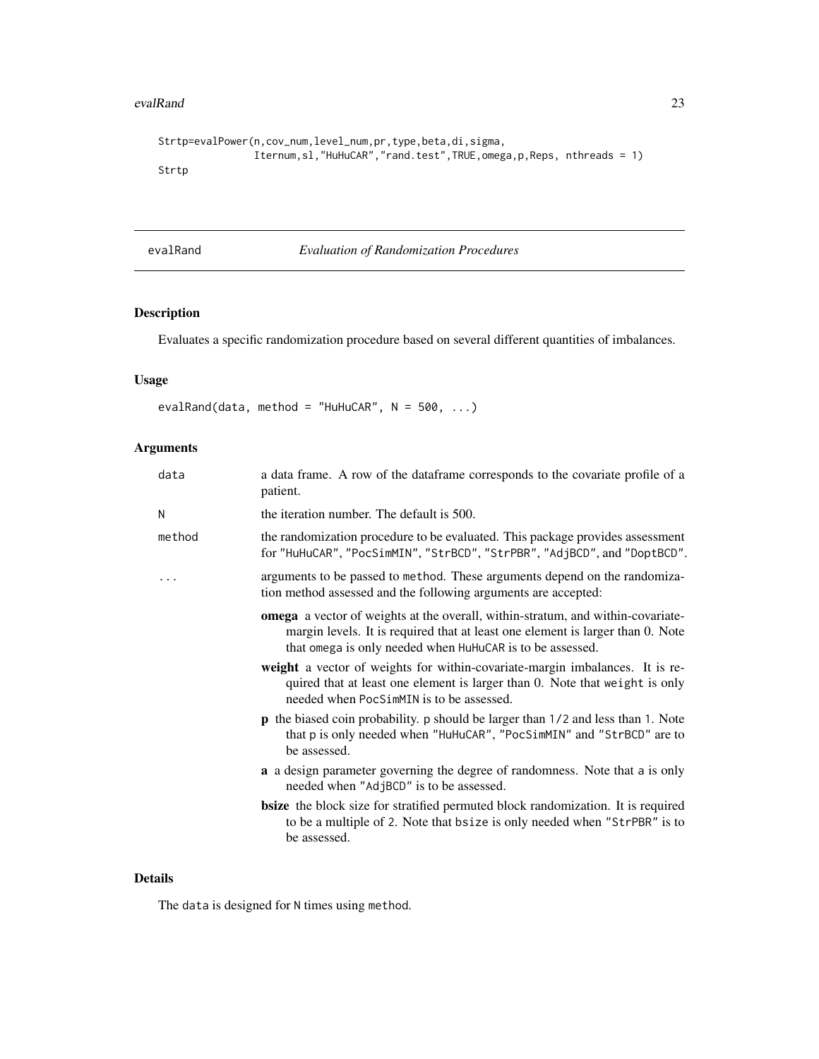```
Strtp=evalPower(n,cov_num,level_num,pr,type,beta,di,sigma,
                Iternum,sl,"HuHuCAR","rand.test",TRUE,omega,p,Reps, nthreads = 1)
Strtp
```

## evalRand *Evaluation of Randomization Procedures*

### Description

Evaluates a specific randomization procedure based on several different quantities of imbalances.

### Usage

```
evalRand(data, method = "HuHuCAR", N = 500, ...)
```

### Arguments

| | |
|---|---|
| data | a data frame. A row of the dataframe corresponds to the covariate profile of a patient. |
| N | the iteration number. The default is 500. |
| method | the randomization procedure to be evaluated. This package provides assessment for "HuHuCAR", "PocSimMIN", "StrBCD", "StrPBR", "AdjBCD", and "DoptBCD". |
| ... | arguments to be passed to method. These arguments depend on the randomization method assessed and the following arguments are accepted: **omega** a vector of weights at the overall, within-stratum, and within-covariate-margin levels. It is required that at least one element is larger than 0. Note that omega is only needed when HuHuCAR is to be assessed. **weight** a vector of weights for within-covariate-margin imbalances. It is required that at least one element is larger than 0. Note that weight is only needed when PocSimMIN is to be assessed. **p** the biased coin probability. p should be larger than 1/2 and less than 1. Note that p is only needed when "HuHuCAR", "PocSimMIN" and "StrBCD" are to be assessed. **a** a design parameter governing the degree of randomness. Note that a is only needed when "AdjBCD" is to be assessed. **bsize** the block size for stratified permuted block randomization. It is required to be a multiple of 2. Note that bsize is only needed when "StrPBR" is to be assessed. |

### Details

The data is designed for N times using method.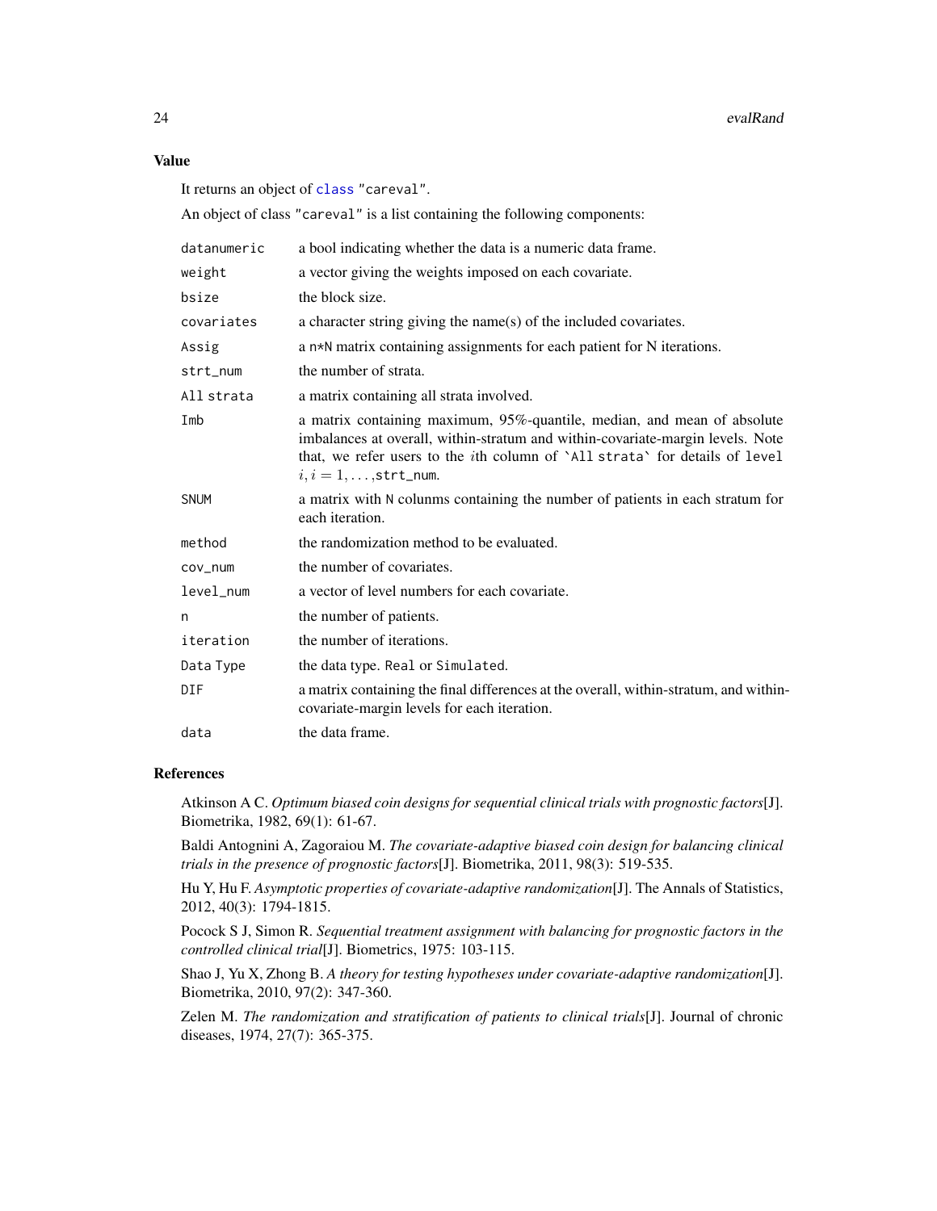## Value

It returns an object of class "careval".

An object of class "careval" is a list containing the following components:

| | |
|---|---|
| datanumeric | a bool indicating whether the data is a numeric data frame. |
| weight | a vector giving the weights imposed on each covariate. |
| bsize | the block size. |
| covariates | a character string giving the name(s) of the included covariates. |
| Assig | a n*N matrix containing assignments for each patient for N iterations. |
| strt_num | the number of strata. |
| All strata | a matrix containing all strata involved. |
| Imb | a matrix containing maximum, 95%-quantile, median, and mean of absolute imbalances at overall, within-stratum and within-covariate-margin levels. Note that, we refer users to the $i$th column of `All strata` for details of level $i, i = 1, \ldots,$strt_num. |
| SNUM | a matrix with N colunms containing the number of patients in each stratum for each iteration. |
| method | the randomization method to be evaluated. |
| cov_num | the number of covariates. |
| level_num | a vector of level numbers for each covariate. |
| n | the number of patients. |
| iteration | the number of iterations. |
| Data Type | the data type. Real or Simulated. |
| DIF | a matrix containing the final differences at the overall, within-stratum, and within-covariate-margin levels for each iteration. |
| data | the data frame. |

## References

Atkinson A C. *Optimum biased coin designs for sequential clinical trials with prognostic factors*[J]. Biometrika, 1982, 69(1): 61-67.

Baldi Antognini A, Zagoraiou M. *The covariate-adaptive biased coin design for balancing clinical trials in the presence of prognostic factors*[J]. Biometrika, 2011, 98(3): 519-535.

Hu Y, Hu F. *Asymptotic properties of covariate-adaptive randomization*[J]. The Annals of Statistics, 2012, 40(3): 1794-1815.

Pocock S J, Simon R. *Sequential treatment assignment with balancing for prognostic factors in the controlled clinical trial*[J]. Biometrics, 1975: 103-115.

Shao J, Yu X, Zhong B. *A theory for testing hypotheses under covariate-adaptive randomization*[J]. Biometrika, 2010, 97(2): 347-360.

Zelen M. *The randomization and stratification of patients to clinical trials*[J]. Journal of chronic diseases, 1974, 27(7): 365-375.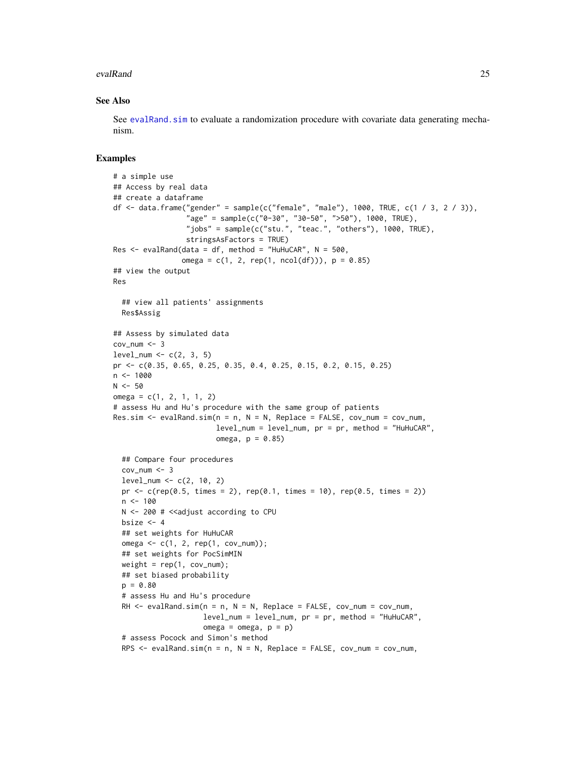## See Also

See `evalRand.sim` to evaluate a randomization procedure with covariate data generating mechanism.

## Examples

```
# a simple use
## Access by real data
## create a dataframe
df <- data.frame("gender" = sample(c("female", "male"), 1000, TRUE, c(1 / 3, 2 / 3)),
                 "age" = sample(c("0-30", "30-50", ">50"), 1000, TRUE),
                 "jobs" = sample(c("stu.", "teac.", "others"), 1000, TRUE),
                 stringsAsFactors = TRUE)
Res <- evalRand(data = df, method = "HuHuCAR", N = 500,
                omega = c(1, 2, rep(1, ncol(df))), p = 0.85)
## view the output
Res

  ## view all patients' assignments
  Res$Assig

## Assess by simulated data
cov_num <- 3
level_num <- c(2, 3, 5)
pr <- c(0.35, 0.65, 0.25, 0.35, 0.4, 0.25, 0.15, 0.2, 0.15, 0.25)
n <- 1000
N <- 50
omega = c(1, 2, 1, 1, 2)
# assess Hu and Hu's procedure with the same group of patients
Res.sim <- evalRand.sim(n = n, N = N, Replace = FALSE, cov_num = cov_num,
                        level_num = level_num, pr = pr, method = "HuHuCAR",
                        omega, p = 0.85)

  ## Compare four procedures
  cov_num <- 3
  level_num <- c(2, 10, 2)
  pr <- c(rep(0.5, times = 2), rep(0.1, times = 10), rep(0.5, times = 2))
  n <- 100
  N <- 200 # <<adjust according to CPU
  bsize <- 4
  ## set weights for HuHuCAR
  omega <- c(1, 2, rep(1, cov_num));
  ## set weights for PocSimMIN
  weight = rep(1, cov_num);
  ## set biased probability
  p = 0.80
  # assess Hu and Hu's procedure
  RH <- evalRand.sim(n = n, N = N, Replace = FALSE, cov_num = cov_num,
                     level_num = level_num, pr = pr, method = "HuHuCAR",
                     omega = omega, p = p)
  # assess Pocock and Simon's method
  RPS <- evalRand.sim(n = n, N = N, Replace = FALSE, cov_num = cov_num,
```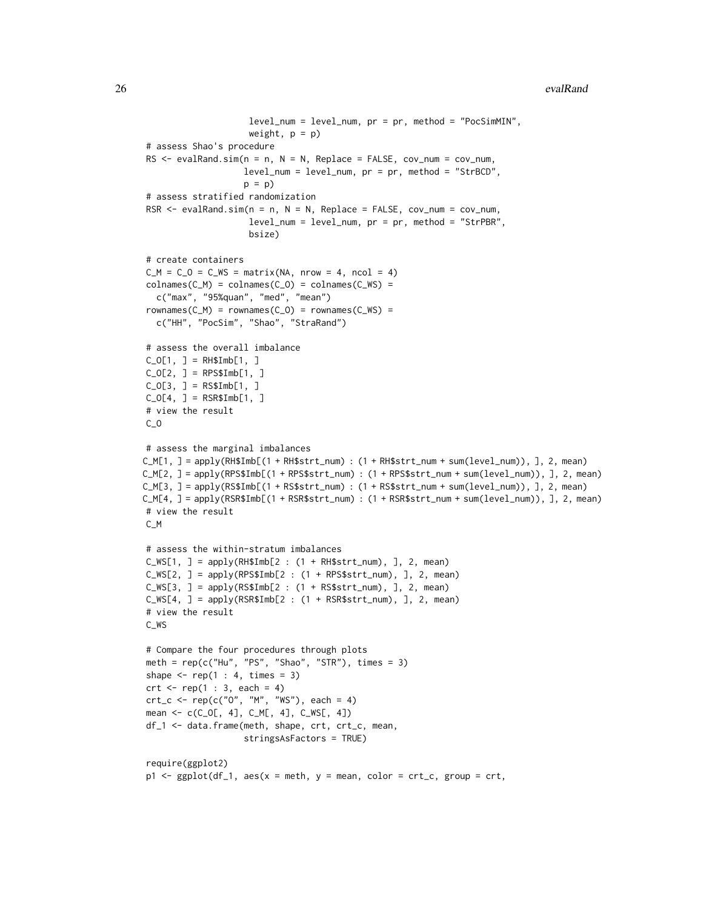```
                    level_num = level_num, pr = pr, method = "PocSimMIN",
                    weight, p = p)
# assess Shao's procedure
RS <- evalRand.sim(n = n, N = N, Replace = FALSE, cov_num = cov_num,
                   level_num = level_num, pr = pr, method = "StrBCD",
                   p = p)
# assess stratified randomization
RSR <- evalRand.sim(n = n, N = N, Replace = FALSE, cov_num = cov_num,
                    level_num = level_num, pr = pr, method = "StrPBR",
                    bsize)

# create containers
C_M = C_O = C_WS = matrix(NA, nrow = 4, ncol = 4)
colnames(C_M) = colnames(C_O) = colnames(C_WS) =
  c("max", "95%quan", "med", "mean")
rownames(C_M) = rownames(C_O) = rownames(C_WS) =
  c("HH", "PocSim", "Shao", "StraRand")

# assess the overall imbalance
C_O[1, ] = RH$Imb[1, ]
C_O[2, ] = RPS$Imb[1, ]
C_O[3, ] = RS$Imb[1, ]
C_O[4, ] = RSR$Imb[1, ]
# view the result
C_O

# assess the marginal imbalances
C_M[1, ] = apply(RH$Imb[(1 + RH$strt_num) : (1 + RH$strt_num + sum(level_num)), ], 2, mean)
C_M[2, ] = apply(RPS$Imb[(1 + RPS$strt_num) : (1 + RPS$strt_num + sum(level_num)), ], 2, mean)
C_M[3, ] = apply(RS$Imb[(1 + RS$strt_num) : (1 + RS$strt_num + sum(level_num)), ], 2, mean)
C_M[4, ] = apply(RSR$Imb[(1 + RSR$strt_num) : (1 + RSR$strt_num + sum(level_num)), ], 2, mean)
# view the result
C_M

# assess the within-stratum imbalances
C_WS[1, ] = apply(RH$Imb[2 : (1 + RH$strt_num), ], 2, mean)
C_WS[2, ] = apply(RPS$Imb[2 : (1 + RPS$strt_num), ], 2, mean)
C_WS[3, ] = apply(RS$Imb[2 : (1 + RS$strt_num), ], 2, mean)
C_WS[4, ] = apply(RSR$Imb[2 : (1 + RSR$strt_num), ], 2, mean)
# view the result
C_WS

# Compare the four procedures through plots
meth = rep(c("Hu", "PS", "Shao", "STR"), times = 3)
shape <- rep(1 : 4, times = 3)
crt <- rep(1 : 3, each = 4)
crt_c <- rep(c("O", "M", "WS"), each = 4)
mean <- c(C_O[, 4], C_M[, 4], C_WS[, 4])
df_1 <- data.frame(meth, shape, crt, crt_c, mean,
                   stringsAsFactors = TRUE)

require(ggplot2)
p1 <- ggplot(df_1, aes(x = meth, y = mean, color = crt_c, group = crt,
```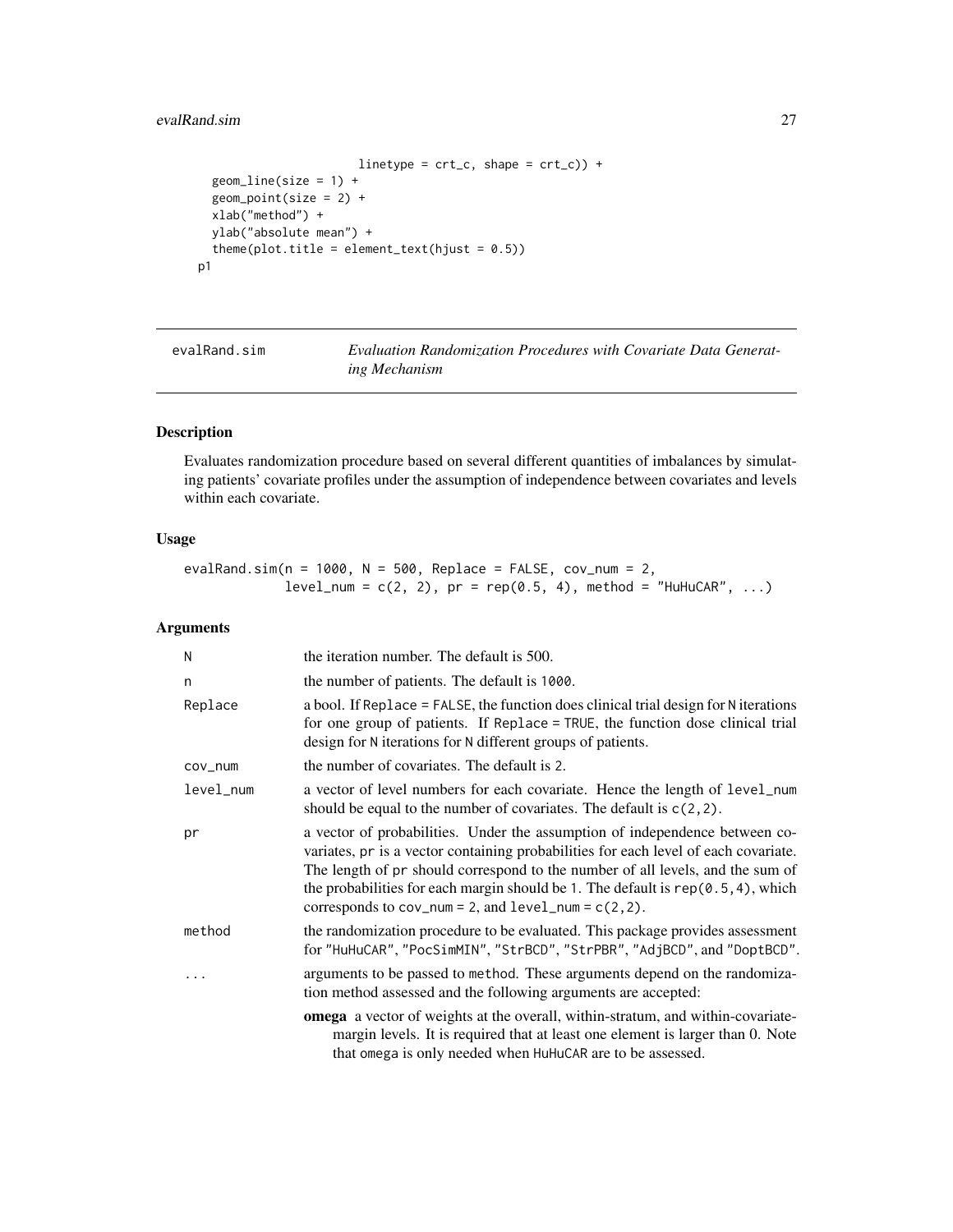```
                      linetype = crt_c, shape = crt_c)) +
    geom_line(size = 1) +
    geom_point(size = 2) +
    xlab("method") +
    ylab("absolute mean") +
    theme(plot.title = element_text(hjust = 0.5))
  p1
```

---

evalRand.sim *Evaluation Randomization Procedures with Covariate Data Generating Mechanism*

---

## Description

Evaluates randomization procedure based on several different quantities of imbalances by simulating patients' covariate profiles under the assumption of independence between covariates and levels within each covariate.

## Usage

```
evalRand.sim(n = 1000, N = 500, Replace = FALSE, cov_num = 2,
             level_num = c(2, 2), pr = rep(0.5, 4), method = "HuHuCAR", ...)
```

## Arguments

| Argument | Description |
|---|---|
| N | the iteration number. The default is 500. |
| n | the number of patients. The default is 1000. |
| Replace | a bool. If Replace = FALSE, the function does clinical trial design for N iterations for one group of patients. If Replace = TRUE, the function dose clinical trial design for N iterations for N different groups of patients. |
| cov_num | the number of covariates. The default is 2. |
| level_num | a vector of level numbers for each covariate. Hence the length of level_num should be equal to the number of covariates. The default is c(2,2). |
| pr | a vector of probabilities. Under the assumption of independence between covariates, pr is a vector containing probabilities for each level of each covariate. The length of pr should correspond to the number of all levels, and the sum of the probabilities for each margin should be 1. The default is rep(0.5,4), which corresponds to cov_num = 2, and level_num = c(2,2). |
| method | the randomization procedure to be evaluated. This package provides assessment for "HuHuCAR", "PocSimMIN", "StrBCD", "StrPBR", "AdjBCD", and "DoptBCD". |
| ... | arguments to be passed to method. These arguments depend on the randomization method assessed and the following arguments are accepted: **omega** a vector of weights at the overall, within-stratum, and within-covariate-margin levels. It is required that at least one element is larger than 0. Note that omega is only needed when HuHuCAR are to be assessed. |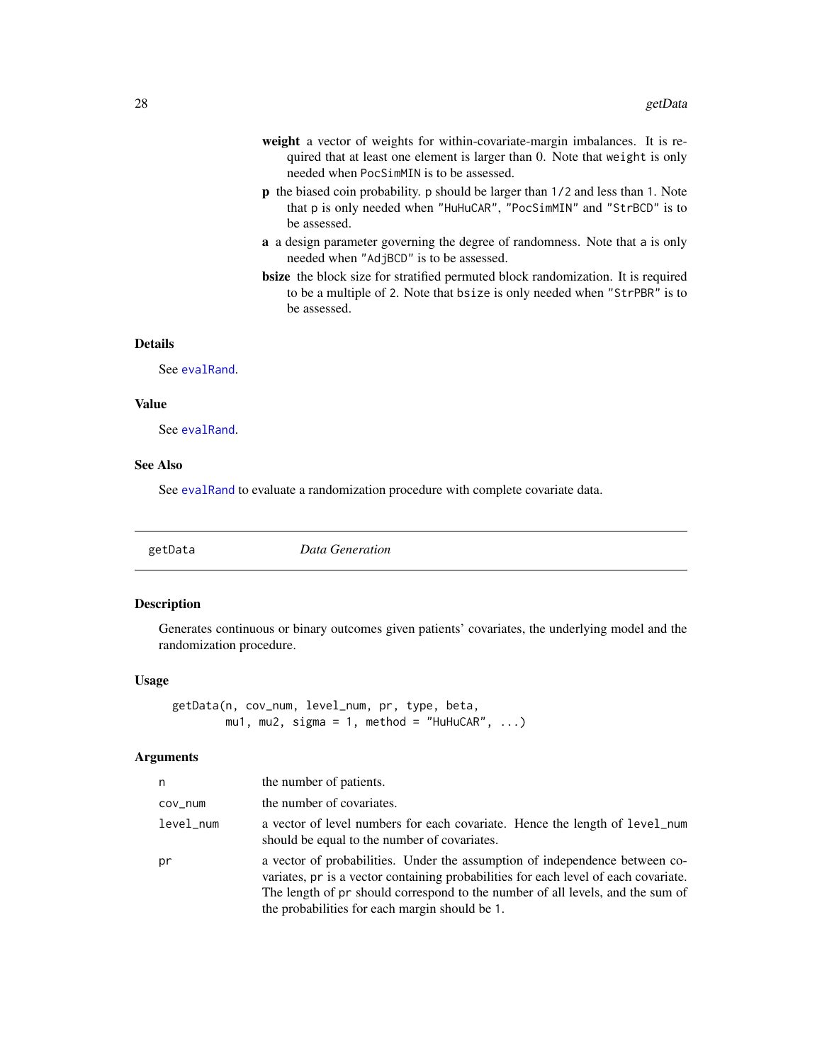- **weight** a vector of weights for within-covariate-margin imbalances. It is required that at least one element is larger than 0. Note that `weight` is only needed when `PocSimMIN` is to be assessed.
- **p** the biased coin probability. `p` should be larger than `1/2` and less than `1`. Note that `p` is only needed when `"HuHuCAR"`, `"PocSimMIN"` and `"StrBCD"` is to be assessed.
- **a** a design parameter governing the degree of randomness. Note that `a` is only needed when `"AdjBCD"` is to be assessed.
- **bsize** the block size for stratified permuted block randomization. It is required to be a multiple of 2. Note that `bsize` is only needed when `"StrPBR"` is to be assessed.

### Details

See `evalRand`.

### Value

See `evalRand`.

### See Also

See `evalRand` to evaluate a randomization procedure with complete covariate data.

---

## getData *Data Generation*

### Description

Generates continuous or binary outcomes given patients' covariates, the underlying model and the randomization procedure.

### Usage

```
getData(n, cov_num, level_num, pr, type, beta,
        mu1, mu2, sigma = 1, method = "HuHuCAR", ...)
```

### Arguments

| | |
|---|---|
| `n` | the number of patients. |
| `cov_num` | the number of covariates. |
| `level_num` | a vector of level numbers for each covariate. Hence the length of `level_num` should be equal to the number of covariates. |
| `pr` | a vector of probabilities. Under the assumption of independence between covariates, `pr` is a vector containing probabilities for each level of each covariate. The length of `pr` should correspond to the number of all levels, and the sum of the probabilities for each margin should be `1`. |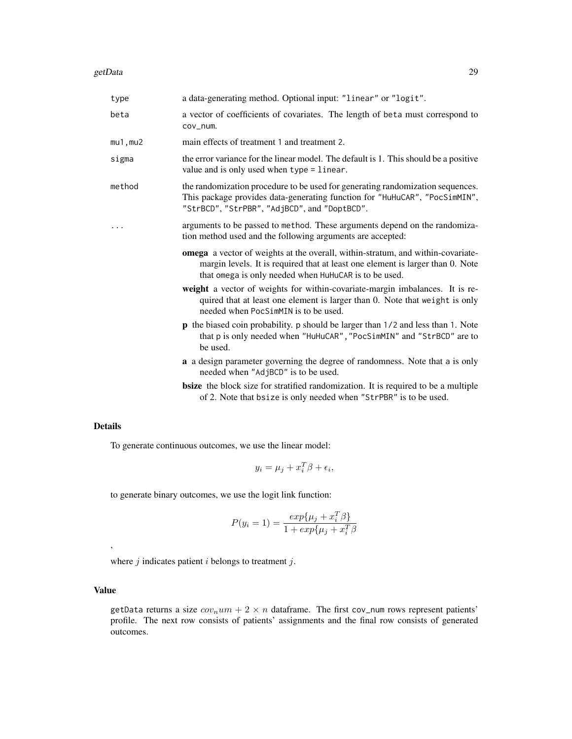| | |
|---|---|
| type | a data-generating method. Optional input: "linear" or "logit". |
| beta | a vector of coefficients of covariates. The length of beta must correspond to cov_num. |
| mu1,mu2 | main effects of treatment 1 and treatment 2. |
| sigma | the error variance for the linear model. The default is 1. This should be a positive value and is only used when type = linear. |
| method | the randomization procedure to be used for generating randomization sequences. This package provides data-generating function for "HuHuCAR", "PocSimMIN", "StrBCD", "StrPBR", "AdjBCD", and "DoptBCD". |
| ... | arguments to be passed to method. These arguments depend on the randomization method used and the following arguments are accepted: |

- **omega** a vector of weights at the overall, within-stratum, and within-covariate-margin levels. It is required that at least one element is larger than 0. Note that omega is only needed when HuHuCAR is to be used.
- **weight** a vector of weights for within-covariate-margin imbalances. It is required that at least one element is larger than 0. Note that weight is only needed when PocSimMIN is to be used.
- **p** the biased coin probability. p should be larger than 1/2 and less than 1. Note that p is only needed when "HuHuCAR","PocSimMIN" and "StrBCD" are to be used.
- **a** a design parameter governing the degree of randomness. Note that a is only needed when "AdjBCD" is to be used.
- **bsize** the block size for stratified randomization. It is required to be a multiple of 2. Note that bsize is only needed when "StrPBR" is to be used.

## Details

To generate continuous outcomes, we use the linear model:

$$y_i = \mu_j + x_i^T \beta + \epsilon_i,$$

to generate binary outcomes, we use the logit link function:

$$P(y_i = 1) = \frac{exp\{\mu_j + x_i^T \beta\}}{1 + exp\{\mu_j + x_i^T \beta}$$

,

where $j$ indicates patient $i$ belongs to treatment $j$.

## Value

getData returns a size $cov_num + 2 \times n$ dataframe. The first cov_num rows represent patients' profile. The next row consists of patients' assignments and the final row consists of generated outcomes.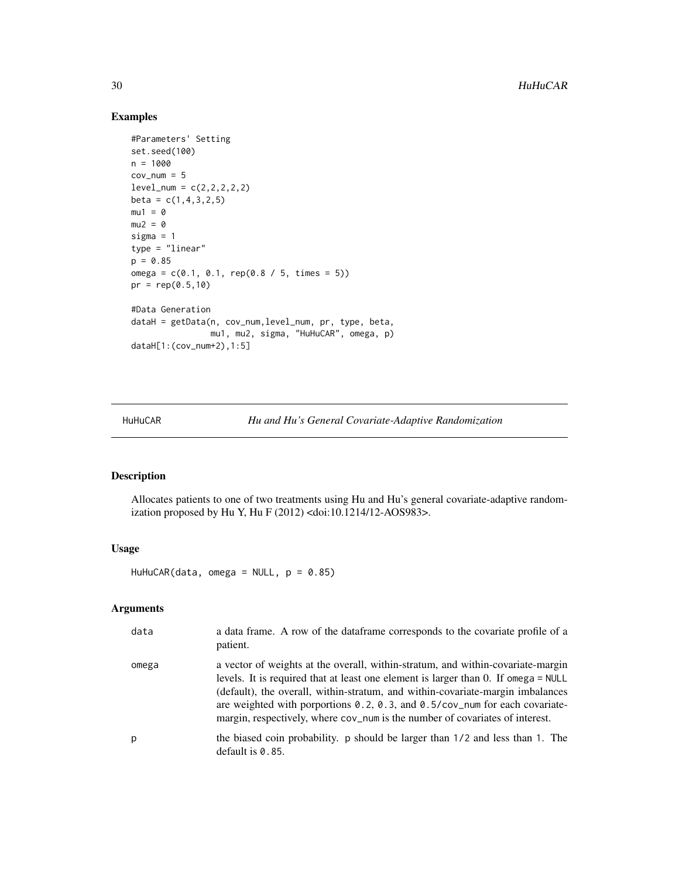## Examples

```
#Parameters' Setting
set.seed(100)
n = 1000
cov_num = 5
level_num = c(2,2,2,2,2)
beta = c(1,4,3,2,5)
mu1 = 0
mu2 = 0
sigma = 1
type = "linear"
p = 0.85
omega = c(0.1, 0.1, rep(0.8 / 5, times = 5))
pr = rep(0.5,10)

#Data Generation
dataH = getData(n, cov_num,level_num, pr, type, beta,
                mu1, mu2, sigma, "HuHuCAR", omega, p)
dataH[1:(cov_num+2),1:5]
```

---

# HuHuCAR *Hu and Hu's General Covariate-Adaptive Randomization*

---

## Description

Allocates patients to one of two treatments using Hu and Hu's general covariate-adaptive randomization proposed by Hu Y, Hu F (2012) <doi:10.1214/12-AOS983>.

## Usage

```
HuHuCAR(data, omega = NULL, p = 0.85)
```

## Arguments

| | |
|---|---|
| data | a data frame. A row of the dataframe corresponds to the covariate profile of a patient. |
| omega | a vector of weights at the overall, within-stratum, and within-covariate-margin levels. It is required that at least one element is larger than 0. If omega = NULL (default), the overall, within-stratum, and within-covariate-margin imbalances are weighted with porportions 0.2, 0.3, and 0.5/cov_num for each covariate-margin, respectively, where cov_num is the number of covariates of interest. |
| p | the biased coin probability. p should be larger than 1/2 and less than 1. The default is 0.85. |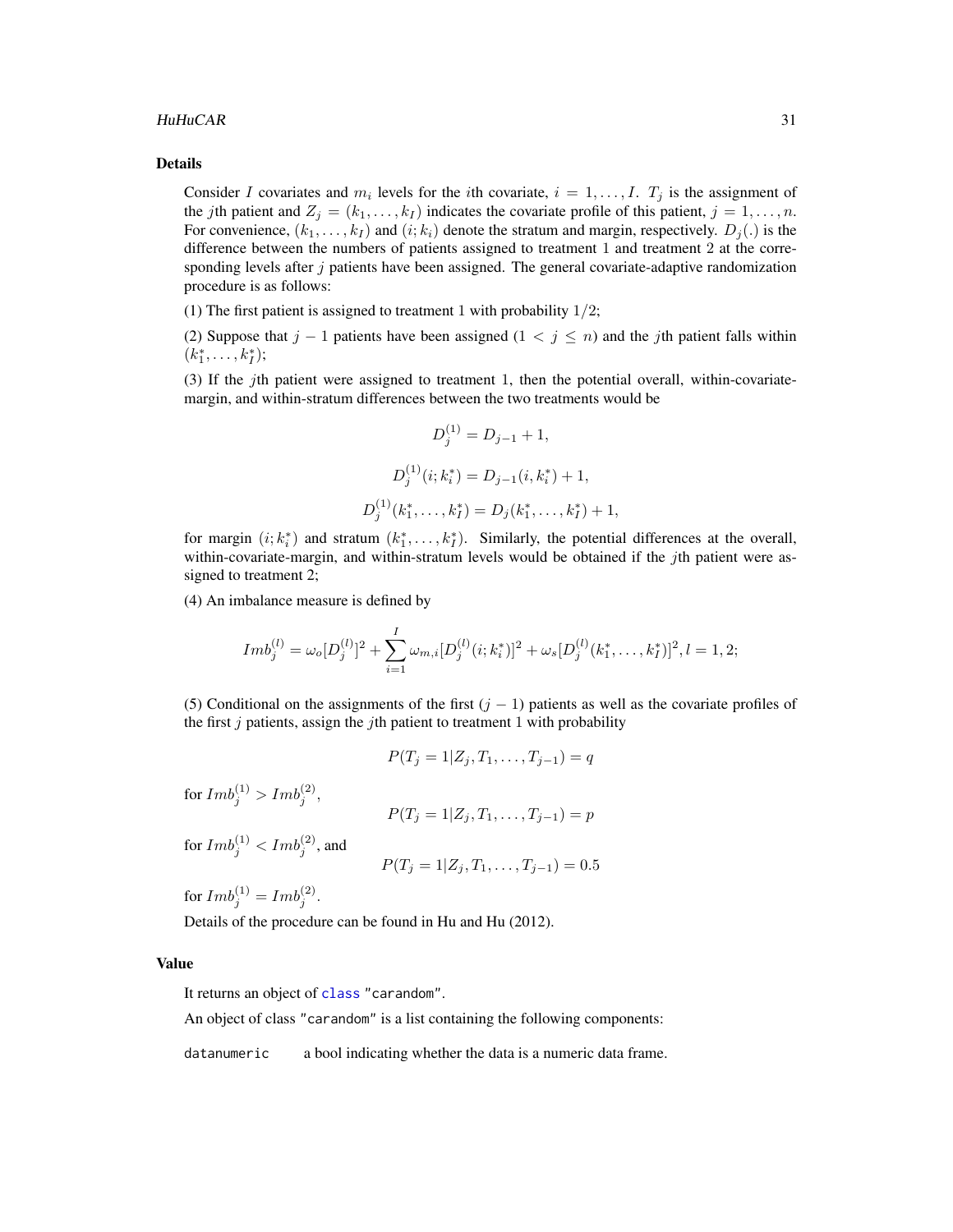## Details

Consider $I$ covariates and $m_i$ levels for the $i$th covariate, $i = 1, \ldots, I$. $T_j$ is the assignment of the $j$th patient and $Z_j = (k_1, \ldots, k_I)$ indicates the covariate profile of this patient, $j = 1, \ldots, n$. For convenience, $(k_1, \ldots, k_I)$ and $(i; k_i)$ denote the stratum and margin, respectively. $D_j(.)$ is the difference between the numbers of patients assigned to treatment 1 and treatment 2 at the corresponding levels after $j$ patients have been assigned. The general covariate-adaptive randomization procedure is as follows:

(1) The first patient is assigned to treatment 1 with probability $1/2$;

(2) Suppose that $j - 1$ patients have been assigned ($1 < j \leq n$) and the $j$th patient falls within $(k_1^*, \ldots, k_I^*)$;

(3) If the $j$th patient were assigned to treatment 1, then the potential overall, within-covariate-margin, and within-stratum differences between the two treatments would be

$$D_j^{(1)} = D_{j-1} + 1,$$

$$D_j^{(1)}(i; k_i^*) = D_{j-1}(i, k_i^*) + 1,$$

$$D_j^{(1)}(k_1^*, \ldots, k_I^*) = D_j(k_1^*, \ldots, k_I^*) + 1,$$

for margin $(i; k_i^*)$ and stratum $(k_1^*, \ldots, k_I^*)$. Similarly, the potential differences at the overall, within-covariate-margin, and within-stratum levels would be obtained if the $j$th patient were assigned to treatment 2;

(4) An imbalance measure is defined by

$$Imb_j^{(l)} = \omega_o[D_j^{(l)}]^2 + \sum_{i=1}^{I} \omega_{m,i}[D_j^{(l)}(i; k_i^*)]^2 + \omega_s[D_j^{(l)}(k_1^*, \ldots, k_I^*)]^2, l = 1, 2;$$

(5) Conditional on the assignments of the first $(j - 1)$ patients as well as the covariate profiles of the first $j$ patients, assign the $j$th patient to treatment 1 with probability

$$P(T_j = 1 | Z_j, T_1, \ldots, T_{j-1}) = q$$

for $Imb_j^{(1)} > Imb_j^{(2)}$,

$$P(T_j = 1 | Z_j, T_1, \ldots, T_{j-1}) = p$$

for $Imb_j^{(1)} < Imb_j^{(2)}$, and

$$P(T_j = 1 | Z_j, T_1, \ldots, T_{j-1}) = 0.5$$

for $Imb_j^{(1)} = Imb_j^{(2)}$.

Details of the procedure can be found in Hu and Hu (2012).

## Value

It returns an object of class "carandom".

An object of class "carandom" is a list containing the following components:

`datanumeric` a bool indicating whether the data is a numeric data frame.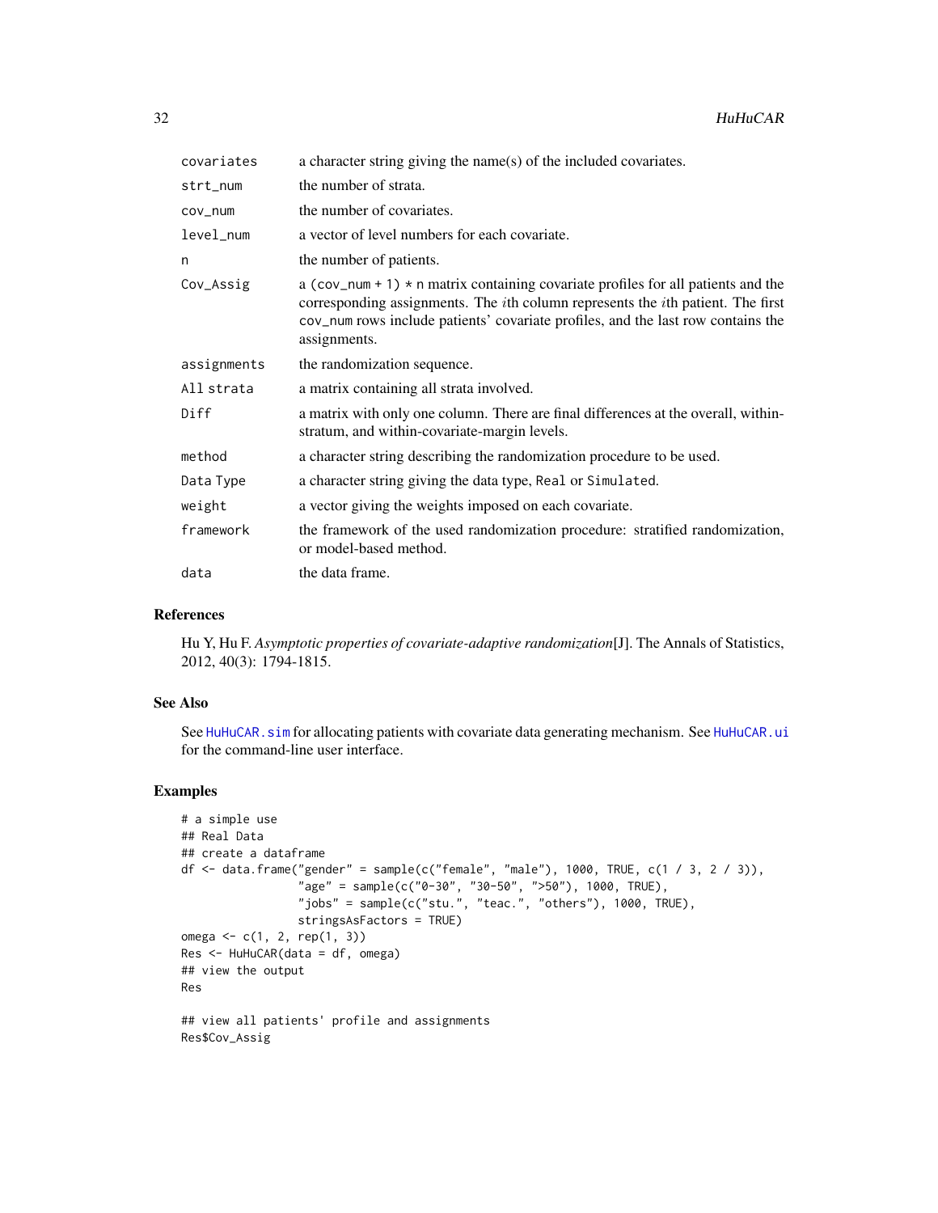| | |
|---|---|
| covariates | a character string giving the name(s) of the included covariates. |
| strt_num | the number of strata. |
| cov_num | the number of covariates. |
| level_num | a vector of level numbers for each covariate. |
| n | the number of patients. |
| Cov_Assig | a (cov_num + 1) * n matrix containing covariate profiles for all patients and the corresponding assignments. The $i$th column represents the $i$th patient. The first cov_num rows include patients' covariate profiles, and the last row contains the assignments. |
| assignments | the randomization sequence. |
| All strata | a matrix containing all strata involved. |
| Diff | a matrix with only one column. There are final differences at the overall, within-stratum, and within-covariate-margin levels. |
| method | a character string describing the randomization procedure to be used. |
| Data Type | a character string giving the data type, Real or Simulated. |
| weight | a vector giving the weights imposed on each covariate. |
| framework | the framework of the used randomization procedure: stratified randomization, or model-based method. |
| data | the data frame. |

## References

Hu Y, Hu F. *Asymptotic properties of covariate-adaptive randomization*[J]. The Annals of Statistics, 2012, 40(3): 1794-1815.

## See Also

See HuHuCAR.sim for allocating patients with covariate data generating mechanism. See HuHuCAR.ui for the command-line user interface.

## Examples

```
# a simple use
## Real Data
## create a dataframe
df <- data.frame("gender" = sample(c("female", "male"), 1000, TRUE, c(1 / 3, 2 / 3)),
                 "age" = sample(c("0-30", "30-50", ">50"), 1000, TRUE),
                 "jobs" = sample(c("stu.", "teac.", "others"), 1000, TRUE),
                 stringsAsFactors = TRUE)
omega <- c(1, 2, rep(1, 3))
Res <- HuHuCAR(data = df, omega)
## view the output
Res

## view all patients' profile and assignments
Res$Cov_Assig
```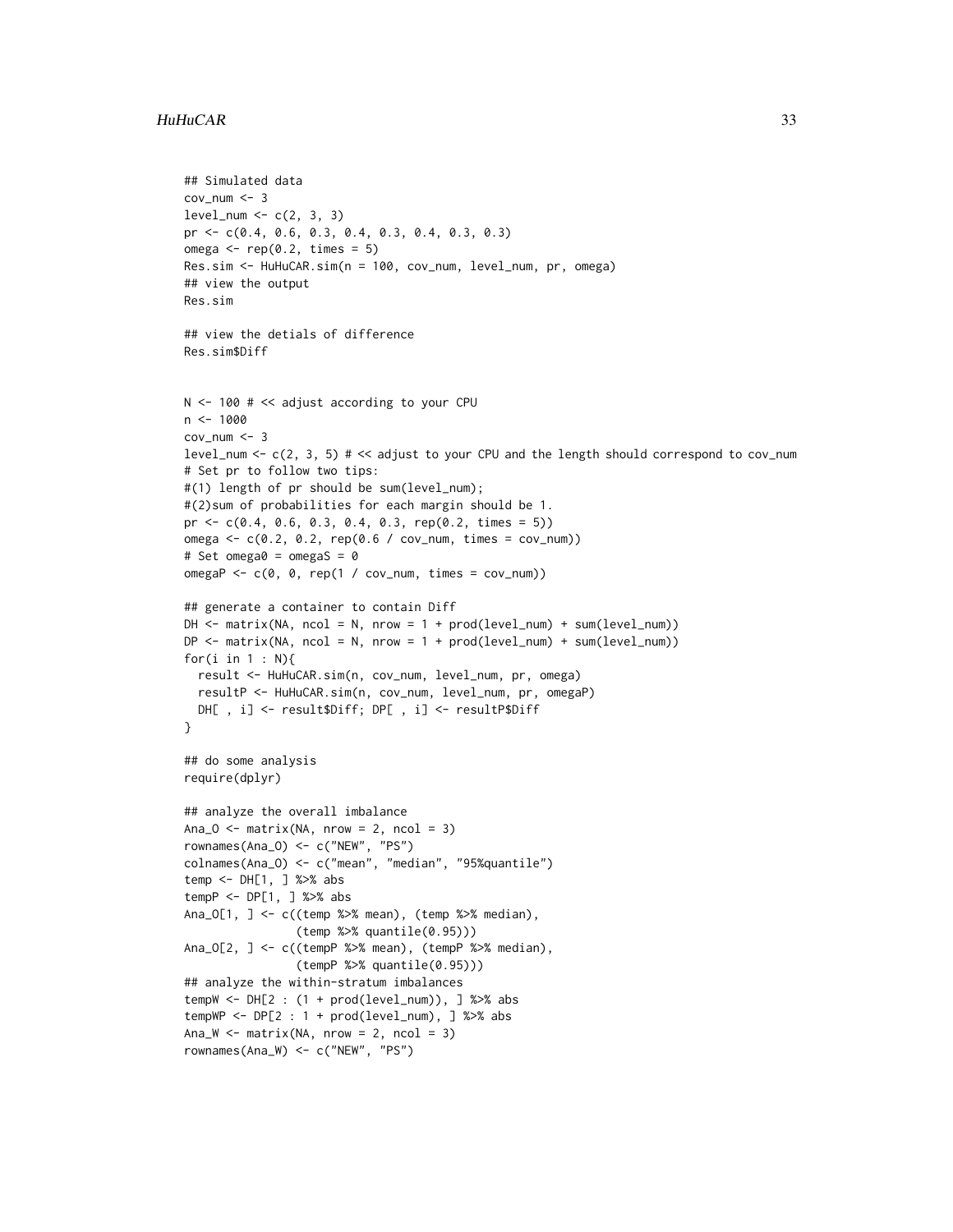```
## Simulated data
cov_num <- 3
level_num <- c(2, 3, 3)
pr <- c(0.4, 0.6, 0.3, 0.4, 0.3, 0.4, 0.3, 0.3)
omega <- rep(0.2, times = 5)
Res.sim <- HuHuCAR.sim(n = 100, cov_num, level_num, pr, omega)
## view the output
Res.sim

## view the detials of difference
Res.sim$Diff


N <- 100 # << adjust according to your CPU
n <- 1000
cov_num <- 3
level_num <- c(2, 3, 5) # << adjust to your CPU and the length should correspond to cov_num
# Set pr to follow two tips:
#(1) length of pr should be sum(level_num);
#(2)sum of probabilities for each margin should be 1.
pr <- c(0.4, 0.6, 0.3, 0.4, 0.3, rep(0.2, times = 5))
omega <- c(0.2, 0.2, rep(0.6 / cov_num, times = cov_num))
# Set omega0 = omegaS = 0
omegaP <- c(0, 0, rep(1 / cov_num, times = cov_num))

## generate a container to contain Diff
DH <- matrix(NA, ncol = N, nrow = 1 + prod(level_num) + sum(level_num))
DP <- matrix(NA, ncol = N, nrow = 1 + prod(level_num) + sum(level_num))
for(i in 1 : N){
  result <- HuHuCAR.sim(n, cov_num, level_num, pr, omega)
  resultP <- HuHuCAR.sim(n, cov_num, level_num, pr, omegaP)
  DH[ , i] <- result$Diff; DP[ , i] <- resultP$Diff
}

## do some analysis
require(dplyr)

## analyze the overall imbalance
Ana_O <- matrix(NA, nrow = 2, ncol = 3)
rownames(Ana_O) <- c("NEW", "PS")
colnames(Ana_O) <- c("mean", "median", "95%quantile")
temp <- DH[1, ] %>% abs
tempP <- DP[1, ] %>% abs
Ana_O[1, ] <- c((temp %>% mean), (temp %>% median),
                (temp %>% quantile(0.95)))
Ana_O[2, ] <- c((tempP %>% mean), (tempP %>% median),
                (tempP %>% quantile(0.95)))
## analyze the within-stratum imbalances
tempW <- DH[2 : (1 + prod(level_num)), ] %>% abs
tempWP <- DP[2 : 1 + prod(level_num), ] %>% abs
Ana_W <- matrix(NA, nrow = 2, ncol = 3)
rownames(Ana_W) <- c("NEW", "PS")
```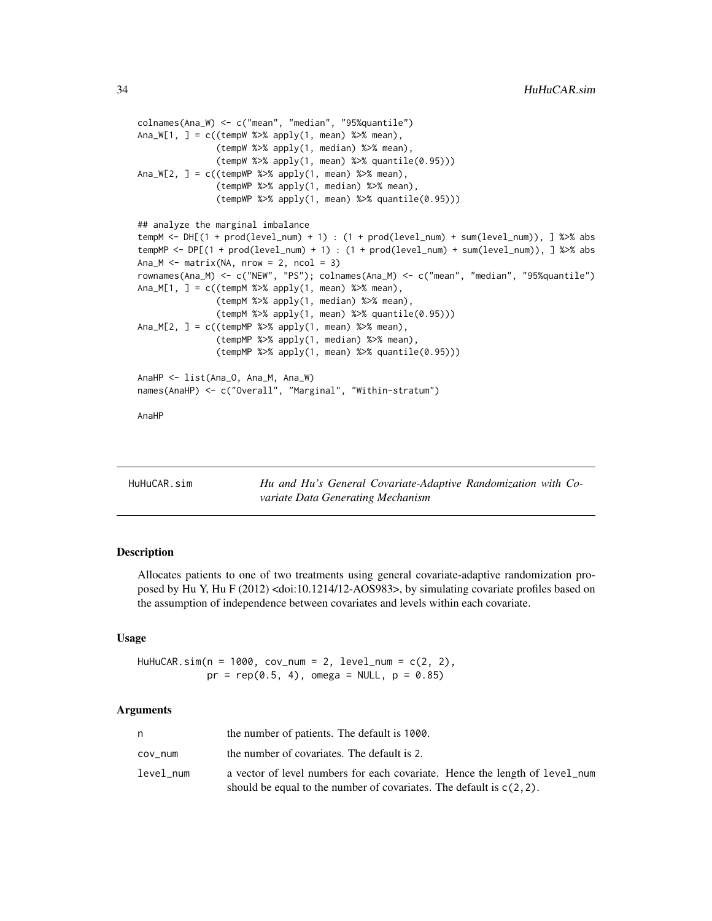```
colnames(Ana_W) <- c("mean", "median", "95%quantile")
Ana_W[1, ] = c((tempW %>% apply(1, mean) %>% mean),
               (tempW %>% apply(1, median) %>% mean),
               (tempW %>% apply(1, mean) %>% quantile(0.95)))
Ana_W[2, ] = c((tempWP %>% apply(1, mean) %>% mean),
               (tempWP %>% apply(1, median) %>% mean),
               (tempWP %>% apply(1, mean) %>% quantile(0.95)))

## analyze the marginal imbalance
tempM <- DH[(1 + prod(level_num) + 1) : (1 + prod(level_num) + sum(level_num)), ] %>% abs
tempMP <- DP[(1 + prod(level_num) + 1) : (1 + prod(level_num) + sum(level_num)), ] %>% abs
Ana_M <- matrix(NA, nrow = 2, ncol = 3)
rownames(Ana_M) <- c("NEW", "PS"); colnames(Ana_M) <- c("mean", "median", "95%quantile")
Ana_M[1, ] = c((tempM %>% apply(1, mean) %>% mean),
               (tempM %>% apply(1, median) %>% mean),
               (tempM %>% apply(1, mean) %>% quantile(0.95)))
Ana_M[2, ] = c((tempMP %>% apply(1, mean) %>% mean),
               (tempMP %>% apply(1, median) %>% mean),
               (tempMP %>% apply(1, mean) %>% quantile(0.95)))

AnaHP <- list(Ana_O, Ana_M, Ana_W)
names(AnaHP) <- c("Overall", "Marginal", "Within-stratum")

AnaHP
```

---

# HuHuCAR.sim — *Hu and Hu's General Covariate-Adaptive Randomization with Covariate Data Generating Mechanism*

## Description

Allocates patients to one of two treatments using general covariate-adaptive randomization proposed by Hu Y, Hu F (2012) <doi:10.1214/12-AOS983>, by simulating covariate profiles based on the assumption of independence between covariates and levels within each covariate.

## Usage

```
HuHuCAR.sim(n = 1000, cov_num = 2, level_num = c(2, 2),
            pr = rep(0.5, 4), omega = NULL, p = 0.85)
```

## Arguments

| | |
|---|---|
| n | the number of patients. The default is 1000. |
| cov_num | the number of covariates. The default is 2. |
| level_num | a vector of level numbers for each covariate. Hence the length of level_num should be equal to the number of covariates. The default is c(2,2). |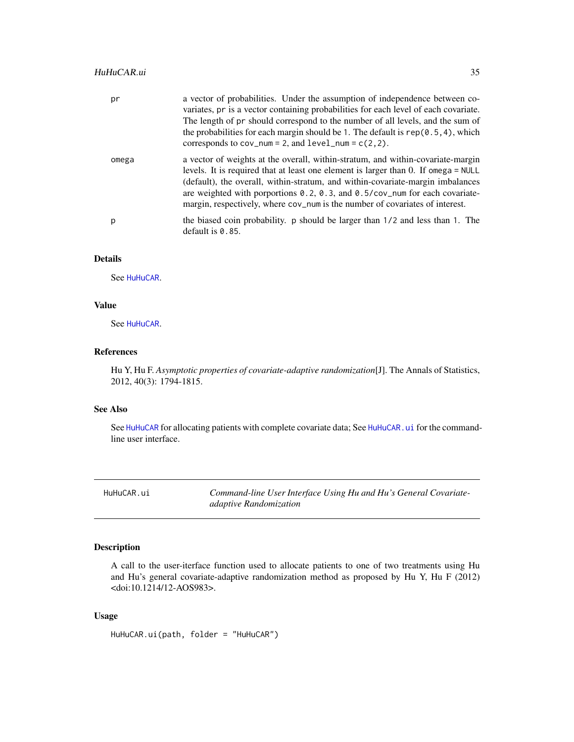| | |
|---|---|
| `pr` | a vector of probabilities. Under the assumption of independence between covariates, `pr` is a vector containing probabilities for each level of each covariate. The length of `pr` should correspond to the number of all levels, and the sum of the probabilities for each margin should be 1. The default is `rep(0.5,4)`, which corresponds to `cov_num = 2`, and `level_num = c(2,2)`. |
| `omega` | a vector of weights at the overall, within-stratum, and within-covariate-margin levels. It is required that at least one element is larger than 0. If `omega = NULL` (default), the overall, within-stratum, and within-covariate-margin imbalances are weighted with porportions `0.2`, `0.3`, and `0.5/cov_num` for each covariate-margin, respectively, where `cov_num` is the number of covariates of interest. |
| `p` | the biased coin probability. `p` should be larger than `1/2` and less than `1`. The default is `0.85`. |

### Details

See `HuHuCAR`.

### Value

See `HuHuCAR`.

### References

Hu Y, Hu F. *Asymptotic properties of covariate-adaptive randomization*[J]. The Annals of Statistics, 2012, 40(3): 1794-1815.

### See Also

See `HuHuCAR` for allocating patients with complete covariate data; See `HuHuCAR.ui` for the command-line user interface.

---

## HuHuCAR.ui — *Command-line User Interface Using Hu and Hu's General Covariate-adaptive Randomization*

---

### Description

A call to the user-iterface function used to allocate patients to one of two treatments using Hu and Hu's general covariate-adaptive randomization method as proposed by Hu Y, Hu F (2012) <doi:10.1214/12-AOS983>.

### Usage

```
HuHuCAR.ui(path, folder = "HuHuCAR")
```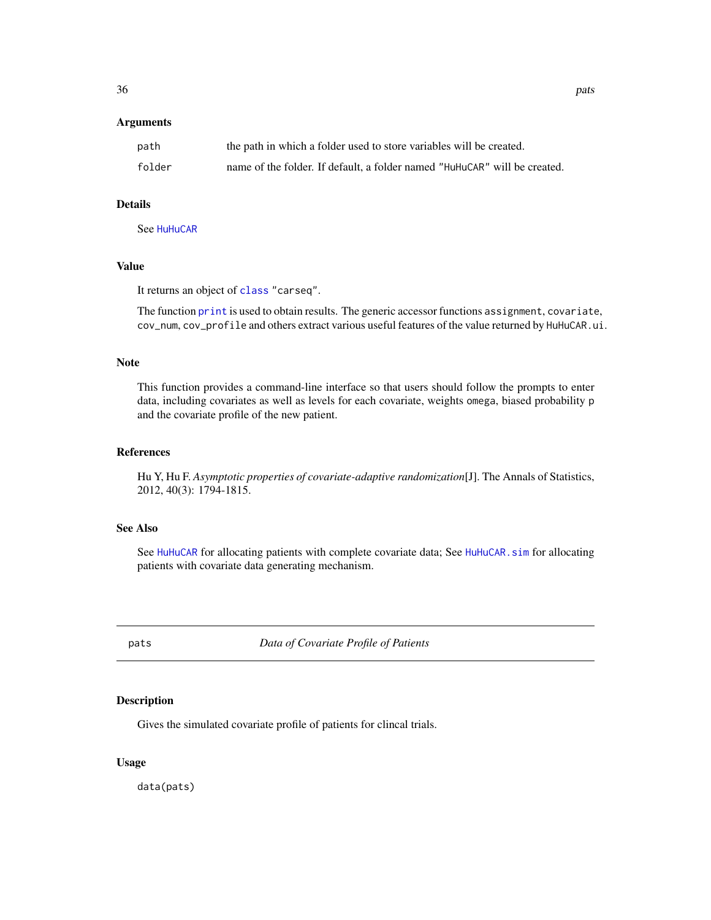### Arguments

| | |
|---|---|
| `path` | the path in which a folder used to store variables will be created. |
| `folder` | name of the folder. If default, a folder named `"HuHuCAR"` will be created. |

### Details

See HuHuCAR

### Value

It returns an object of class "carseq".

The function print is used to obtain results. The generic accessor functions `assignment`, `covariate`, `cov_num`, `cov_profile` and others extract various useful features of the value returned by `HuHuCAR.ui`.

### Note

This function provides a command-line interface so that users should follow the prompts to enter data, including covariates as well as levels for each covariate, weights `omega`, biased probability `p` and the covariate profile of the new patient.

### References

Hu Y, Hu F. *Asymptotic properties of covariate-adaptive randomization*[J]. The Annals of Statistics, 2012, 40(3): 1794-1815.

### See Also

See HuHuCAR for allocating patients with complete covariate data; See HuHuCAR.sim for allocating patients with covariate data generating mechanism.

---

## pats — *Data of Covariate Profile of Patients*

---

### Description

Gives the simulated covariate profile of patients for clincal trials.

### Usage

```
data(pats)
```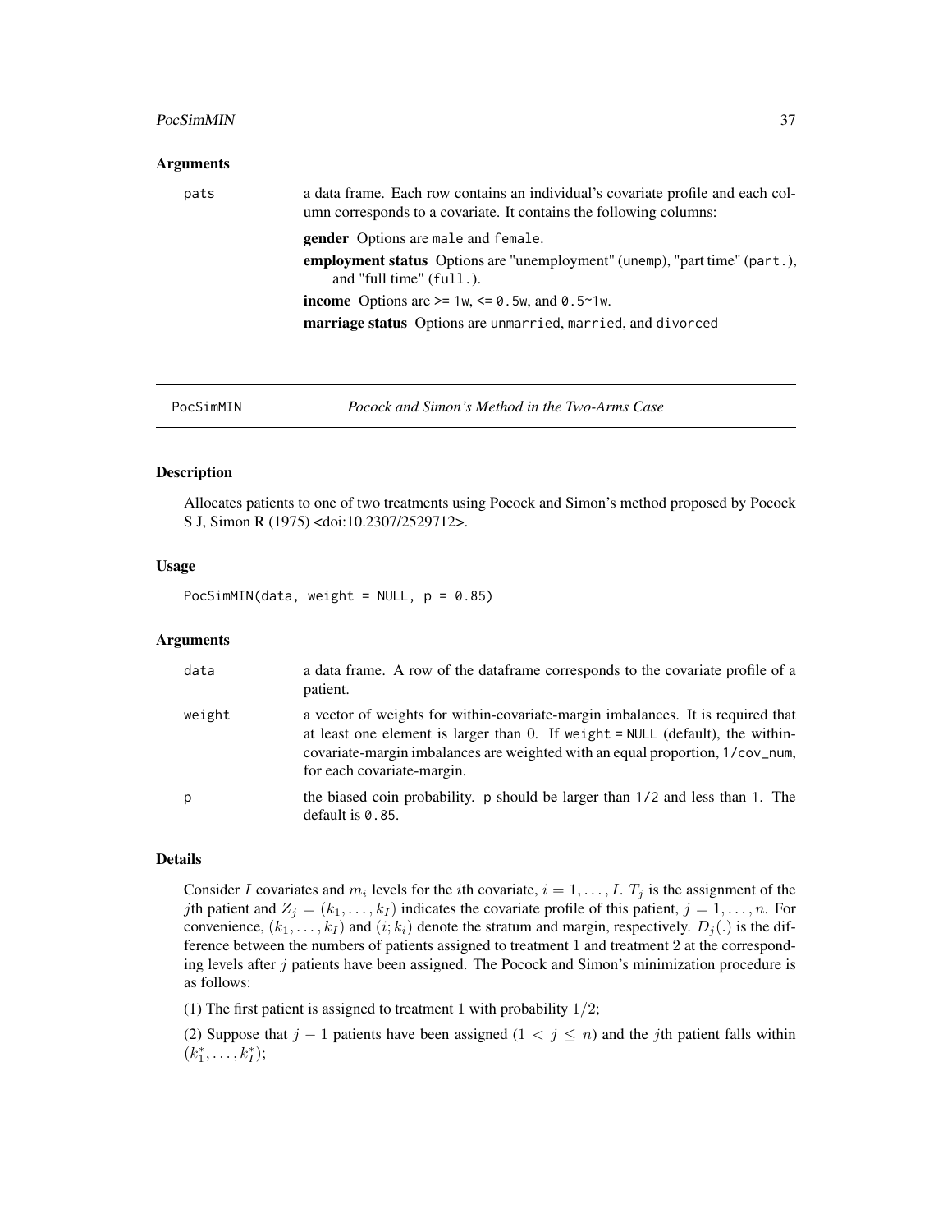## Arguments

pats — a data frame. Each row contains an individual's covariate profile and each column corresponds to a covariate. It contains the following columns:

- **gender** Options are male and female.
- **employment status** Options are "unemployment" (unemp), "part time" (part.), and "full time" (full.).
- **income** Options are >= 1w, <= 0.5w, and 0.5~1w.
- **marriage status** Options are unmarried, married, and divorced

---

PocSimMIN — *Pocock and Simon's Method in the Two-Arms Case*

---

## Description

Allocates patients to one of two treatments using Pocock and Simon's method proposed by Pocock S J, Simon R (1975) <doi:10.2307/2529712>.

## Usage

```
PocSimMIN(data, weight = NULL, p = 0.85)
```

## Arguments

| | |
|---|---|
| data | a data frame. A row of the dataframe corresponds to the covariate profile of a patient. |
| weight | a vector of weights for within-covariate-margin imbalances. It is required that at least one element is larger than 0. If weight = NULL (default), the within-covariate-margin imbalances are weighted with an equal proportion, 1/cov_num, for each covariate-margin. |
| p | the biased coin probability. p should be larger than 1/2 and less than 1. The default is 0.85. |

## Details

Consider $I$ covariates and $m_i$ levels for the $i$th covariate, $i = 1, \ldots, I$. $T_j$ is the assignment of the $j$th patient and $Z_j = (k_1, \ldots, k_I)$ indicates the covariate profile of this patient, $j = 1, \ldots, n$. For convenience, $(k_1, \ldots, k_I)$ and $(i; k_i)$ denote the stratum and margin, respectively. $D_j(.)$ is the difference between the numbers of patients assigned to treatment 1 and treatment 2 at the corresponding levels after $j$ patients have been assigned. The Pocock and Simon's minimization procedure is as follows:

(1) The first patient is assigned to treatment 1 with probability $1/2$;

(2) Suppose that $j - 1$ patients have been assigned ($1 < j \leq n$) and the $j$th patient falls within $(k_1^*, \ldots, k_I^*)$;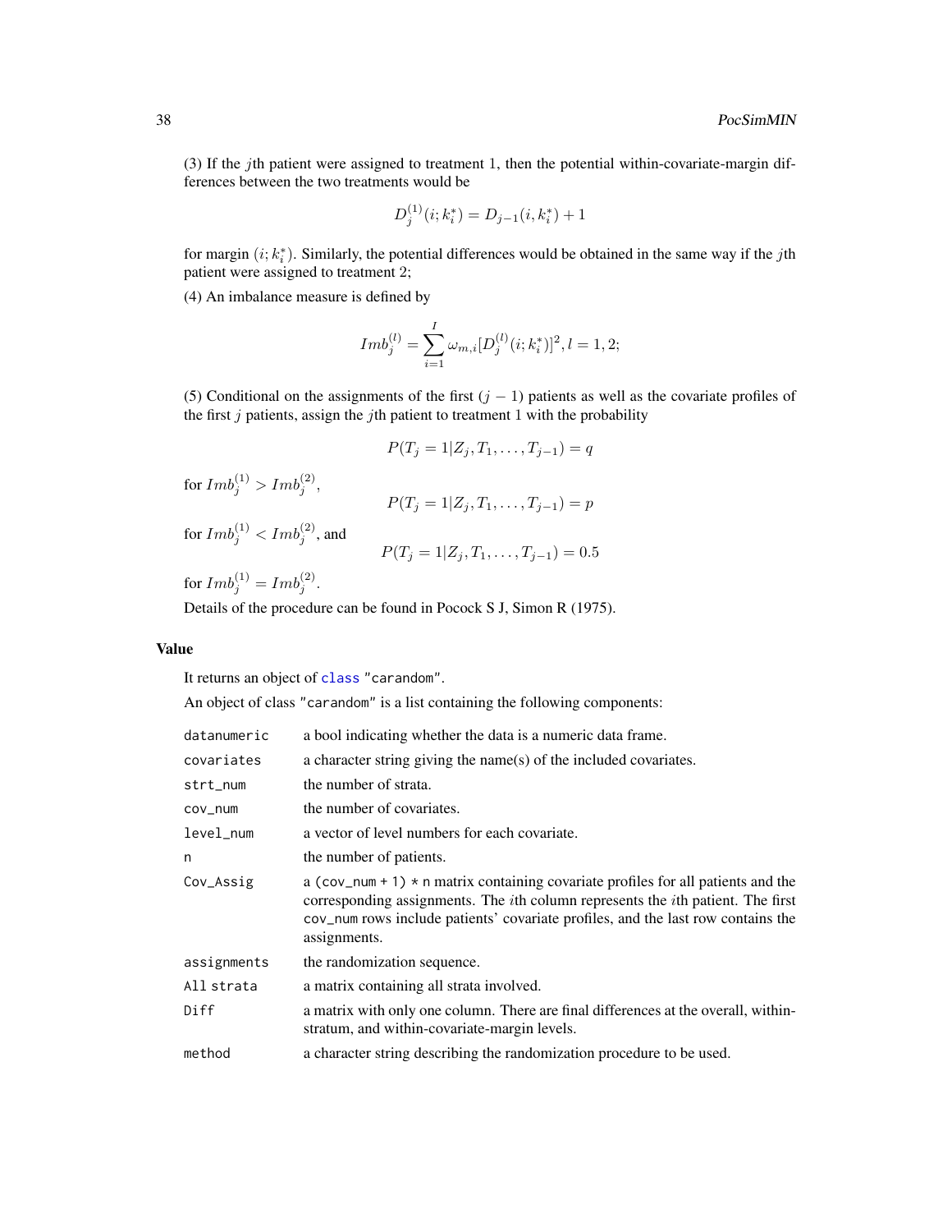(3) If the $j$th patient were assigned to treatment 1, then the potential within-covariate-margin differences between the two treatments would be

$$D_j^{(1)}(i; k_i^*) = D_{j-1}(i, k_i^*) + 1$$

for margin $(i; k_i^*)$. Similarly, the potential differences would be obtained in the same way if the $j$th patient were assigned to treatment 2;

(4) An imbalance measure is defined by

$$Imb_j^{(l)} = \sum_{i=1}^{I} \omega_{m,i}[D_j^{(l)}(i; k_i^*)]^2, l = 1, 2;$$

(5) Conditional on the assignments of the first $(j-1)$ patients as well as the covariate profiles of the first $j$ patients, assign the $j$th patient to treatment 1 with the probability

$$P(T_j = 1|Z_j, T_1, \ldots, T_{j-1}) = q$$

for $Imb_j^{(1)} > Imb_j^{(2)}$,

$$P(T_j = 1|Z_j, T_1, \ldots, T_{j-1}) = p$$

for $Imb_j^{(1)} < Imb_j^{(2)}$, and

$$P(T_j = 1|Z_j, T_1, \ldots, T_{j-1}) = 0.5$$

for $Imb_j^{(1)} = Imb_j^{(2)}$.

Details of the procedure can be found in Pocock S J, Simon R (1975).

## Value

It returns an object of class "carandom".

An object of class "carandom" is a list containing the following components:

| | |
|---|---|
| datanumeric | a bool indicating whether the data is a numeric data frame. |
| covariates | a character string giving the name(s) of the included covariates. |
| strt_num | the number of strata. |
| cov_num | the number of covariates. |
| level_num | a vector of level numbers for each covariate. |
| n | the number of patients. |
| Cov_Assig | a (cov_num + 1) * n matrix containing covariate profiles for all patients and the corresponding assignments. The $i$th column represents the $i$th patient. The first cov_num rows include patients' covariate profiles, and the last row contains the assignments. |
| assignments | the randomization sequence. |
| All strata | a matrix containing all strata involved. |
| Diff | a matrix with only one column. There are final differences at the overall, within-stratum, and within-covariate-margin levels. |
| method | a character string describing the randomization procedure to be used. |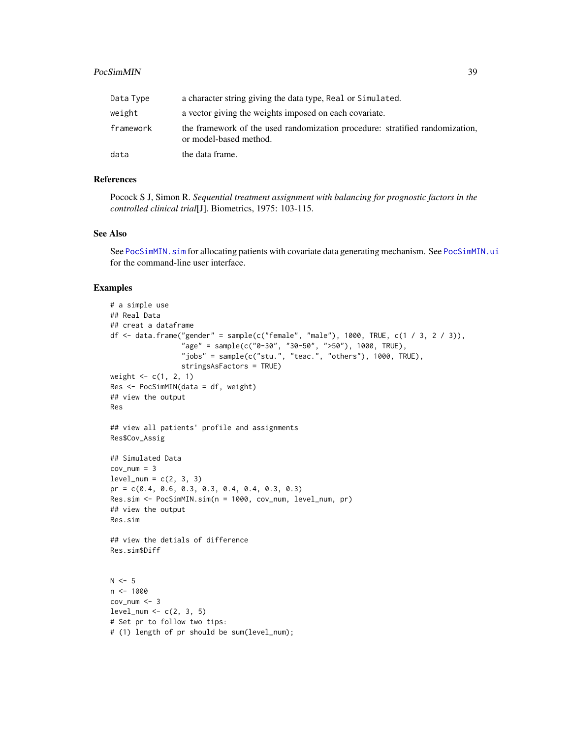| | |
|---|---|
| Data Type | a character string giving the data type, Real or Simulated. |
| weight | a vector giving the weights imposed on each covariate. |
| framework | the framework of the used randomization procedure: stratified randomization, or model-based method. |
| data | the data frame. |

## References

Pocock S J, Simon R. *Sequential treatment assignment with balancing for prognostic factors in the controlled clinical trial*[J]. Biometrics, 1975: 103-115.

## See Also

See PocSimMIN.sim for allocating patients with covariate data generating mechanism. See PocSimMIN.ui for the command-line user interface.

## Examples

```
# a simple use
## Real Data
## creat a dataframe
df <- data.frame("gender" = sample(c("female", "male"), 1000, TRUE, c(1 / 3, 2 / 3)),
                 "age" = sample(c("0-30", "30-50", ">50"), 1000, TRUE),
                 "jobs" = sample(c("stu.", "teac.", "others"), 1000, TRUE),
                 stringsAsFactors = TRUE)
weight <- c(1, 2, 1)
Res <- PocSimMIN(data = df, weight)
## view the output
Res

## view all patients' profile and assignments
Res$Cov_Assig

## Simulated Data
cov_num = 3
level_num = c(2, 3, 3)
pr = c(0.4, 0.6, 0.3, 0.3, 0.4, 0.4, 0.3, 0.3)
Res.sim <- PocSimMIN.sim(n = 1000, cov_num, level_num, pr)
## view the output
Res.sim

## view the detials of difference
Res.sim$Diff


N <- 5
n <- 1000
cov_num <- 3
level_num <- c(2, 3, 5)
# Set pr to follow two tips:
# (1) length of pr should be sum(level_num);
```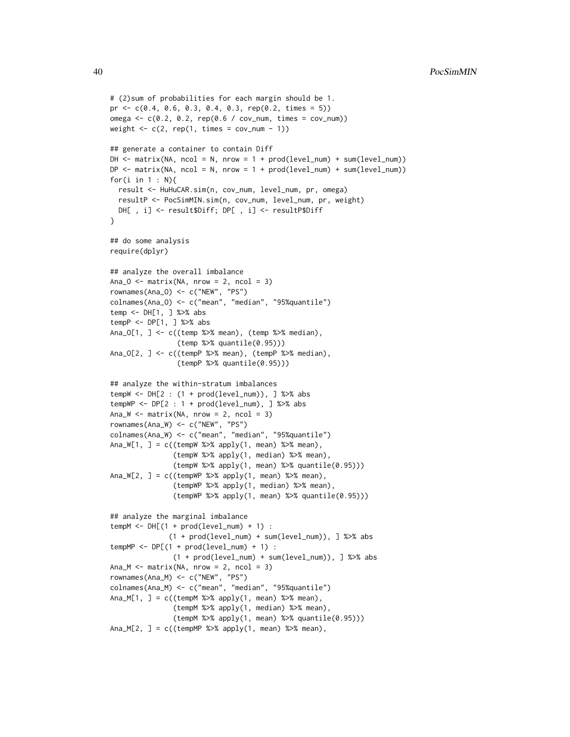```
# (2)sum of probabilities for each margin should be 1.
pr <- c(0.4, 0.6, 0.3, 0.4, 0.3, rep(0.2, times = 5))
omega <- c(0.2, 0.2, rep(0.6 / cov_num, times = cov_num))
weight <- c(2, rep(1, times = cov_num - 1))

## generate a container to contain Diff
DH <- matrix(NA, ncol = N, nrow = 1 + prod(level_num) + sum(level_num))
DP <- matrix(NA, ncol = N, nrow = 1 + prod(level_num) + sum(level_num))
for(i in 1 : N){
  result <- HuHuCAR.sim(n, cov_num, level_num, pr, omega)
  resultP <- PocSimMIN.sim(n, cov_num, level_num, pr, weight)
  DH[ , i] <- result$Diff; DP[ , i] <- resultP$Diff
}

## do some analysis
require(dplyr)

## analyze the overall imbalance
Ana_O <- matrix(NA, nrow = 2, ncol = 3)
rownames(Ana_O) <- c("NEW", "PS")
colnames(Ana_O) <- c("mean", "median", "95%quantile")
temp <- DH[1, ] %>% abs
tempP <- DP[1, ] %>% abs
Ana_O[1, ] <- c((temp %>% mean), (temp %>% median),
                (temp %>% quantile(0.95)))
Ana_O[2, ] <- c((tempP %>% mean), (tempP %>% median),
                (tempP %>% quantile(0.95)))

## analyze the within-stratum imbalances
tempW <- DH[2 : (1 + prod(level_num)), ] %>% abs
tempWP <- DP[2 : 1 + prod(level_num), ] %>% abs
Ana_W <- matrix(NA, nrow = 2, ncol = 3)
rownames(Ana_W) <- c("NEW", "PS")
colnames(Ana_W) <- c("mean", "median", "95%quantile")
Ana_W[1, ] = c((tempW %>% apply(1, mean) %>% mean),
               (tempW %>% apply(1, median) %>% mean),
               (tempW %>% apply(1, mean) %>% quantile(0.95)))
Ana_W[2, ] = c((tempWP %>% apply(1, mean) %>% mean),
               (tempWP %>% apply(1, median) %>% mean),
               (tempWP %>% apply(1, mean) %>% quantile(0.95)))

## analyze the marginal imbalance
tempM <- DH[(1 + prod(level_num) + 1) :
            (1 + prod(level_num) + sum(level_num)), ] %>% abs
tempMP <- DP[(1 + prod(level_num) + 1) :
             (1 + prod(level_num) + sum(level_num)), ] %>% abs
Ana_M <- matrix(NA, nrow = 2, ncol = 3)
rownames(Ana_M) <- c("NEW", "PS")
colnames(Ana_M) <- c("mean", "median", "95%quantile")
Ana_M[1, ] = c((tempM %>% apply(1, mean) %>% mean),
               (tempM %>% apply(1, median) %>% mean),
               (tempM %>% apply(1, mean) %>% quantile(0.95)))
Ana_M[2, ] = c((tempMP %>% apply(1, mean) %>% mean),
```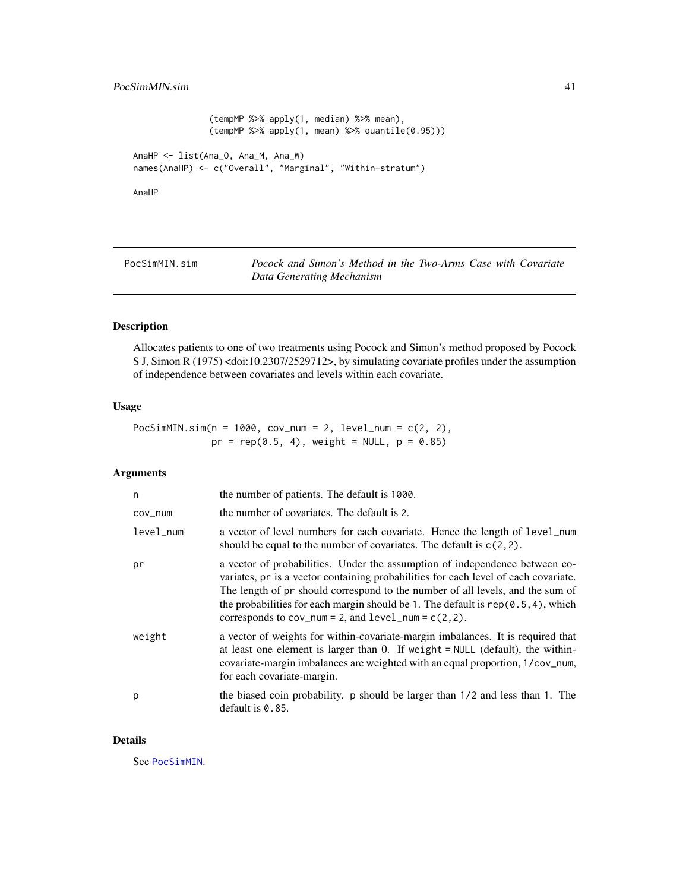```
               (tempMP %>% apply(1, median) %>% mean),
               (tempMP %>% apply(1, mean) %>% quantile(0.95)))

AnaHP <- list(Ana_O, Ana_M, Ana_W)
names(AnaHP) <- c("Overall", "Marginal", "Within-stratum")

AnaHP
```

---

PocSimMIN.sim &nbsp;&nbsp;&nbsp; *Pocock and Simon's Method in the Two-Arms Case with Covariate Data Generating Mechanism*

---

## Description

Allocates patients to one of two treatments using Pocock and Simon's method proposed by Pocock S J, Simon R (1975) <doi:10.2307/2529712>, by simulating covariate profiles under the assumption of independence between covariates and levels within each covariate.

## Usage

```
PocSimMIN.sim(n = 1000, cov_num = 2, level_num = c(2, 2),
              pr = rep(0.5, 4), weight = NULL, p = 0.85)
```

## Arguments

| | |
|---|---|
| n | the number of patients. The default is 1000. |
| cov_num | the number of covariates. The default is 2. |
| level_num | a vector of level numbers for each covariate. Hence the length of level_num should be equal to the number of covariates. The default is c(2,2). |
| pr | a vector of probabilities. Under the assumption of independence between covariates, pr is a vector containing probabilities for each level of each covariate. The length of pr should correspond to the number of all levels, and the sum of the probabilities for each margin should be 1. The default is rep(0.5,4), which corresponds to cov_num = 2, and level_num = c(2,2). |
| weight | a vector of weights for within-covariate-margin imbalances. It is required that at least one element is larger than 0. If weight = NULL (default), the within-covariate-margin imbalances are weighted with an equal proportion, 1/cov_num, for each covariate-margin. |
| p | the biased coin probability. p should be larger than 1/2 and less than 1. The default is 0.85. |

## Details

See PocSimMIN.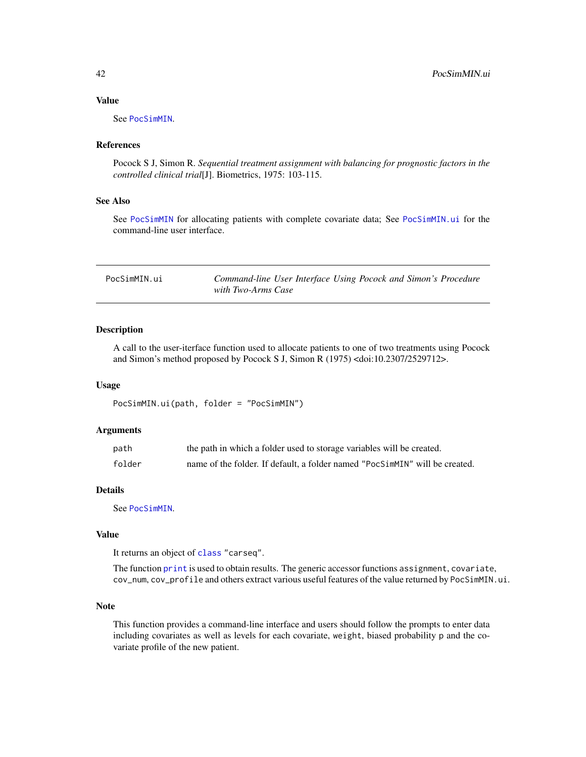### Value

See PocSimMIN.

### References

Pocock S J, Simon R. *Sequential treatment assignment with balancing for prognostic factors in the controlled clinical trial*[J]. Biometrics, 1975: 103-115.

### See Also

See PocSimMIN for allocating patients with complete covariate data; See PocSimMIN.ui for the command-line user interface.

---

## PocSimMIN.ui — *Command-line User Interface Using Pocock and Simon's Procedure with Two-Arms Case*

---

### Description

A call to the user-iterface function used to allocate patients to one of two treatments using Pocock and Simon's method proposed by Pocock S J, Simon R (1975) <doi:10.2307/2529712>.

### Usage

```
PocSimMIN.ui(path, folder = "PocSimMIN")
```

### Arguments

| | |
|---|---|
| path | the path in which a folder used to storage variables will be created. |
| folder | name of the folder. If default, a folder named "PocSimMIN" will be created. |

### Details

See PocSimMIN.

### Value

It returns an object of class "carseq".

The function print is used to obtain results. The generic accessor functions assignment, covariate, cov_num, cov_profile and others extract various useful features of the value returned by PocSimMIN.ui.

### Note

This function provides a command-line interface and users should follow the prompts to enter data including covariates as well as levels for each covariate, weight, biased probability p and the covariate profile of the new patient.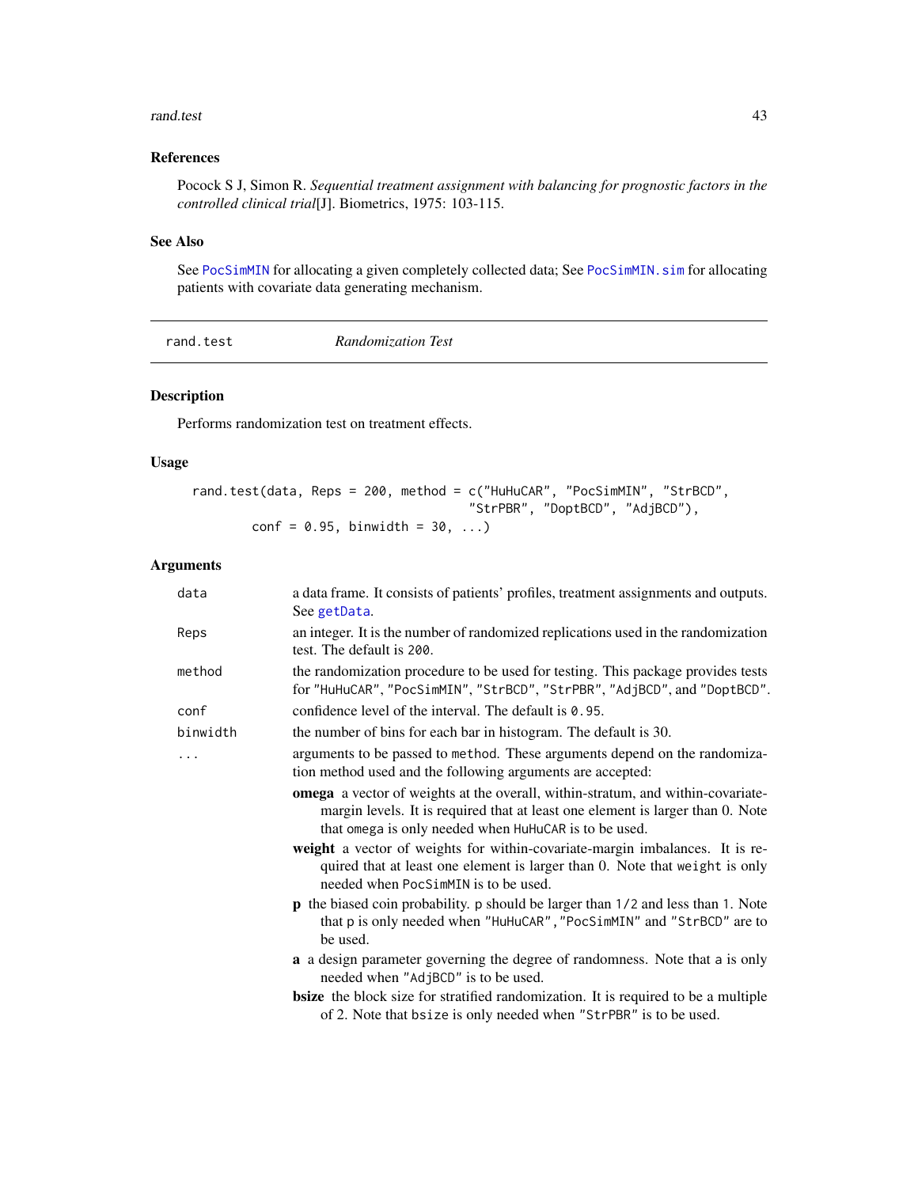## References

Pocock S J, Simon R. *Sequential treatment assignment with balancing for prognostic factors in the controlled clinical trial*[J]. Biometrics, 1975: 103-115.

## See Also

See PocSimMIN for allocating a given completely collected data; See PocSimMIN.sim for allocating patients with covariate data generating mechanism.

---

rand.test &nbsp;&nbsp;&nbsp;&nbsp;&nbsp;&nbsp;&nbsp;&nbsp; *Randomization Test*

---

## Description

Performs randomization test on treatment effects.

## Usage

```
rand.test(data, Reps = 200, method = c("HuHuCAR", "PocSimMIN", "StrBCD",
                                      "StrPBR", "DoptBCD", "AdjBCD"),
          conf = 0.95, binwidth = 30, ...)
```

## Arguments

| | |
|---|---|
| `data` | a data frame. It consists of patients' profiles, treatment assignments and outputs. See getData. |
| `Reps` | an integer. It is the number of randomized replications used in the randomization test. The default is `200`. |
| `method` | the randomization procedure to be used for testing. This package provides tests for "HuHuCAR", "PocSimMIN", "StrBCD", "StrPBR", "AdjBCD", and "DoptBCD". |
| `conf` | confidence level of the interval. The default is `0.95`. |
| `binwidth` | the number of bins for each bar in histogram. The default is 30. |
| `...` | arguments to be passed to `method`. These arguments depend on the randomization method used and the following arguments are accepted: |

- **omega** a vector of weights at the overall, within-stratum, and within-covariate-margin levels. It is required that at least one element is larger than 0. Note that `omega` is only needed when `HuHuCAR` is to be used.
- **weight** a vector of weights for within-covariate-margin imbalances. It is required that at least one element is larger than 0. Note that `weight` is only needed when `PocSimMIN` is to be used.
- **p** the biased coin probability. `p` should be larger than `1/2` and less than `1`. Note that `p` is only needed when "HuHuCAR","PocSimMIN" and "StrBCD" are to be used.
- **a** a design parameter governing the degree of randomness. Note that `a` is only needed when "AdjBCD" is to be used.
- **bsize** the block size for stratified randomization. It is required to be a multiple of 2. Note that `bsize` is only needed when "StrPBR" is to be used.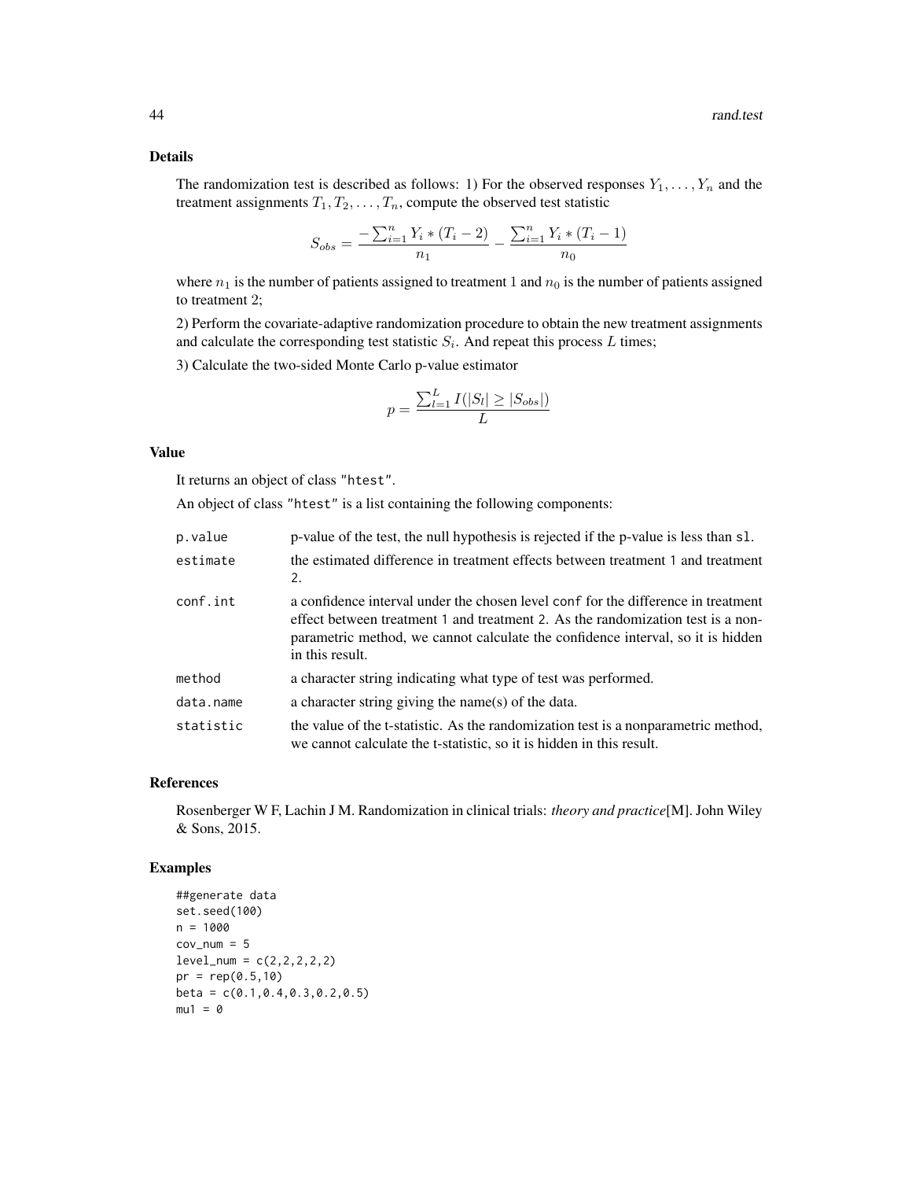### Details

The randomization test is described as follows: 1) For the observed responses $Y_1, \ldots, Y_n$ and the treatment assignments $T_1, T_2, \ldots, T_n$, compute the observed test statistic

$$S_{obs} = \frac{-\sum_{i=1}^{n} Y_i * (T_i - 2)}{n_1} - \frac{\sum_{i=1}^{n} Y_i * (T_i - 1)}{n_0}$$

where $n_1$ is the number of patients assigned to treatment 1 and $n_0$ is the number of patients assigned to treatment 2;

2) Perform the covariate-adaptive randomization procedure to obtain the new treatment assignments and calculate the corresponding test statistic $S_i$. And repeat this process $L$ times;

3) Calculate the two-sided Monte Carlo p-value estimator

$$p = \frac{\sum_{l=1}^{L} I(|S_l| \geq |S_{obs}|)}{L}$$

### Value

It returns an object of class "htest".

An object of class "htest" is a list containing the following components:

| | |
|---|---|
| p.value | p-value of the test, the null hypothesis is rejected if the p-value is less than sl. |
| estimate | the estimated difference in treatment effects between treatment 1 and treatment 2. |
| conf.int | a confidence interval under the chosen level conf for the difference in treatment effect between treatment 1 and treatment 2. As the randomization test is a non-parametric method, we cannot calculate the confidence interval, so it is hidden in this result. |
| method | a character string indicating what type of test was performed. |
| data.name | a character string giving the name(s) of the data. |
| statistic | the value of the t-statistic. As the randomization test is a nonparametric method, we cannot calculate the t-statistic, so it is hidden in this result. |

### References

Rosenberger W F, Lachin J M. Randomization in clinical trials: *theory and practice*[M]. John Wiley & Sons, 2015.

### Examples

```
##generate data
set.seed(100)
n = 1000
cov_num = 5
level_num = c(2,2,2,2,2)
pr = rep(0.5,10)
beta = c(0.1,0.4,0.3,0.2,0.5)
mu1 = 0
```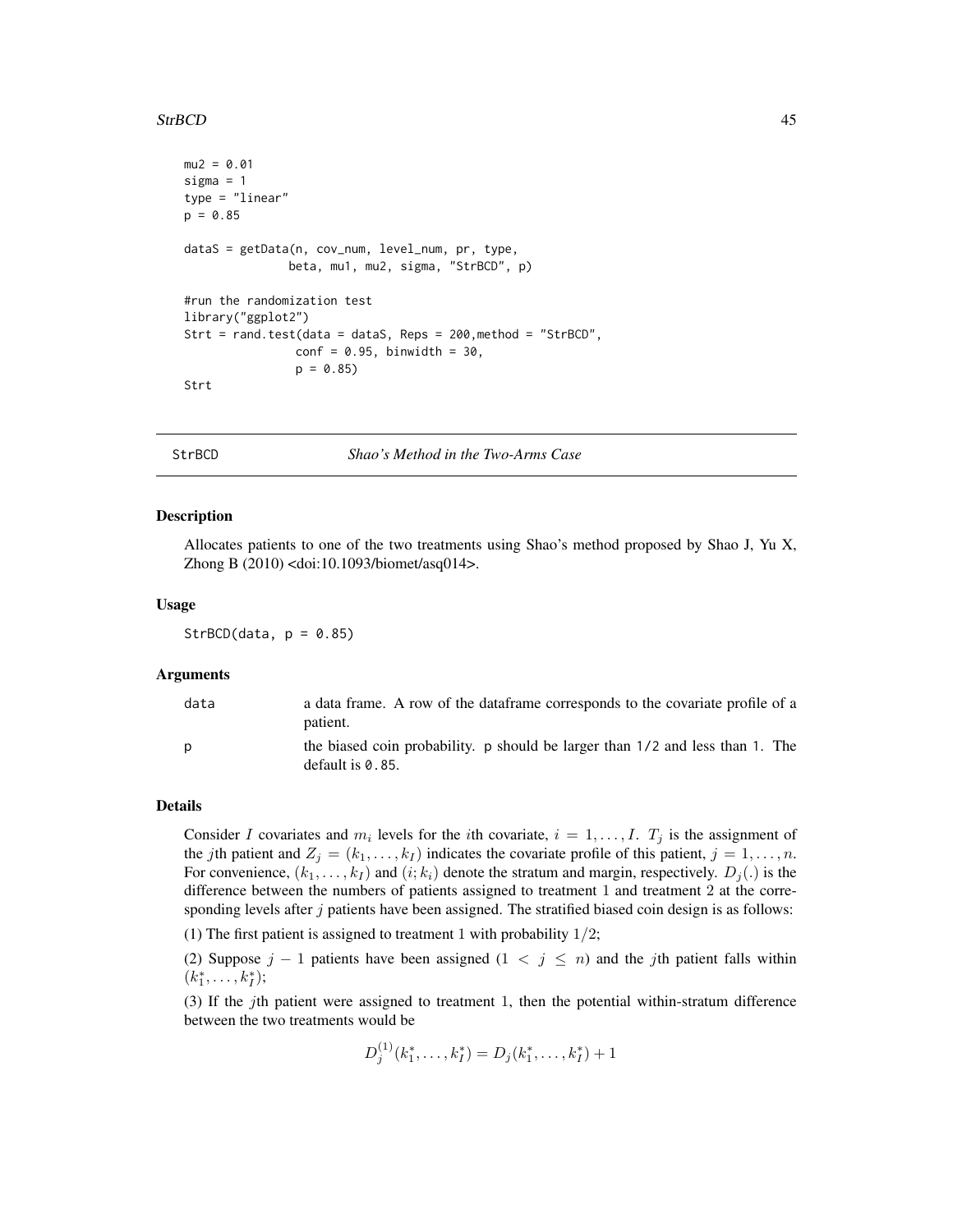```
mu2 = 0.01
sigma = 1
type = "linear"
p = 0.85

dataS = getData(n, cov_num, level_num, pr, type,
               beta, mu1, mu2, sigma, "StrBCD", p)

#run the randomization test
library("ggplot2")
Strt = rand.test(data = dataS, Reps = 200,method = "StrBCD",
                 conf = 0.95, binwidth = 30,
                 p = 0.85)
Strt
```

---

StrBCD — *Shao's Method in the Two-Arms Case*

---

## Description

Allocates patients to one of the two treatments using Shao's method proposed by Shao J, Yu X, Zhong B (2010) <doi:10.1093/biomet/asq014>.

## Usage

```
StrBCD(data, p = 0.85)
```

## Arguments

| | |
|---|---|
| data | a data frame. A row of the dataframe corresponds to the covariate profile of a patient. |
| p | the biased coin probability. p should be larger than 1/2 and less than 1. The default is 0.85. |

## Details

Consider $I$ covariates and $m_i$ levels for the $i$th covariate, $i = 1, \ldots, I$. $T_j$ is the assignment of the $j$th patient and $Z_j = (k_1, \ldots, k_I)$ indicates the covariate profile of this patient, $j = 1, \ldots, n$. For convenience, $(k_1, \ldots, k_I)$ and $(i; k_i)$ denote the stratum and margin, respectively. $D_j(.)$ is the difference between the numbers of patients assigned to treatment 1 and treatment 2 at the corresponding levels after $j$ patients have been assigned. The stratified biased coin design is as follows:

(1) The first patient is assigned to treatment 1 with probability $1/2$;

(2) Suppose $j - 1$ patients have been assigned ($1 < j \leq n$) and the $j$th patient falls within $(k_1^*, \ldots, k_I^*)$;

(3) If the $j$th patient were assigned to treatment 1, then the potential within-stratum difference between the two treatments would be

$$D_j^{(1)}(k_1^*, \ldots, k_I^*) = D_j(k_1^*, \ldots, k_I^*) + 1$$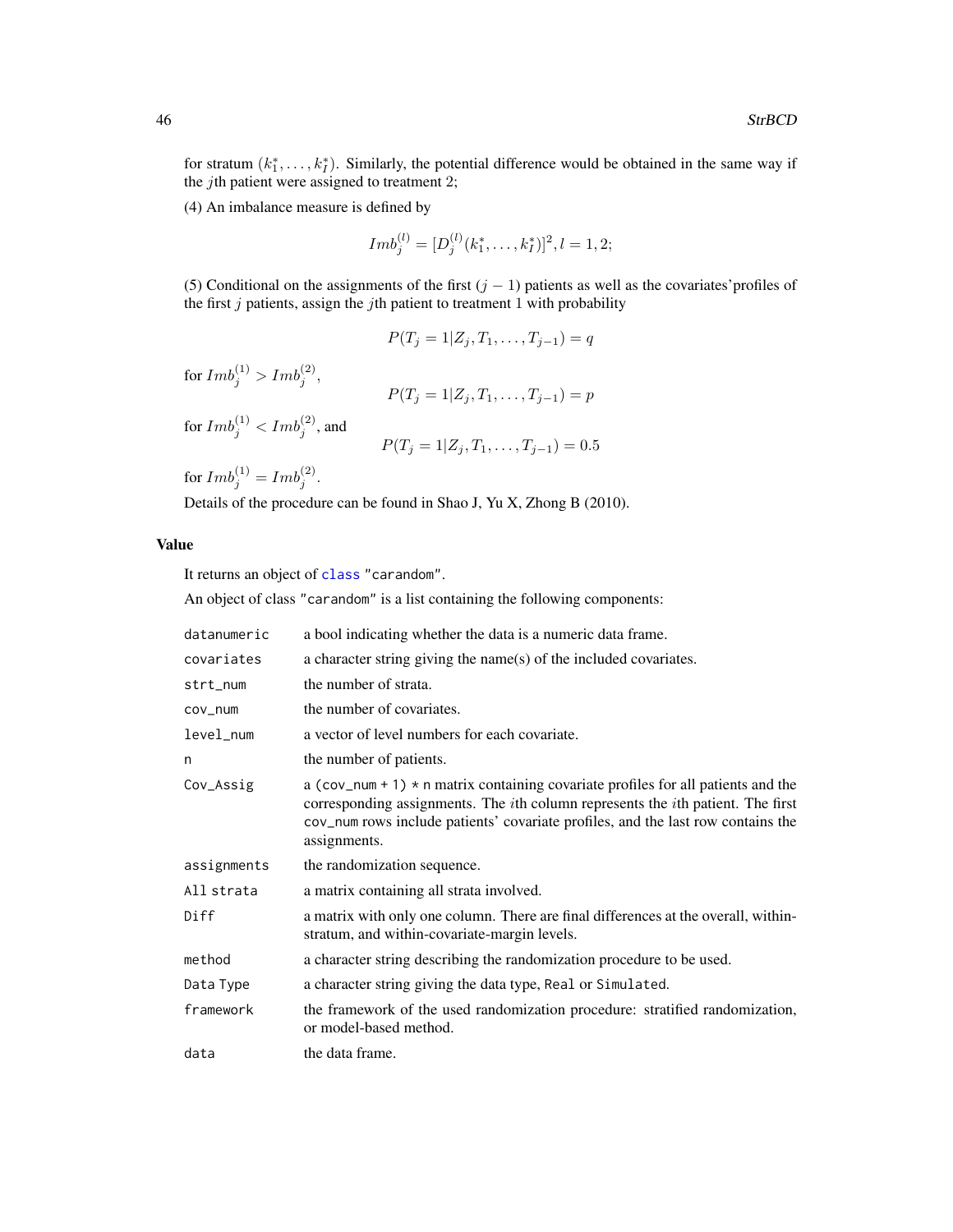for stratum $(k_1^*, \ldots, k_I^*)$. Similarly, the potential difference would be obtained in the same way if the $j$th patient were assigned to treatment 2;

(4) An imbalance measure is defined by

$$Imb_j^{(l)} = [D_j^{(l)}(k_1^*, \ldots, k_I^*)]^2, l = 1, 2;$$

(5) Conditional on the assignments of the first $(j-1)$ patients as well as the covariates'profiles of the first $j$ patients, assign the $j$th patient to treatment 1 with probability

$$P(T_j = 1 | Z_j, T_1, \ldots, T_{j-1}) = q$$

for $Imb_j^{(1)} > Imb_j^{(2)}$,

$$P(T_j = 1 | Z_j, T_1, \ldots, T_{j-1}) = p$$

for $Imb_j^{(1)} < Imb_j^{(2)}$, and

$$P(T_j = 1 | Z_j, T_1, \ldots, T_{j-1}) = 0.5$$

for $Imb_j^{(1)} = Imb_j^{(2)}$.

Details of the procedure can be found in Shao J, Yu X, Zhong B (2010).

## Value

It returns an object of class "carandom".

An object of class "carandom" is a list containing the following components:

| | |
|---|---|
| `datanumeric` | a bool indicating whether the data is a numeric data frame. |
| `covariates` | a character string giving the name(s) of the included covariates. |
| `strt_num` | the number of strata. |
| `cov_num` | the number of covariates. |
| `level_num` | a vector of level numbers for each covariate. |
| `n` | the number of patients. |
| `Cov_Assig` | a `(cov_num + 1) * n` matrix containing covariate profiles for all patients and the corresponding assignments. The $i$th column represents the $i$th patient. The first `cov_num` rows include patients' covariate profiles, and the last row contains the assignments. |
| `assignments` | the randomization sequence. |
| `All strata` | a matrix containing all strata involved. |
| `Diff` | a matrix with only one column. There are final differences at the overall, within-stratum, and within-covariate-margin levels. |
| `method` | a character string describing the randomization procedure to be used. |
| `Data Type` | a character string giving the data type, `Real` or `Simulated`. |
| `framework` | the framework of the used randomization procedure: stratified randomization, or model-based method. |
| `data` | the data frame. |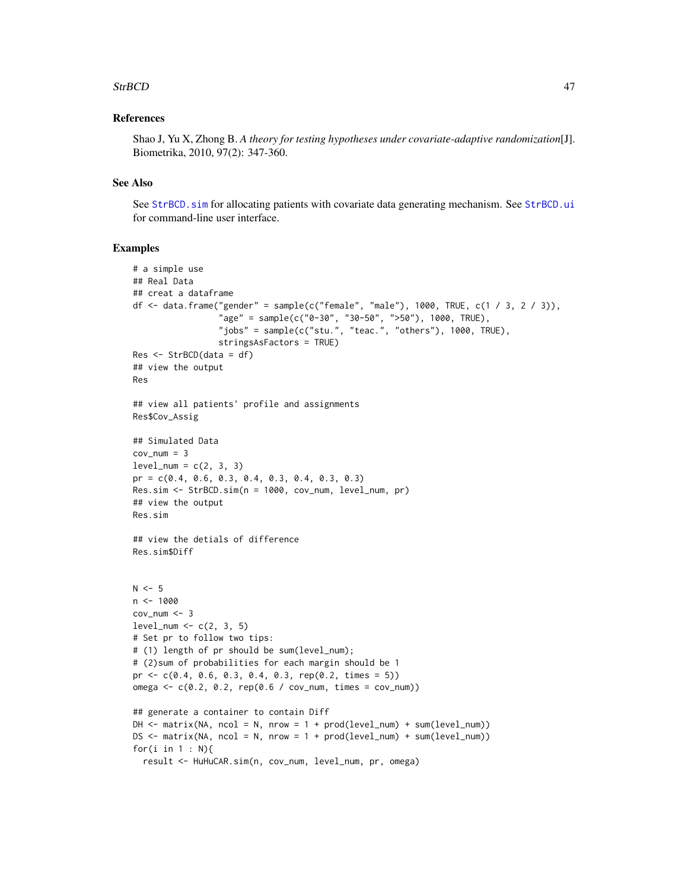### References

Shao J, Yu X, Zhong B. *A theory for testing hypotheses under covariate-adaptive randomization*[J]. Biometrika, 2010, 97(2): 347-360.

### See Also

See StrBCD.sim for allocating patients with covariate data generating mechanism. See StrBCD.ui for command-line user interface.

### Examples

```
# a simple use
## Real Data
## creat a dataframe
df <- data.frame("gender" = sample(c("female", "male"), 1000, TRUE, c(1 / 3, 2 / 3)),
                 "age" = sample(c("0-30", "30-50", ">50"), 1000, TRUE),
                 "jobs" = sample(c("stu.", "teac.", "others"), 1000, TRUE),
                 stringsAsFactors = TRUE)
Res <- StrBCD(data = df)
## view the output
Res

## view all patients' profile and assignments
Res$Cov_Assig

## Simulated Data
cov_num = 3
level_num = c(2, 3, 3)
pr = c(0.4, 0.6, 0.3, 0.4, 0.3, 0.4, 0.3, 0.3)
Res.sim <- StrBCD.sim(n = 1000, cov_num, level_num, pr)
## view the output
Res.sim

## view the detials of difference
Res.sim$Diff


N <- 5
n <- 1000
cov_num <- 3
level_num <- c(2, 3, 5)
# Set pr to follow two tips:
# (1) length of pr should be sum(level_num);
# (2)sum of probabilities for each margin should be 1
pr <- c(0.4, 0.6, 0.3, 0.4, 0.3, rep(0.2, times = 5))
omega <- c(0.2, 0.2, rep(0.6 / cov_num, times = cov_num))

## generate a container to contain Diff
DH <- matrix(NA, ncol = N, nrow = 1 + prod(level_num) + sum(level_num))
DS <- matrix(NA, ncol = N, nrow = 1 + prod(level_num) + sum(level_num))
for(i in 1 : N){
  result <- HuHuCAR.sim(n, cov_num, level_num, pr, omega)
```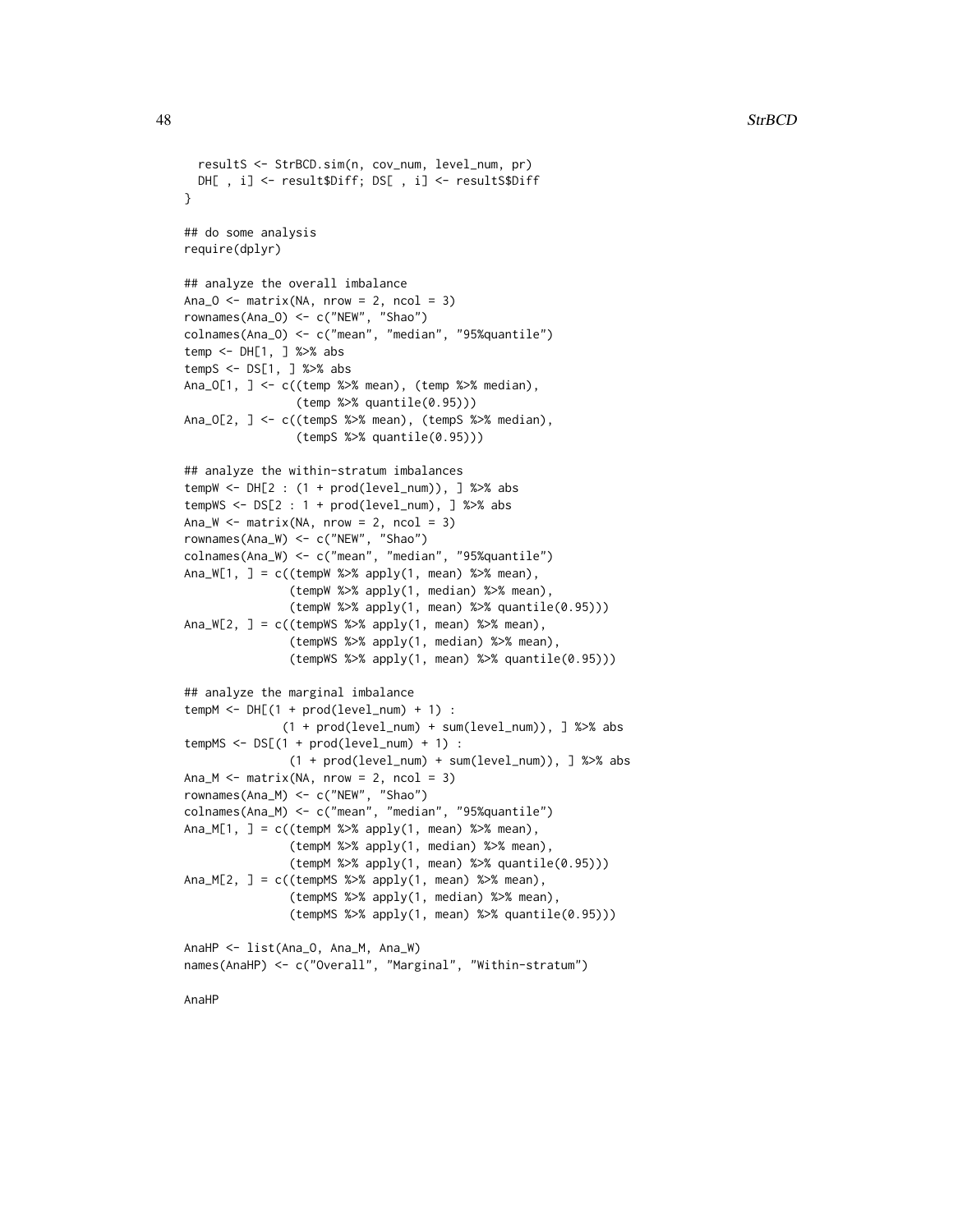```
  resultS <- StrBCD.sim(n, cov_num, level_num, pr)
  DH[ , i] <- result$Diff; DS[ , i] <- resultS$Diff
}

## do some analysis
require(dplyr)

## analyze the overall imbalance
Ana_O <- matrix(NA, nrow = 2, ncol = 3)
rownames(Ana_O) <- c("NEW", "Shao")
colnames(Ana_O) <- c("mean", "median", "95%quantile")
temp <- DH[1, ] %>% abs
tempS <- DS[1, ] %>% abs
Ana_O[1, ] <- c((temp %>% mean), (temp %>% median),
                (temp %>% quantile(0.95)))
Ana_O[2, ] <- c((tempS %>% mean), (tempS %>% median),
                (tempS %>% quantile(0.95)))

## analyze the within-stratum imbalances
tempW <- DH[2 : (1 + prod(level_num)), ] %>% abs
tempWS <- DS[2 : 1 + prod(level_num), ] %>% abs
Ana_W <- matrix(NA, nrow = 2, ncol = 3)
rownames(Ana_W) <- c("NEW", "Shao")
colnames(Ana_W) <- c("mean", "median", "95%quantile")
Ana_W[1, ] = c((tempW %>% apply(1, mean) %>% mean),
               (tempW %>% apply(1, median) %>% mean),
               (tempW %>% apply(1, mean) %>% quantile(0.95)))
Ana_W[2, ] = c((tempWS %>% apply(1, mean) %>% mean),
               (tempWS %>% apply(1, median) %>% mean),
               (tempWS %>% apply(1, mean) %>% quantile(0.95)))

## analyze the marginal imbalance
tempM <- DH[(1 + prod(level_num) + 1) :
              (1 + prod(level_num) + sum(level_num)), ] %>% abs
tempMS <- DS[(1 + prod(level_num) + 1) :
               (1 + prod(level_num) + sum(level_num)), ] %>% abs
Ana_M <- matrix(NA, nrow = 2, ncol = 3)
rownames(Ana_M) <- c("NEW", "Shao")
colnames(Ana_M) <- c("mean", "median", "95%quantile")
Ana_M[1, ] = c((tempM %>% apply(1, mean) %>% mean),
               (tempM %>% apply(1, median) %>% mean),
               (tempM %>% apply(1, mean) %>% quantile(0.95)))
Ana_M[2, ] = c((tempMS %>% apply(1, mean) %>% mean),
               (tempMS %>% apply(1, median) %>% mean),
               (tempMS %>% apply(1, mean) %>% quantile(0.95)))

AnaHP <- list(Ana_O, Ana_M, Ana_W)
names(AnaHP) <- c("Overall", "Marginal", "Within-stratum")

AnaHP
```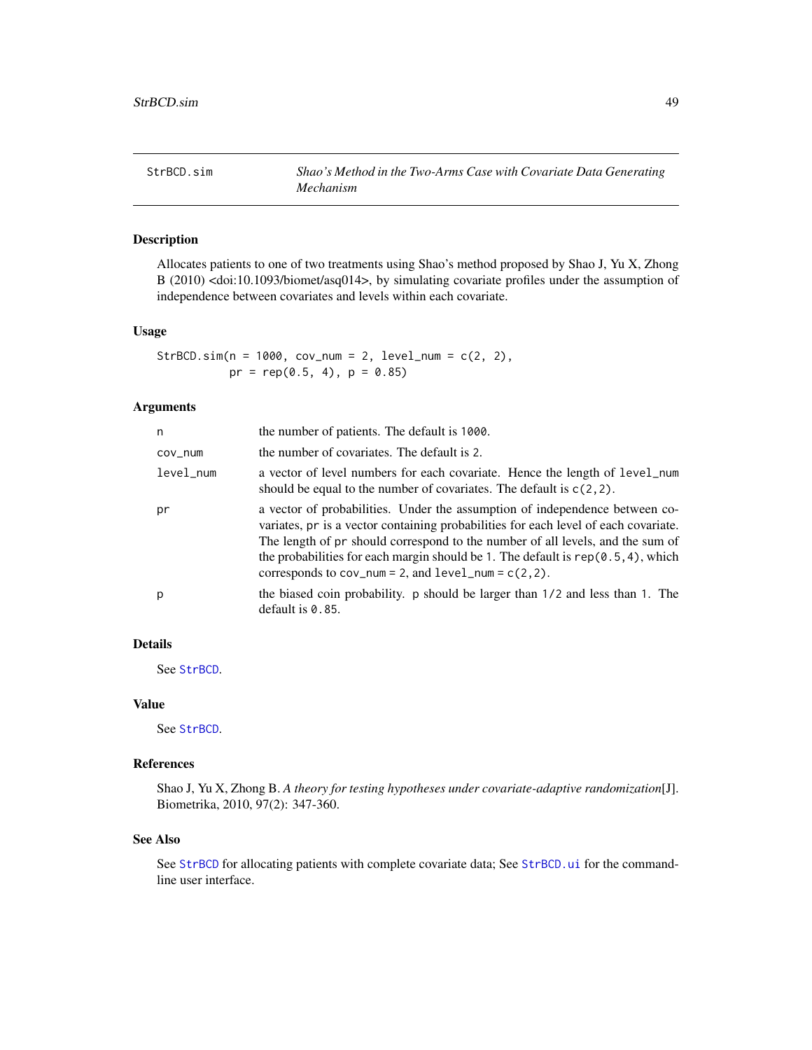StrBCD.sim *Shao's Method in the Two-Arms Case with Covariate Data Generating Mechanism*

## Description

Allocates patients to one of two treatments using Shao's method proposed by Shao J, Yu X, Zhong B (2010) <doi:10.1093/biomet/asq014>, by simulating covariate profiles under the assumption of independence between covariates and levels within each covariate.

## Usage

```
StrBCD.sim(n = 1000, cov_num = 2, level_num = c(2, 2),
           pr = rep(0.5, 4), p = 0.85)
```

## Arguments

| | |
|---|---|
| n | the number of patients. The default is 1000. |
| cov_num | the number of covariates. The default is 2. |
| level_num | a vector of level numbers for each covariate. Hence the length of level_num should be equal to the number of covariates. The default is c(2,2). |
| pr | a vector of probabilities. Under the assumption of independence between covariates, pr is a vector containing probabilities for each level of each covariate. The length of pr should correspond to the number of all levels, and the sum of the probabilities for each margin should be 1. The default is rep(0.5,4), which corresponds to cov_num = 2, and level_num = c(2,2). |
| p | the biased coin probability. p should be larger than 1/2 and less than 1. The default is 0.85. |

## Details

See StrBCD.

## Value

See StrBCD.

## References

Shao J, Yu X, Zhong B. *A theory for testing hypotheses under covariate-adaptive randomization*[J]. Biometrika, 2010, 97(2): 347-360.

## See Also

See StrBCD for allocating patients with complete covariate data; See StrBCD.ui for the command-line user interface.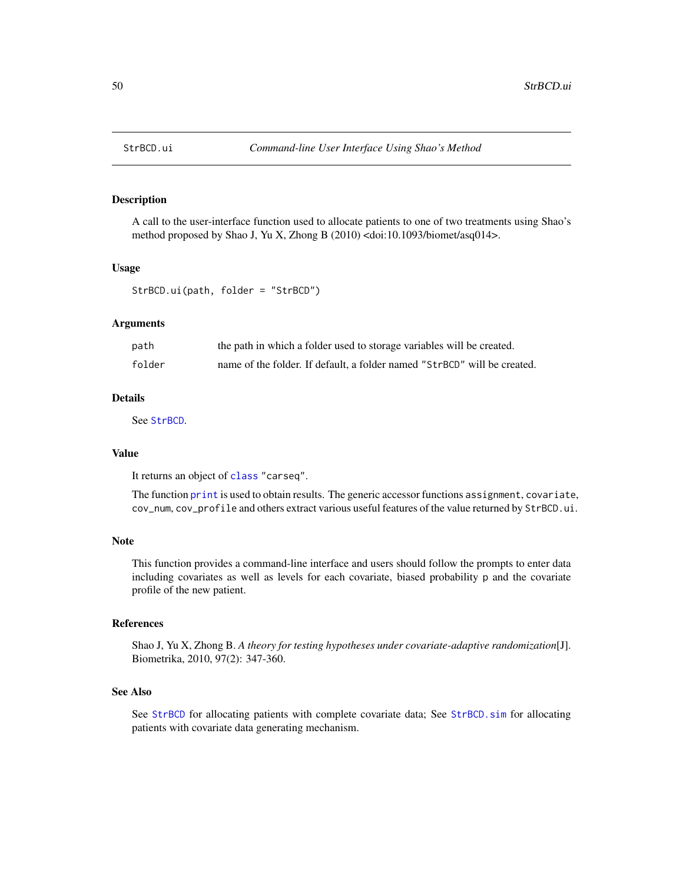StrBCD.ui *Command-line User Interface Using Shao's Method*

## Description

A call to the user-interface function used to allocate patients to one of two treatments using Shao's method proposed by Shao J, Yu X, Zhong B (2010) <doi:10.1093/biomet/asq014>.

## Usage

```
StrBCD.ui(path, folder = "StrBCD")
```

## Arguments

| | |
|---|---|
| path | the path in which a folder used to storage variables will be created. |
| folder | name of the folder. If default, a folder named "StrBCD" will be created. |

## Details

See StrBCD.

## Value

It returns an object of class "carseq".

The function print is used to obtain results. The generic accessor functions assignment, covariate, cov_num, cov_profile and others extract various useful features of the value returned by StrBCD.ui.

## Note

This function provides a command-line interface and users should follow the prompts to enter data including covariates as well as levels for each covariate, biased probability p and the covariate profile of the new patient.

## References

Shao J, Yu X, Zhong B. *A theory for testing hypotheses under covariate-adaptive randomization*[J]. Biometrika, 2010, 97(2): 347-360.

## See Also

See StrBCD for allocating patients with complete covariate data; See StrBCD.sim for allocating patients with covariate data generating mechanism.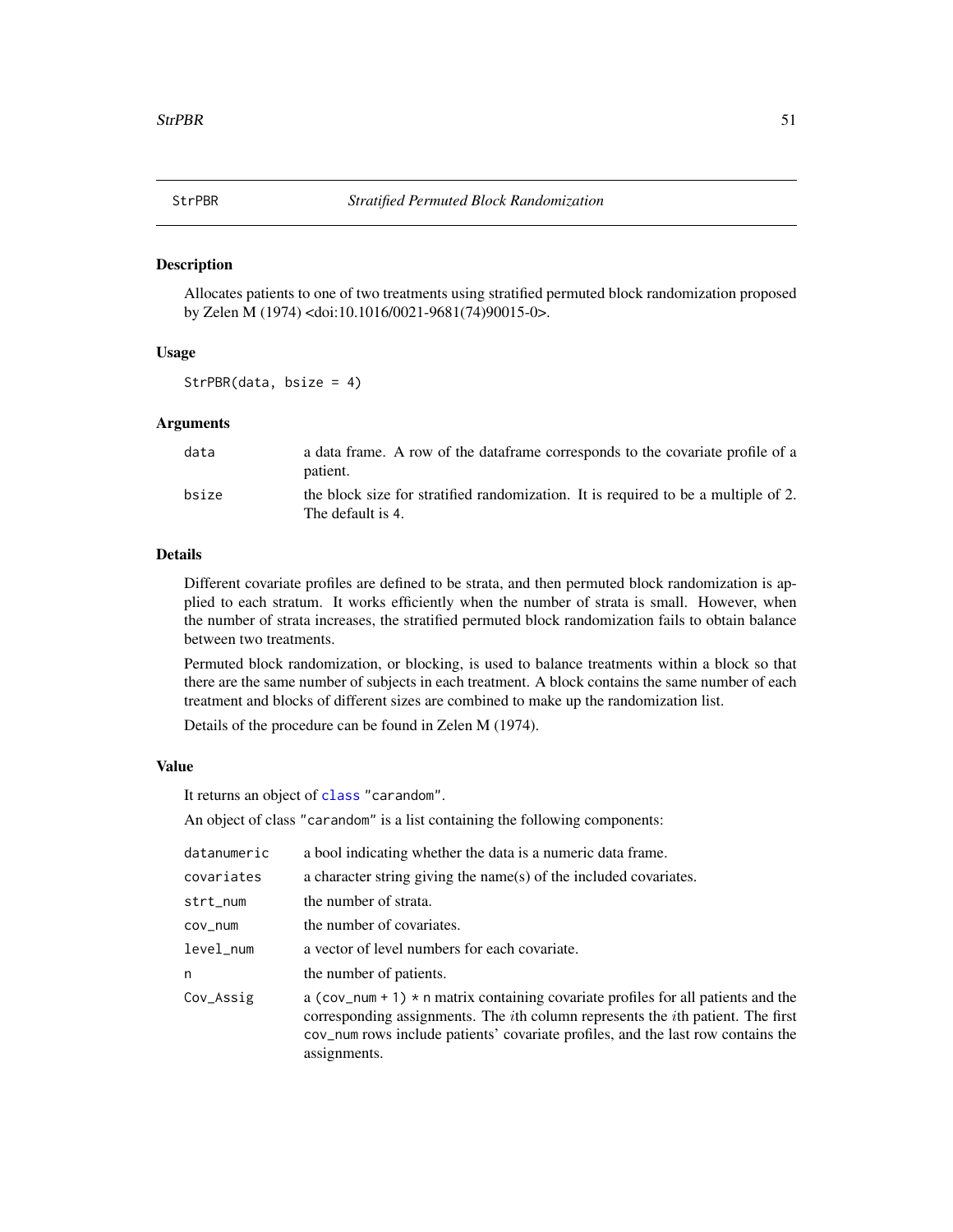## StrPBR *Stratified Permuted Block Randomization*

### Description

Allocates patients to one of two treatments using stratified permuted block randomization proposed by Zelen M (1974) <doi:10.1016/0021-9681(74)90015-0>.

### Usage

```
StrPBR(data, bsize = 4)
```

### Arguments

| | |
|---|---|
| `data` | a data frame. A row of the dataframe corresponds to the covariate profile of a patient. |
| `bsize` | the block size for stratified randomization. It is required to be a multiple of 2. The default is 4. |

### Details

Different covariate profiles are defined to be strata, and then permuted block randomization is applied to each stratum. It works efficiently when the number of strata is small. However, when the number of strata increases, the stratified permuted block randomization fails to obtain balance between two treatments.

Permuted block randomization, or blocking, is used to balance treatments within a block so that there are the same number of subjects in each treatment. A block contains the same number of each treatment and blocks of different sizes are combined to make up the randomization list.

Details of the procedure can be found in Zelen M (1974).

### Value

It returns an object of class "carandom".

An object of class "carandom" is a list containing the following components:

| | |
|---|---|
| `datanumeric` | a bool indicating whether the data is a numeric data frame. |
| `covariates` | a character string giving the name(s) of the included covariates. |
| `strt_num` | the number of strata. |
| `cov_num` | the number of covariates. |
| `level_num` | a vector of level numbers for each covariate. |
| `n` | the number of patients. |
| `Cov_Assig` | a `(cov_num + 1) * n` matrix containing covariate profiles for all patients and the corresponding assignments. The $i$th column represents the $i$th patient. The first `cov_num` rows include patients' covariate profiles, and the last row contains the assignments. |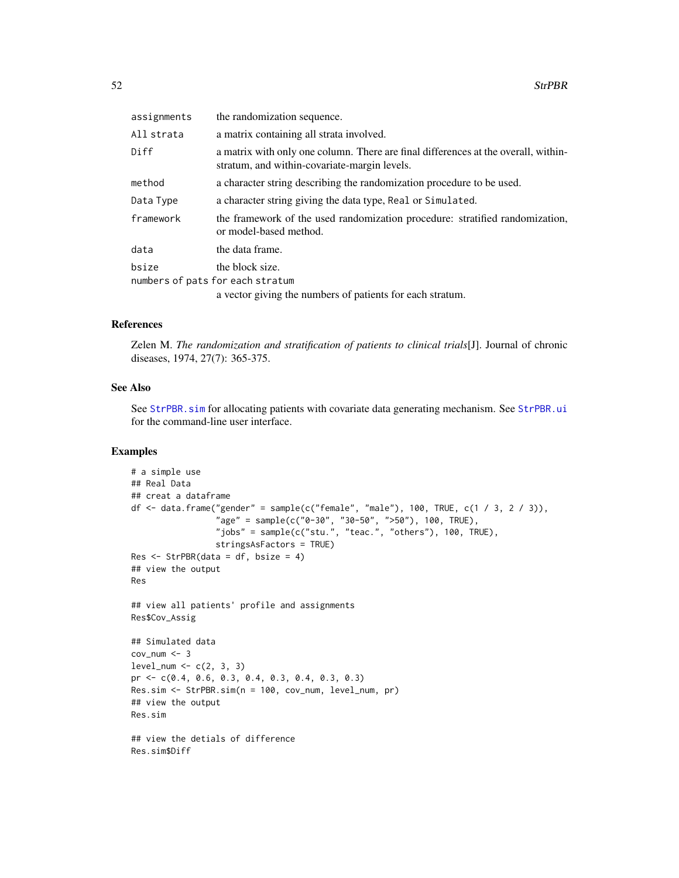| | |
|---|---|
| assignments | the randomization sequence. |
| All strata | a matrix containing all strata involved. |
| Diff | a matrix with only one column. There are final differences at the overall, within-stratum, and within-covariate-margin levels. |
| method | a character string describing the randomization procedure to be used. |
| Data Type | a character string giving the data type, Real or Simulated. |
| framework | the framework of the used randomization procedure: stratified randomization, or model-based method. |
| data | the data frame. |
| bsize | the block size. |
| numbers of pats for each stratum | a vector giving the numbers of patients for each stratum. |

## References

Zelen M. *The randomization and stratification of patients to clinical trials*[J]. Journal of chronic diseases, 1974, 27(7): 365-375.

## See Also

See StrPBR.sim for allocating patients with covariate data generating mechanism. See StrPBR.ui for the command-line user interface.

## Examples

```
# a simple use
## Real Data
## creat a dataframe
df <- data.frame("gender" = sample(c("female", "male"), 100, TRUE, c(1 / 3, 2 / 3)),
                 "age" = sample(c("0-30", "30-50", ">50"), 100, TRUE),
                 "jobs" = sample(c("stu.", "teac.", "others"), 100, TRUE),
                 stringsAsFactors = TRUE)
Res <- StrPBR(data = df, bsize = 4)
## view the output
Res

## view all patients' profile and assignments
Res$Cov_Assig

## Simulated data
cov_num <- 3
level_num <- c(2, 3, 3)
pr <- c(0.4, 0.6, 0.3, 0.4, 0.3, 0.4, 0.3, 0.3)
Res.sim <- StrPBR.sim(n = 100, cov_num, level_num, pr)
## view the output
Res.sim

## view the detials of difference
Res.sim$Diff
```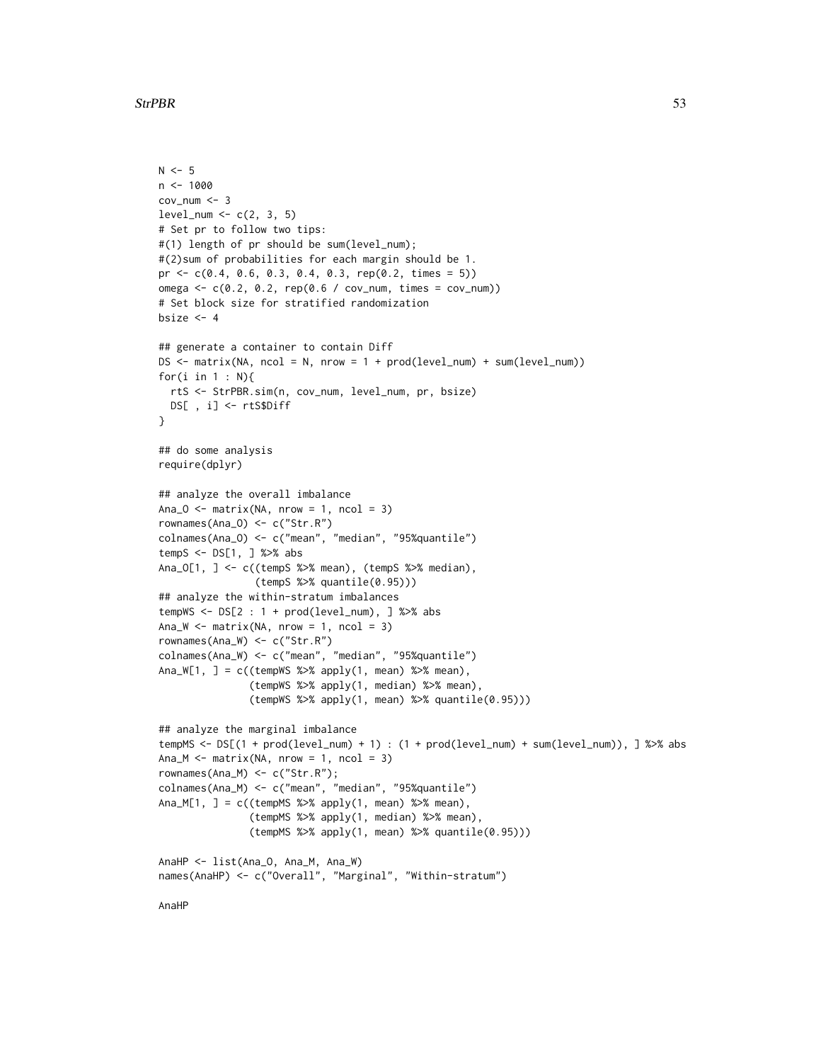```
N <- 5
n <- 1000
cov_num <- 3
level_num <- c(2, 3, 5)
# Set pr to follow two tips:
#(1) length of pr should be sum(level_num);
#(2)sum of probabilities for each margin should be 1.
pr <- c(0.4, 0.6, 0.3, 0.4, 0.3, rep(0.2, times = 5))
omega <- c(0.2, 0.2, rep(0.6 / cov_num, times = cov_num))
# Set block size for stratified randomization
bsize <- 4

## generate a container to contain Diff
DS <- matrix(NA, ncol = N, nrow = 1 + prod(level_num) + sum(level_num))
for(i in 1 : N){
  rtS <- StrPBR.sim(n, cov_num, level_num, pr, bsize)
  DS[ , i] <- rtS$Diff
}

## do some analysis
require(dplyr)

## analyze the overall imbalance
Ana_O <- matrix(NA, nrow = 1, ncol = 3)
rownames(Ana_O) <- c("Str.R")
colnames(Ana_O) <- c("mean", "median", "95%quantile")
tempS <- DS[1, ] %>% abs
Ana_O[1, ] <- c((tempS %>% mean), (tempS %>% median),
                (tempS %>% quantile(0.95)))
## analyze the within-stratum imbalances
tempWS <- DS[2 : 1 + prod(level_num), ] %>% abs
Ana_W <- matrix(NA, nrow = 1, ncol = 3)
rownames(Ana_W) <- c("Str.R")
colnames(Ana_W) <- c("mean", "median", "95%quantile")
Ana_W[1, ] = c((tempWS %>% apply(1, mean) %>% mean),
               (tempWS %>% apply(1, median) %>% mean),
               (tempWS %>% apply(1, mean) %>% quantile(0.95)))

## analyze the marginal imbalance
tempMS <- DS[(1 + prod(level_num) + 1) : (1 + prod(level_num) + sum(level_num)), ] %>% abs
Ana_M <- matrix(NA, nrow = 1, ncol = 3)
rownames(Ana_M) <- c("Str.R");
colnames(Ana_M) <- c("mean", "median", "95%quantile")
Ana_M[1, ] = c((tempMS %>% apply(1, mean) %>% mean),
               (tempMS %>% apply(1, median) %>% mean),
               (tempMS %>% apply(1, mean) %>% quantile(0.95)))

AnaHP <- list(Ana_O, Ana_M, Ana_W)
names(AnaHP) <- c("Overall", "Marginal", "Within-stratum")

AnaHP
```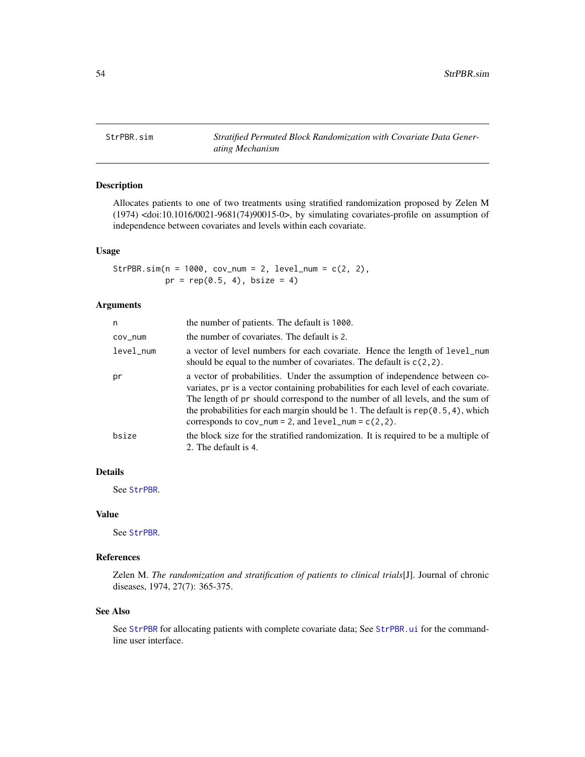`StrPBR.sim` *Stratified Permuted Block Randomization with Covariate Data Generating Mechanism*

## Description

Allocates patients to one of two treatments using stratified randomization proposed by Zelen M (1974) <doi:10.1016/0021-9681(74)90015-0>, by simulating covariates-profile on assumption of independence between covariates and levels within each covariate.

## Usage

```
StrPBR.sim(n = 1000, cov_num = 2, level_num = c(2, 2),
           pr = rep(0.5, 4), bsize = 4)
```

## Arguments

| | |
|---|---|
| `n` | the number of patients. The default is `1000`. |
| `cov_num` | the number of covariates. The default is `2`. |
| `level_num` | a vector of level numbers for each covariate. Hence the length of `level_num` should be equal to the number of covariates. The default is `c(2,2)`. |
| `pr` | a vector of probabilities. Under the assumption of independence between covariates, `pr` is a vector containing probabilities for each level of each covariate. The length of `pr` should correspond to the number of all levels, and the sum of the probabilities for each margin should be `1`. The default is `rep(0.5,4)`, which corresponds to `cov_num = 2`, and `level_num = c(2,2)`. |
| `bsize` | the block size for the stratified randomization. It is required to be a multiple of 2. The default is `4`. |

## Details

See `StrPBR`.

## Value

See `StrPBR`.

## References

Zelen M. *The randomization and stratification of patients to clinical trials*[J]. Journal of chronic diseases, 1974, 27(7): 365-375.

## See Also

See `StrPBR` for allocating patients with complete covariate data; See `StrPBR.ui` for the command-line user interface.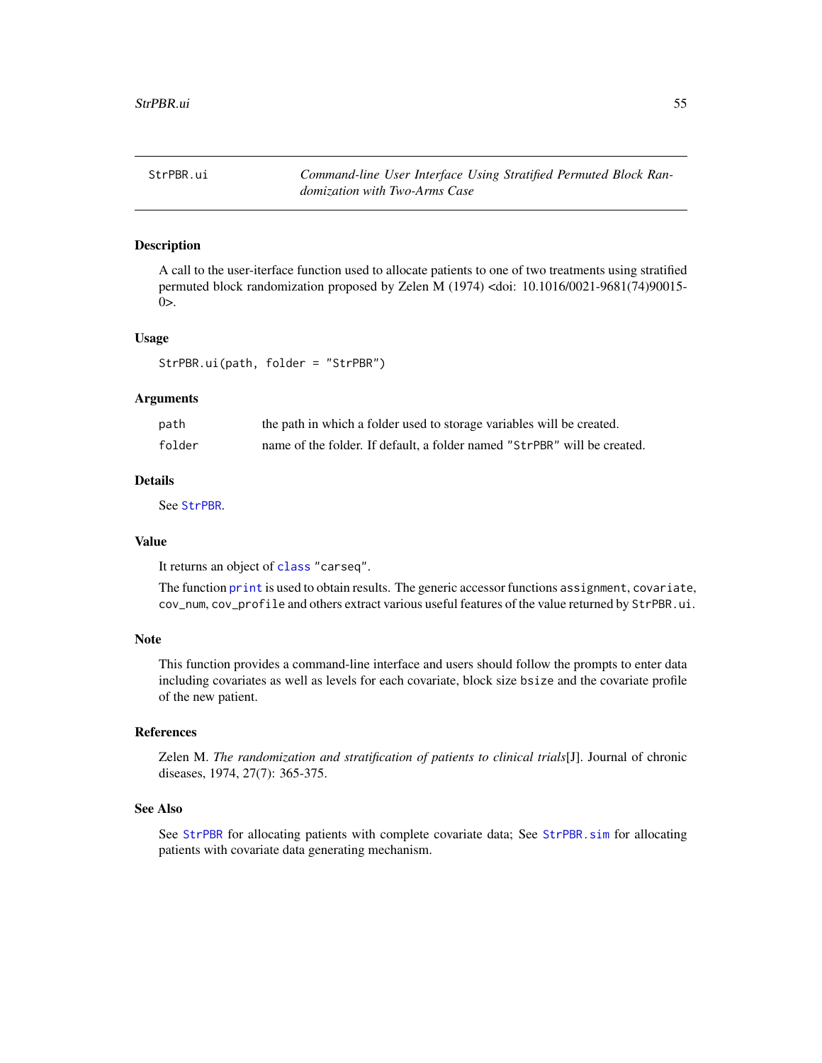StrPBR.ui    *Command-line User Interface Using Stratified Permuted Block Randomization with Two-Arms Case*

## Description

A call to the user-iterface function used to allocate patients to one of two treatments using stratified permuted block randomization proposed by Zelen M (1974) <doi: 10.1016/0021-9681(74)90015-0>.

## Usage

```
StrPBR.ui(path, folder = "StrPBR")
```

## Arguments

| | |
|---|---|
| `path` | the path in which a folder used to storage variables will be created. |
| `folder` | name of the folder. If default, a folder named `"StrPBR"` will be created. |

## Details

See `StrPBR`.

## Value

It returns an object of `class` `"carseq"`.

The function `print` is used to obtain results. The generic accessor functions `assignment`, `covariate`, `cov_num`, `cov_profile` and others extract various useful features of the value returned by `StrPBR.ui`.

## Note

This function provides a command-line interface and users should follow the prompts to enter data including covariates as well as levels for each covariate, block size `bsize` and the covariate profile of the new patient.

## References

Zelen M. *The randomization and stratification of patients to clinical trials*[J]. Journal of chronic diseases, 1974, 27(7): 365-375.

## See Also

See `StrPBR` for allocating patients with complete covariate data; See `StrPBR.sim` for allocating patients with covariate data generating mechanism.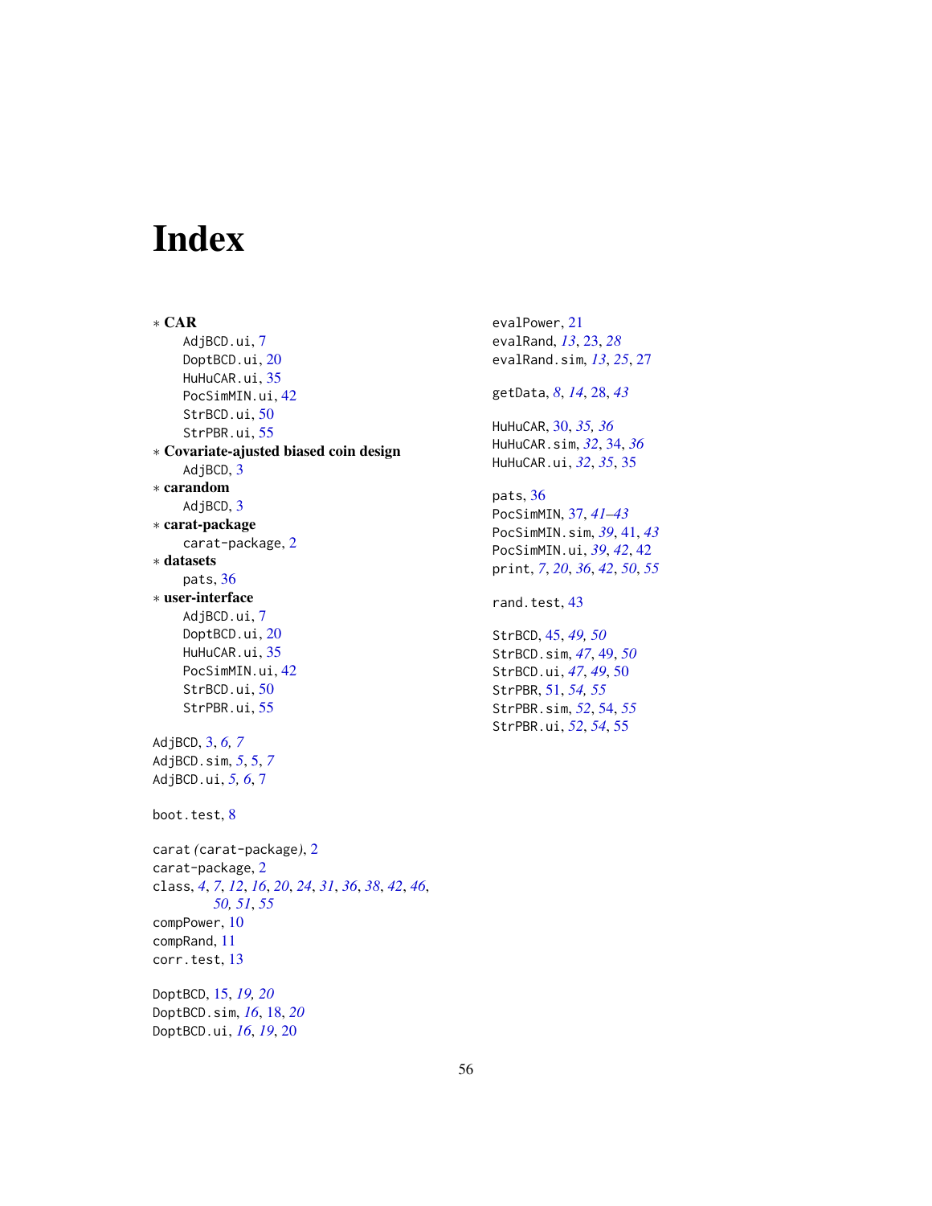# Index

∗ **CAR**
  AdjBCD.ui, 7
  DoptBCD.ui, 20
  HuHuCAR.ui, 35
  PocSimMIN.ui, 42
  StrBCD.ui, 50
  StrPBR.ui, 55
∗ **Covariate-ajusted biased coin design**
  AdjBCD, 3
∗ **carandom**
  AdjBCD, 3
∗ **carat-package**
  carat-package, 2
∗ **datasets**
  pats, 36
∗ **user-interface**
  AdjBCD.ui, 7
  DoptBCD.ui, 20
  HuHuCAR.ui, 35
  PocSimMIN.ui, 42
  StrBCD.ui, 50
  StrPBR.ui, 55

AdjBCD, 3, *6, 7*
AdjBCD.sim, *5*, 5, *7*
AdjBCD.ui, *5, 6*, 7

boot.test, 8

carat *(carat-package)*, 2
carat-package, 2
class, *4*, *7*, *12*, *16*, *20*, *24*, *31*, *36*, *38*, *42*, *46*, *50*, *51*, *55*
compPower, 10
compRand, 11
corr.test, 13

DoptBCD, 15, *19, 20*
DoptBCD.sim, *16*, 18, *20*
DoptBCD.ui, *16*, *19*, 20

evalPower, 21
evalRand, *13*, 23, *28*
evalRand.sim, *13*, *25*, 27

getData, *8*, *14*, 28, *43*

HuHuCAR, 30, *35, 36*
HuHuCAR.sim, *32*, 34, *36*
HuHuCAR.ui, *32*, *35*, 35

pats, 36
PocSimMIN, 37, *41–43*
PocSimMIN.sim, *39*, 41, *43*
PocSimMIN.ui, *39*, *42*, 42
print, *7*, *20*, *36*, *42*, *50*, *55*

rand.test, 43

StrBCD, 45, *49, 50*
StrBCD.sim, *47*, 49, *50*
StrBCD.ui, *47*, *49*, 50
StrPBR, 51, *54, 55*
StrPBR.sim, *52*, 54, *55*
StrPBR.ui, *52*, *54*, 55